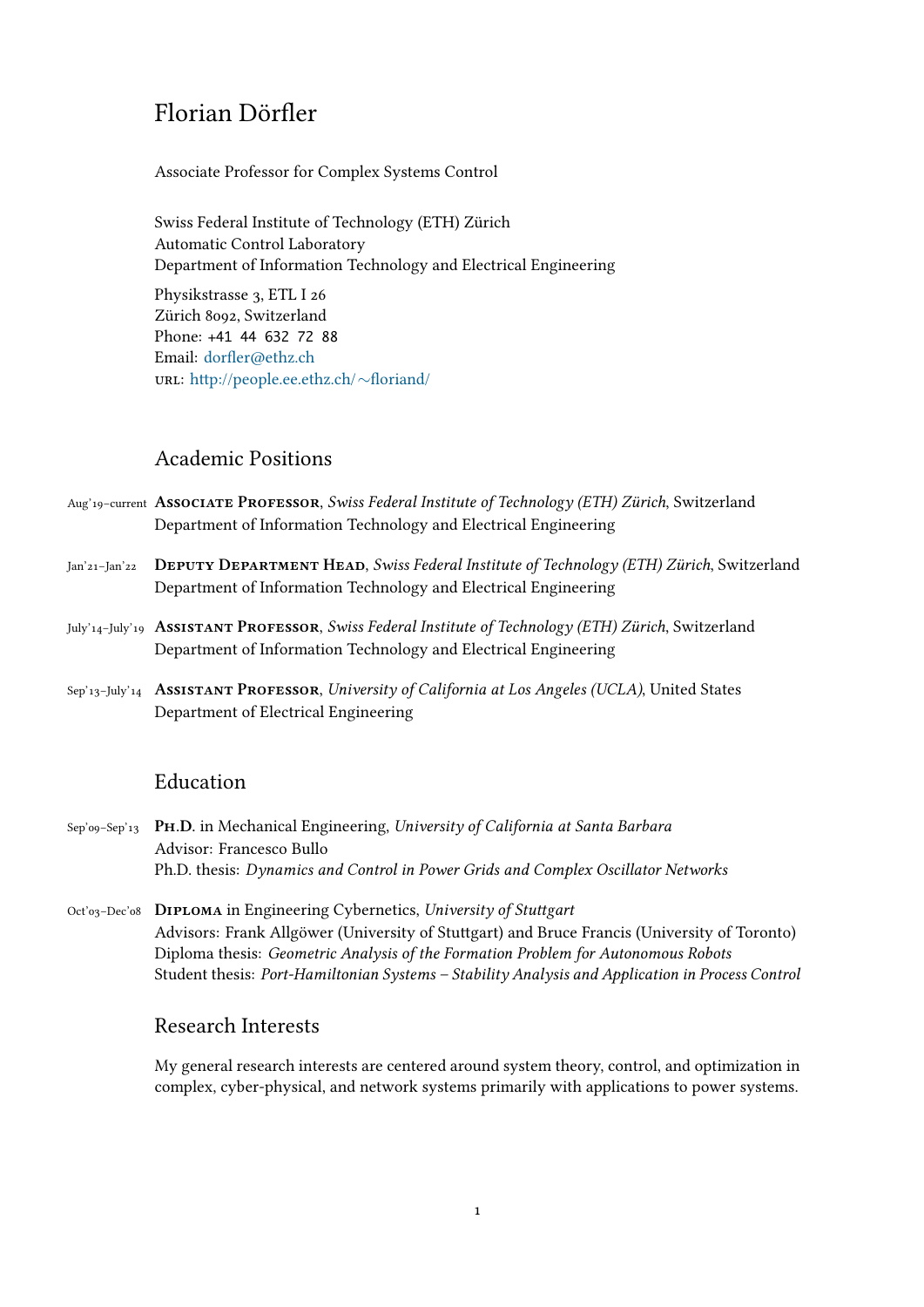# Florian Dörfler

Associate Professor for Complex Systems Control

Swiss Federal Institute of Technology (ETH) Zürich
Automatic Control Laboratory
Department of Information Technology and Electrical Engineering

Physikstrasse 3, ETL I 26
Zürich 8092, Switzerland
Phone: +41 44 632 72 88
Email: dorfler@ethz.ch
URL: http://people.ee.ethz.ch/~floriand/

## Academic Positions

Aug'19–current **Associate Professor**, *Swiss Federal Institute of Technology (ETH) Zürich*, Switzerland
Department of Information Technology and Electrical Engineering

Jan'21–Jan'22 **Deputy Department Head**, *Swiss Federal Institute of Technology (ETH) Zürich*, Switzerland
Department of Information Technology and Electrical Engineering

July'14–July'19 **Assistant Professor**, *Swiss Federal Institute of Technology (ETH) Zürich*, Switzerland
Department of Information Technology and Electrical Engineering

Sep'13–July'14 **Assistant Professor**, *University of California at Los Angeles (UCLA)*, United States
Department of Electrical Engineering

## Education

Sep'09–Sep'13 **Ph.D.** in Mechanical Engineering, *University of California at Santa Barbara*
Advisor: Francesco Bullo
Ph.D. thesis: *Dynamics and Control in Power Grids and Complex Oscillator Networks*

Oct'03–Dec'08 **Diploma** in Engineering Cybernetics, *University of Stuttgart*
Advisors: Frank Allgöwer (University of Stuttgart) and Bruce Francis (University of Toronto)
Diploma thesis: *Geometric Analysis of the Formation Problem for Autonomous Robots*
Student thesis: *Port-Hamiltonian Systems – Stability Analysis and Application in Process Control*

## Research Interests

My general research interests are centered around system theory, control, and optimization in complex, cyber-physical, and network systems primarily with applications to power systems.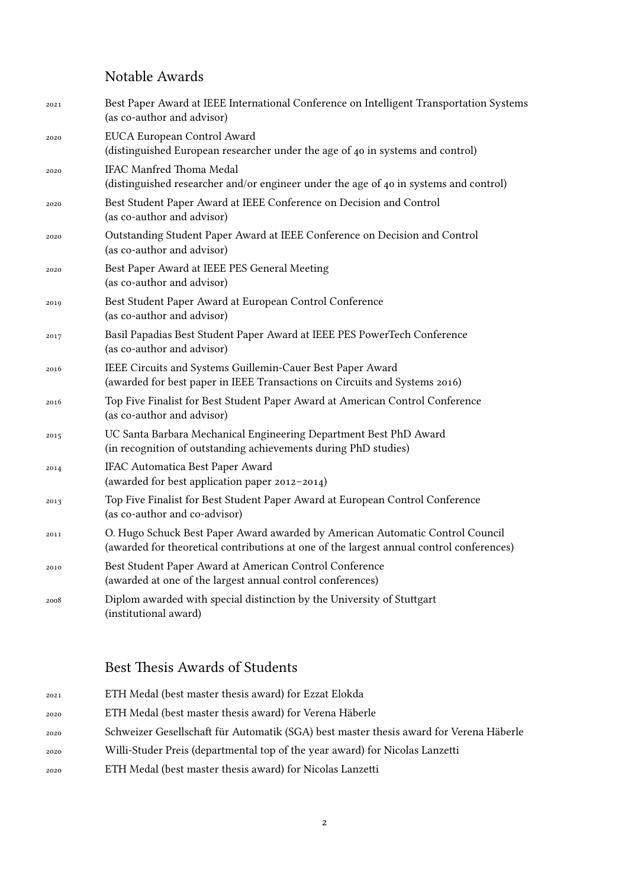## Notable Awards

2021 Best Paper Award at IEEE International Conference on Intelligent Transportation Systems
(as co-author and advisor)

2020 EUCA European Control Award
(distinguished European researcher under the age of 40 in systems and control)

2020 IFAC Manfred Thoma Medal
(distinguished researcher and/or engineer under the age of 40 in systems and control)

2020 Best Student Paper Award at IEEE Conference on Decision and Control
(as co-author and advisor)

2020 Outstanding Student Paper Award at IEEE Conference on Decision and Control
(as co-author and advisor)

2020 Best Paper Award at IEEE PES General Meeting
(as co-author and advisor)

2019 Best Student Paper Award at European Control Conference
(as co-author and advisor)

2017 Basil Papadias Best Student Paper Award at IEEE PES PowerTech Conference
(as co-author and advisor)

2016 IEEE Circuits and Systems Guillemin-Cauer Best Paper Award
(awarded for best paper in IEEE Transactions on Circuits and Systems 2016)

2016 Top Five Finalist for Best Student Paper Award at American Control Conference
(as co-author and advisor)

2015 UC Santa Barbara Mechanical Engineering Department Best PhD Award
(in recognition of outstanding achievements during PhD studies)

2014 IFAC Automatica Best Paper Award
(awarded for best application paper 2012–2014)

2013 Top Five Finalist for Best Student Paper Award at European Control Conference
(as co-author and co-advisor)

2011 O. Hugo Schuck Best Paper Award awarded by American Automatic Control Council
(awarded for theoretical contributions at one of the largest annual control conferences)

2010 Best Student Paper Award at American Control Conference
(awarded at one of the largest annual control conferences)

2008 Diplom awarded with special distinction by the University of Stuttgart
(institutional award)

## Best Thesis Awards of Students

2021 ETH Medal (best master thesis award) for Ezzat Elokda

2020 ETH Medal (best master thesis award) for Verena Häberle

2020 Schweizer Gesellschaft für Automatik (SGA) best master thesis award for Verena Häberle

2020 Willi-Studer Preis (departmental top of the year award) for Nicolas Lanzetti

2020 ETH Medal (best master thesis award) for Nicolas Lanzetti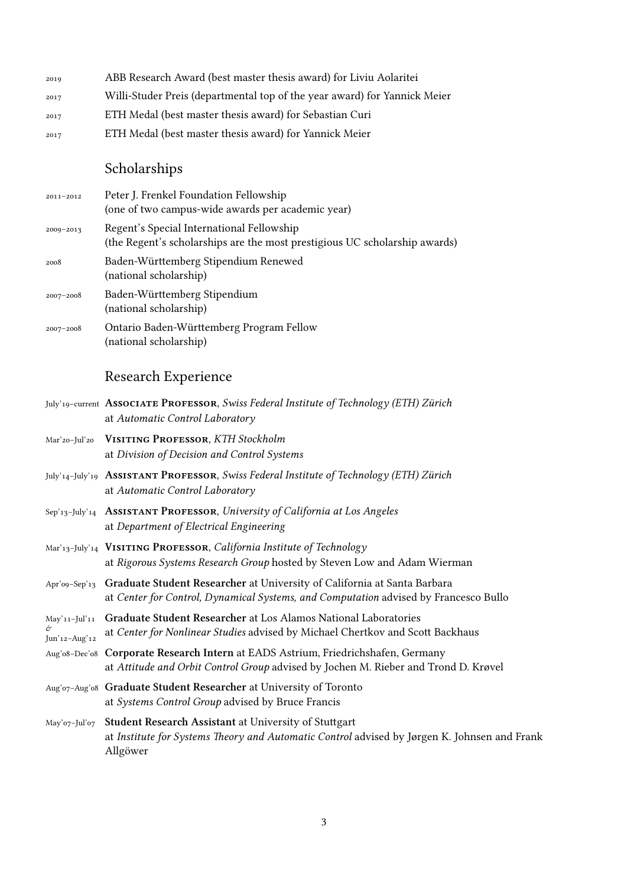2019 ABB Research Award (best master thesis award) for Liviu Aolaritei

2017 Willi-Studer Preis (departmental top of the year award) for Yannick Meier

2017 ETH Medal (best master thesis award) for Sebastian Curi

2017 ETH Medal (best master thesis award) for Yannick Meier

## Scholarships

2011–2012 Peter J. Frenkel Foundation Fellowship
(one of two campus-wide awards per academic year)

2009–2013 Regent's Special International Fellowship
(the Regent's scholarships are the most prestigious UC scholarship awards)

2008 Baden-Württemberg Stipendium Renewed
(national scholarship)

2007–2008 Baden-Württemberg Stipendium
(national scholarship)

2007–2008 Ontario Baden-Württemberg Program Fellow
(national scholarship)

## Research Experience

July'19–current **Associate Professor**, *Swiss Federal Institute of Technology (ETH) Zürich*
at *Automatic Control Laboratory*

Mar'20–Jul'20 **Visiting Professor**, *KTH Stockholm*
at *Division of Decision and Control Systems*

July'14–July'19 **Assistant Professor**, *Swiss Federal Institute of Technology (ETH) Zürich*
at *Automatic Control Laboratory*

Sep'13–July'14 **Assistant Professor**, *University of California at Los Angeles*
at *Department of Electrical Engineering*

Mar'13–July'14 **Visiting Professor**, *California Institute of Technology*
at *Rigorous Systems Research Group* hosted by Steven Low and Adam Wierman

Apr'09–Sep'13 **Graduate Student Researcher** at University of California at Santa Barbara
at *Center for Control, Dynamical Systems, and Computation* advised by Francesco Bullo

May'11–Jul'11 & Jun'12–Aug'12 **Graduate Student Researcher** at Los Alamos National Laboratories
at *Center for Nonlinear Studies* advised by Michael Chertkov and Scott Backhaus

Aug'08–Dec'08 **Corporate Research Intern** at EADS Astrium, Friedrichshafen, Germany
at *Attitude and Orbit Control Group* advised by Jochen M. Rieber and Trond D. Krøvel

Aug'07–Aug'08 **Graduate Student Researcher** at University of Toronto
at *Systems Control Group* advised by Bruce Francis

May'07–Jul'07 **Student Research Assistant** at University of Stuttgart
at *Institute for Systems Theory and Automatic Control* advised by Jørgen K. Johnsen and Frank Allgöwer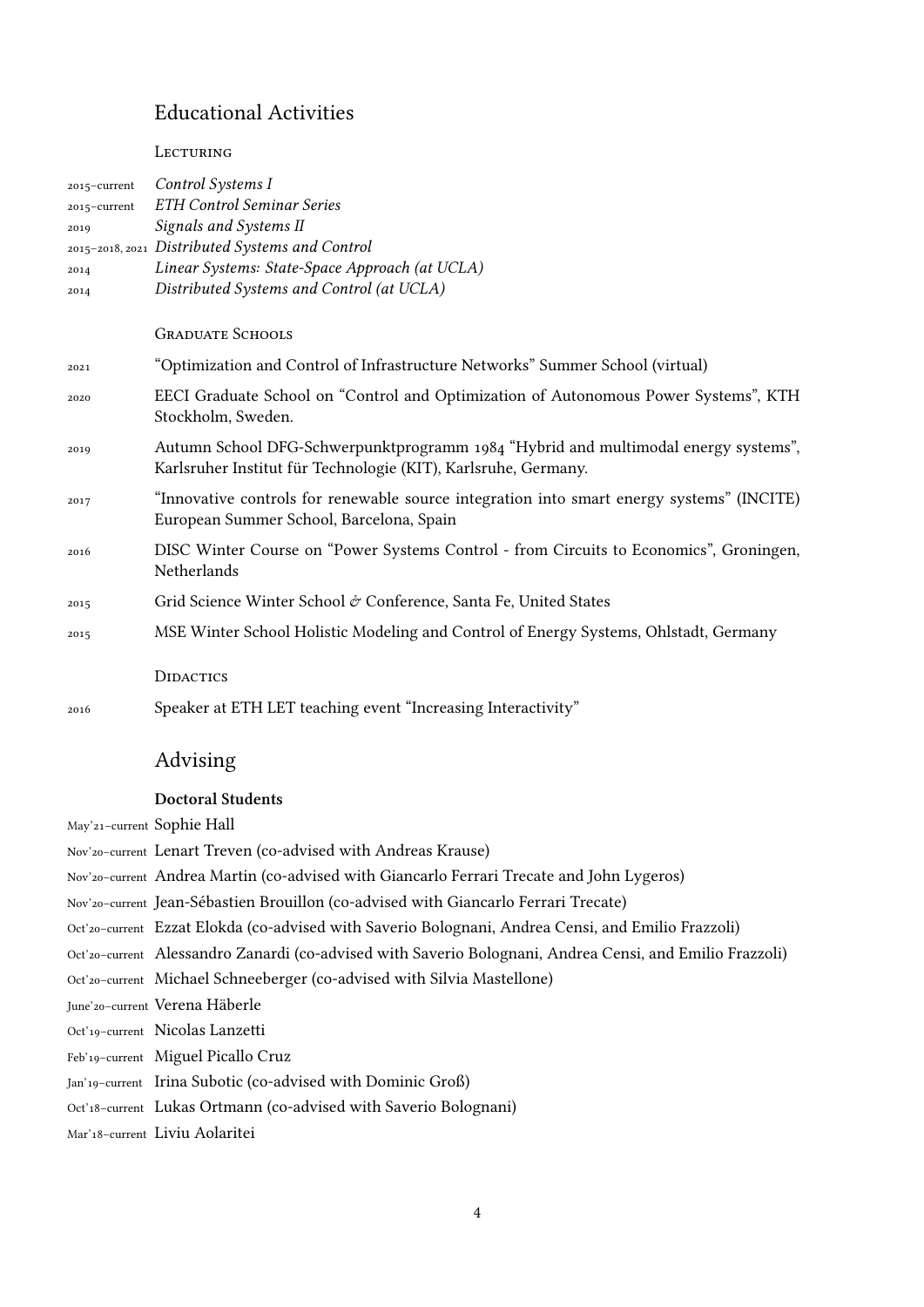## Educational Activities

### Lecturing

2015–current *Control Systems I*
2015–current *ETH Control Seminar Series*
2019 *Signals and Systems II*
2015–2018, 2021 *Distributed Systems and Control*
2014 *Linear Systems: State-Space Approach (at UCLA)*
2014 *Distributed Systems and Control (at UCLA)*

### Graduate Schools

2021 "Optimization and Control of Infrastructure Networks" Summer School (virtual)

2020 EECI Graduate School on "Control and Optimization of Autonomous Power Systems", KTH Stockholm, Sweden.

2019 Autumn School DFG-Schwerpunktprogramm 1984 "Hybrid and multimodal energy systems", Karlsruher Institut für Technologie (KIT), Karlsruhe, Germany.

2017 "Innovative controls for renewable source integration into smart energy systems" (INCITE) European Summer School, Barcelona, Spain

2016 DISC Winter Course on "Power Systems Control - from Circuits to Economics", Groningen, Netherlands

2015 Grid Science Winter School & Conference, Santa Fe, United States

2015 MSE Winter School Holistic Modeling and Control of Energy Systems, Ohlstadt, Germany

### Didactics

2016 Speaker at ETH LET teaching event "Increasing Interactivity"

## Advising

**Doctoral Students**

May'21–current Sophie Hall
Nov'20–current Lenart Treven (co-advised with Andreas Krause)
Nov'20–current Andrea Martin (co-advised with Giancarlo Ferrari Trecate and John Lygeros)
Nov'20–current Jean-Sébastien Brouillon (co-advised with Giancarlo Ferrari Trecate)
Oct'20–current Ezzat Elokda (co-advised with Saverio Bolognani, Andrea Censi, and Emilio Frazzoli)
Oct'20–current Alessandro Zanardi (co-advised with Saverio Bolognani, Andrea Censi, and Emilio Frazzoli)
Oct'20–current Michael Schneeberger (co-advised with Silvia Mastellone)
June'20–current Verena Häberle
Oct'19–current Nicolas Lanzetti
Feb'19–current Miguel Picallo Cruz
Jan'19–current Irina Subotic (co-advised with Dominic Groß)
Oct'18–current Lukas Ortmann (co-advised with Saverio Bolognani)
Mar'18–current Liviu Aolaritei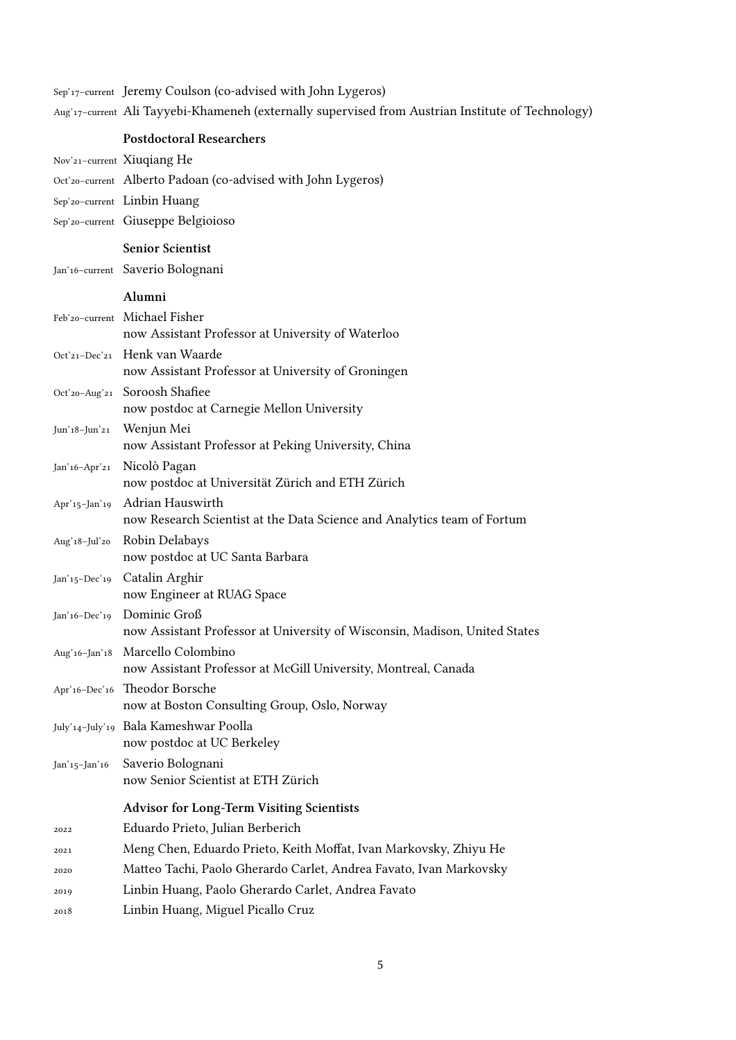Sep'17–current Jeremy Coulson (co-advised with John Lygeros)

Aug'17–current Ali Tayyebi-Khameneh (externally supervised from Austrian Institute of Technology)

**Postdoctoral Researchers**

Nov'21–current Xiuqiang He

Oct'20–current Alberto Padoan (co-advised with John Lygeros)

Sep'20–current Linbin Huang

Sep'20–current Giuseppe Belgioioso

**Senior Scientist**

Jan'16–current Saverio Bolognani

**Alumni**

Feb'20–current Michael Fisher
now Assistant Professor at University of Waterloo

Oct'21–Dec'21 Henk van Waarde
now Assistant Professor at University of Groningen

Oct'20–Aug'21 Soroosh Shafiee
now postdoc at Carnegie Mellon University

Jun'18–Jun'21 Wenjun Mei
now Assistant Professor at Peking University, China

Jan'16–Apr'21 Nicolò Pagan
now postdoc at Universität Zürich and ETH Zürich

Apr'15–Jan'19 Adrian Hauswirth
now Research Scientist at the Data Science and Analytics team of Fortum

Aug'18–Jul'20 Robin Delabays
now postdoc at UC Santa Barbara

Jan'15–Dec'19 Catalin Arghir
now Engineer at RUAG Space

Jan'16–Dec'19 Dominic Groß
now Assistant Professor at University of Wisconsin, Madison, United States

Aug'16–Jan'18 Marcello Colombino
now Assistant Professor at McGill University, Montreal, Canada

Apr'16–Dec'16 Theodor Borsche
now at Boston Consulting Group, Oslo, Norway

July'14–July'19 Bala Kameshwar Poolla
now postdoc at UC Berkeley

Jan'15–Jan'16 Saverio Bolognani
now Senior Scientist at ETH Zürich

**Advisor for Long-Term Visiting Scientists**

2022 Eduardo Prieto, Julian Berberich

2021 Meng Chen, Eduardo Prieto, Keith Moffat, Ivan Markovsky, Zhiyu He

2020 Matteo Tachi, Paolo Gherardo Carlet, Andrea Favato, Ivan Markovsky

2019 Linbin Huang, Paolo Gherardo Carlet, Andrea Favato

2018 Linbin Huang, Miguel Picallo Cruz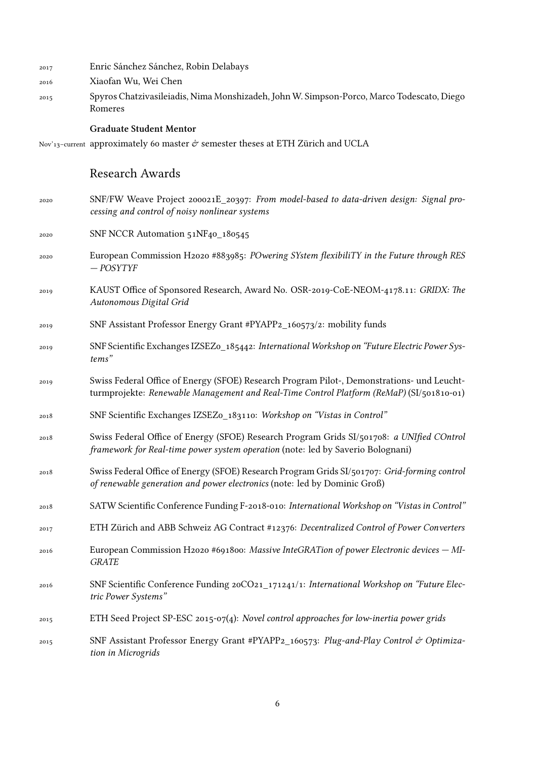2017 Enric Sánchez Sánchez, Robin Delabays

2016 Xiaofan Wu, Wei Chen

2015 Spyros Chatzivasileiadis, Nima Monshizadeh, John W. Simpson-Porco, Marco Todescato, Diego Romeres

**Graduate Student Mentor**

Nov'13–current approximately 60 master & semester theses at ETH Zürich and UCLA

## Research Awards

2020 SNF/FW Weave Project 200021E_20397: *From model-based to data-driven design: Signal processing and control of noisy nonlinear systems*

2020 SNF NCCR Automation 51NF40_180545

2020 European Commission H2020 #883985: *POwering SYstem flexibiliTY in the Future through RES — POSYTYF*

2019 KAUST Office of Sponsored Research, Award No. OSR-2019-CoE-NEOM-4178.11: *GRIDX: The Autonomous Digital Grid*

2019 SNF Assistant Professor Energy Grant #PYAPP2_160573/2: mobility funds

2019 SNF Scientific Exchanges IZSEZ0_185442: *International Workshop on "Future Electric Power Systems"*

2019 Swiss Federal Office of Energy (SFOE) Research Program Pilot-, Demonstrations- und Leuchtturmprojekte: *Renewable Management and Real-Time Control Platform (ReMaP)* (SI/501810-01)

2018 SNF Scientific Exchanges IZSEZ0_183110: *Workshop on "Vistas in Control"*

2018 Swiss Federal Office of Energy (SFOE) Research Program Grids SI/501708: *a UNIfied COntrol framework for Real-time power system operation* (note: led by Saverio Bolognani)

2018 Swiss Federal Office of Energy (SFOE) Research Program Grids SI/501707: *Grid-forming control of renewable generation and power electronics* (note: led by Dominic Groß)

2018 SATW Scientific Conference Funding F-2018-010: *International Workshop on "Vistas in Control"*

2017 ETH Zürich and ABB Schweiz AG Contract #12376: *Decentralized Control of Power Converters*

2016 European Commission H2020 #691800: *Massive InteGRATion of power Electronic devices — MIGRATE*

2016 SNF Scientific Conference Funding 20CO21_171241/1: *International Workshop on "Future Electric Power Systems"*

2015 ETH Seed Project SP-ESC 2015-07(4): *Novel control approaches for low-inertia power grids*

2015 SNF Assistant Professor Energy Grant #PYAPP2_160573: *Plug-and-Play Control & Optimization in Microgrids*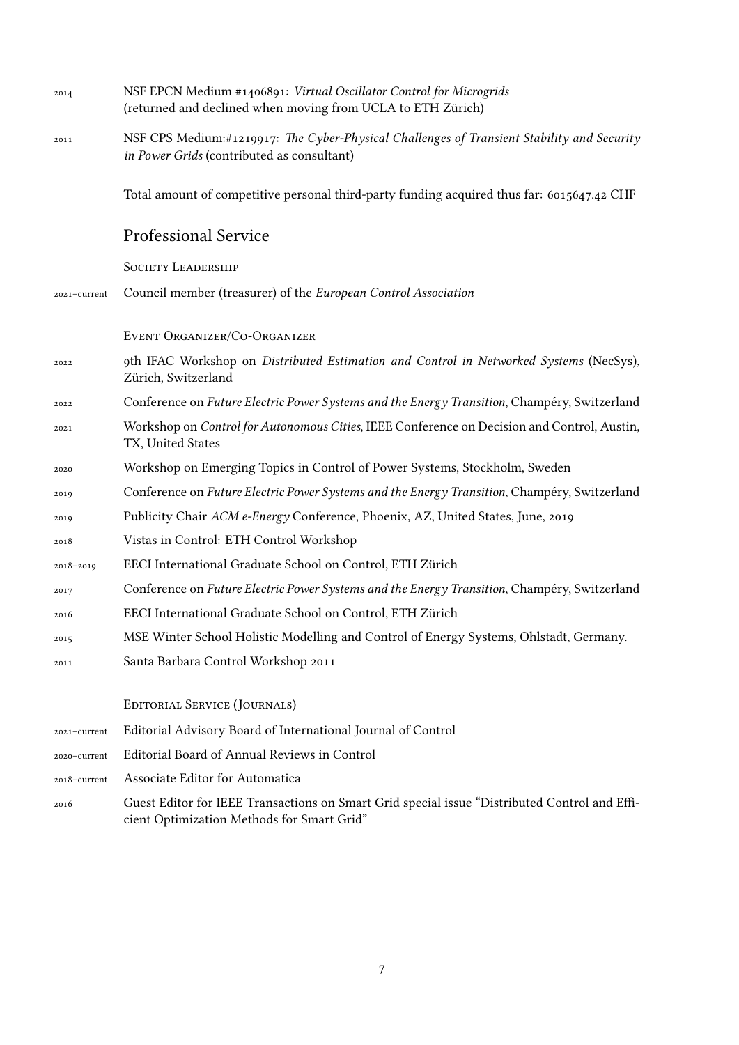2014 NSF EPCN Medium #1406891: *Virtual Oscillator Control for Microgrids* (returned and declined when moving from UCLA to ETH Zürich)

2011 NSF CPS Medium:#1219917: *The Cyber-Physical Challenges of Transient Stability and Security in Power Grids* (contributed as consultant)

Total amount of competitive personal third-party funding acquired thus far: 6015647.42 CHF

## Professional Service

### Society Leadership

2021–current Council member (treasurer) of the *European Control Association*

### Event Organizer/Co-Organizer

2022 9th IFAC Workshop on *Distributed Estimation and Control in Networked Systems* (NecSys), Zürich, Switzerland

2022 Conference on *Future Electric Power Systems and the Energy Transition*, Champéry, Switzerland

2021 Workshop on *Control for Autonomous Cities*, IEEE Conference on Decision and Control, Austin, TX, United States

2020 Workshop on Emerging Topics in Control of Power Systems, Stockholm, Sweden

2019 Conference on *Future Electric Power Systems and the Energy Transition*, Champéry, Switzerland

2019 Publicity Chair *ACM e-Energy* Conference, Phoenix, AZ, United States, June, 2019

2018 Vistas in Control: ETH Control Workshop

2018–2019 EECI International Graduate School on Control, ETH Zürich

2017 Conference on *Future Electric Power Systems and the Energy Transition*, Champéry, Switzerland

2016 EECI International Graduate School on Control, ETH Zürich

2015 MSE Winter School Holistic Modelling and Control of Energy Systems, Ohlstadt, Germany.

2011 Santa Barbara Control Workshop 2011

### Editorial Service (Journals)

2021–current Editorial Advisory Board of International Journal of Control

2020–current Editorial Board of Annual Reviews in Control

2018–current Associate Editor for Automatica

2016 Guest Editor for IEEE Transactions on Smart Grid special issue "Distributed Control and Efficient Optimization Methods for Smart Grid"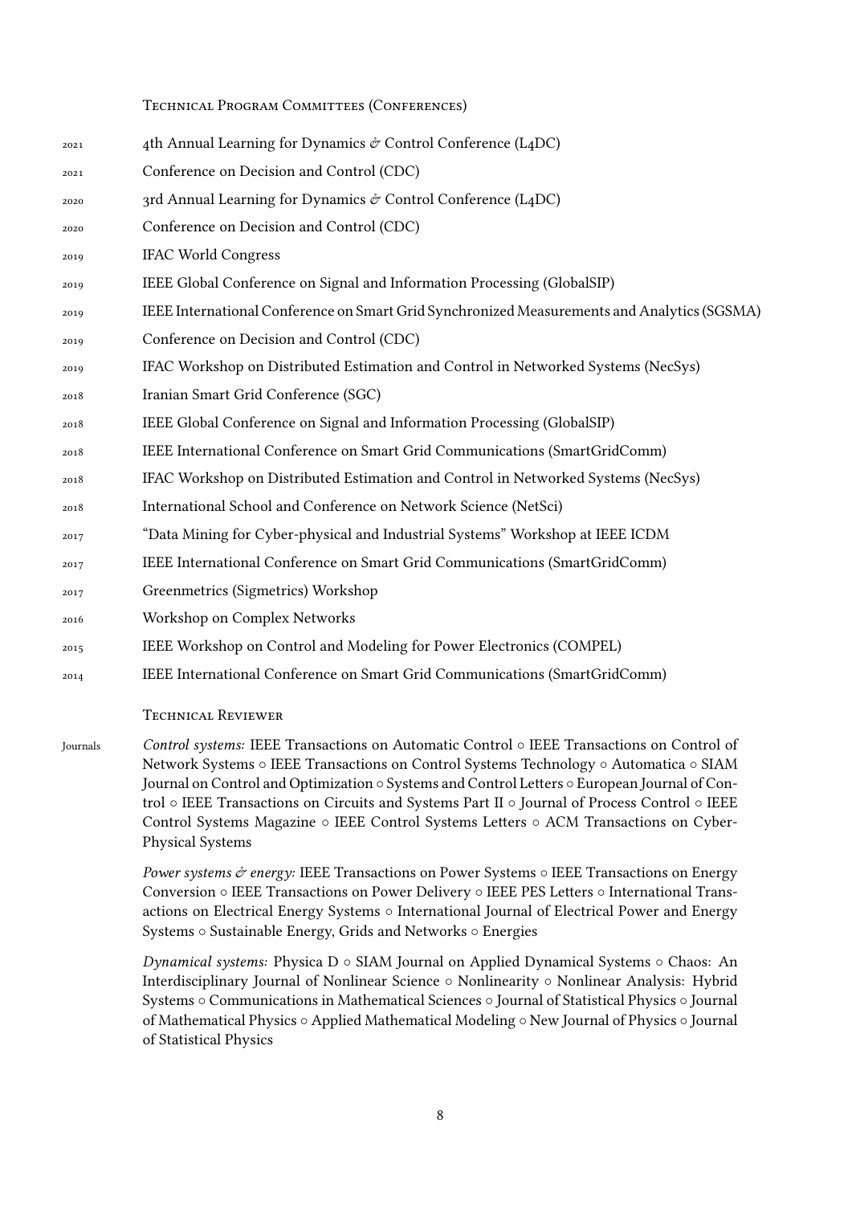### Technical Program Committees (Conferences)

| | |
|---|---|
| 2021 | 4th Annual Learning for Dynamics & Control Conference (L4DC) |
| 2021 | Conference on Decision and Control (CDC) |
| 2020 | 3rd Annual Learning for Dynamics & Control Conference (L4DC) |
| 2020 | Conference on Decision and Control (CDC) |
| 2019 | IFAC World Congress |
| 2019 | IEEE Global Conference on Signal and Information Processing (GlobalSIP) |
| 2019 | IEEE International Conference on Smart Grid Synchronized Measurements and Analytics (SGSMA) |
| 2019 | Conference on Decision and Control (CDC) |
| 2019 | IFAC Workshop on Distributed Estimation and Control in Networked Systems (NecSys) |
| 2018 | Iranian Smart Grid Conference (SGC) |
| 2018 | IEEE Global Conference on Signal and Information Processing (GlobalSIP) |
| 2018 | IEEE International Conference on Smart Grid Communications (SmartGridComm) |
| 2018 | IFAC Workshop on Distributed Estimation and Control in Networked Systems (NecSys) |
| 2018 | International School and Conference on Network Science (NetSci) |
| 2017 | "Data Mining for Cyber-physical and Industrial Systems" Workshop at IEEE ICDM |
| 2017 | IEEE International Conference on Smart Grid Communications (SmartGridComm) |
| 2017 | Greenmetrics (Sigmetrics) Workshop |
| 2016 | Workshop on Complex Networks |
| 2015 | IEEE Workshop on Control and Modeling for Power Electronics (COMPEL) |
| 2014 | IEEE International Conference on Smart Grid Communications (SmartGridComm) |

### Technical Reviewer

Journals

*Control systems:* IEEE Transactions on Automatic Control ○ IEEE Transactions on Control of Network Systems ○ IEEE Transactions on Control Systems Technology ○ Automatica ○ SIAM Journal on Control and Optimization ○ Systems and Control Letters ○ European Journal of Control ○ IEEE Transactions on Circuits and Systems Part II ○ Journal of Process Control ○ IEEE Control Systems Magazine ○ IEEE Control Systems Letters ○ ACM Transactions on Cyber-Physical Systems

*Power systems & energy:* IEEE Transactions on Power Systems ○ IEEE Transactions on Energy Conversion ○ IEEE Transactions on Power Delivery ○ IEEE PES Letters ○ International Transactions on Electrical Energy Systems ○ International Journal of Electrical Power and Energy Systems ○ Sustainable Energy, Grids and Networks ○ Energies

*Dynamical systems:* Physica D ○ SIAM Journal on Applied Dynamical Systems ○ Chaos: An Interdisciplinary Journal of Nonlinear Science ○ Nonlinearity ○ Nonlinear Analysis: Hybrid Systems ○ Communications in Mathematical Sciences ○ Journal of Statistical Physics ○ Journal of Mathematical Physics ○ Applied Mathematical Modeling ○ New Journal of Physics ○ Journal of Statistical Physics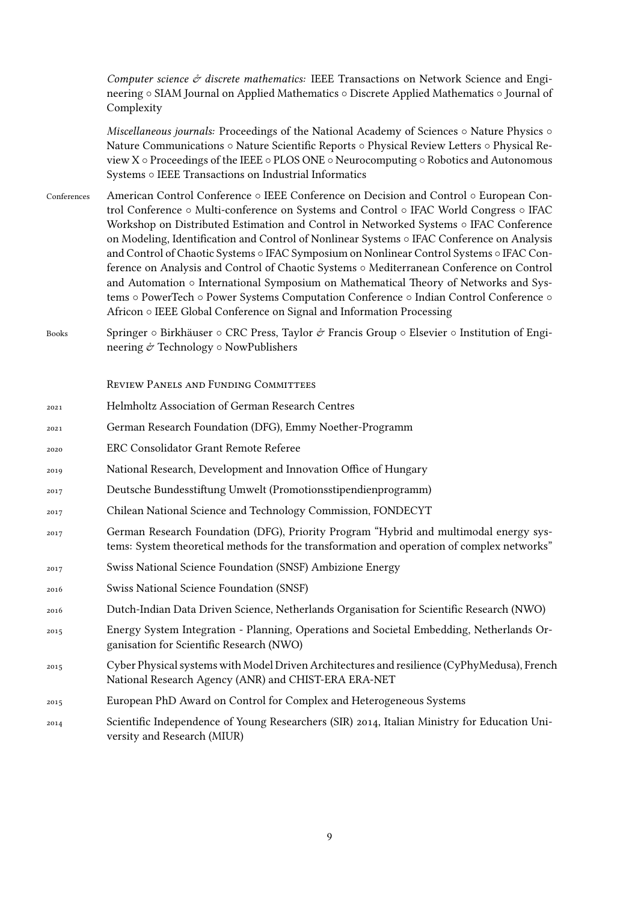*Computer science & discrete mathematics:* IEEE Transactions on Network Science and Engineering ○ SIAM Journal on Applied Mathematics ○ Discrete Applied Mathematics ○ Journal of Complexity

*Miscellaneous journals:* Proceedings of the National Academy of Sciences ○ Nature Physics ○ Nature Communications ○ Nature Scientific Reports ○ Physical Review Letters ○ Physical Review X ○ Proceedings of the IEEE ○ PLOS ONE ○ Neurocomputing ○ Robotics and Autonomous Systems ○ IEEE Transactions on Industrial Informatics

Conferences — American Control Conference ○ IEEE Conference on Decision and Control ○ European Control Conference ○ Multi-conference on Systems and Control ○ IFAC World Congress ○ IFAC Workshop on Distributed Estimation and Control in Networked Systems ○ IFAC Conference on Modeling, Identification and Control of Nonlinear Systems ○ IFAC Conference on Analysis and Control of Chaotic Systems ○ IFAC Symposium on Nonlinear Control Systems ○ IFAC Conference on Analysis and Control of Chaotic Systems ○ Mediterranean Conference on Control and Automation ○ International Symposium on Mathematical Theory of Networks and Systems ○ PowerTech ○ Power Systems Computation Conference ○ Indian Control Conference ○ Africon ○ IEEE Global Conference on Signal and Information Processing

Books — Springer ○ Birkhäuser ○ CRC Press, Taylor & Francis Group ○ Elsevier ○ Institution of Engineering & Technology ○ NowPublishers

## Review Panels and Funding Committees

- 2021 — Helmholtz Association of German Research Centres
- 2021 — German Research Foundation (DFG), Emmy Noether-Programm
- 2020 — ERC Consolidator Grant Remote Referee
- 2019 — National Research, Development and Innovation Office of Hungary
- 2017 — Deutsche Bundesstiftung Umwelt (Promotionsstipendienprogramm)
- 2017 — Chilean National Science and Technology Commission, FONDECYT
- 2017 — German Research Foundation (DFG), Priority Program "Hybrid and multimodal energy systems: System theoretical methods for the transformation and operation of complex networks"
- 2017 — Swiss National Science Foundation (SNSF) Ambizione Energy
- 2016 — Swiss National Science Foundation (SNSF)
- 2016 — Dutch-Indian Data Driven Science, Netherlands Organisation for Scientific Research (NWO)
- 2015 — Energy System Integration - Planning, Operations and Societal Embedding, Netherlands Organisation for Scientific Research (NWO)
- 2015 — Cyber Physical systems with Model Driven Architectures and resilience (CyPhyMedusa), French National Research Agency (ANR) and CHIST-ERA ERA-NET
- 2015 — European PhD Award on Control for Complex and Heterogeneous Systems
- 2014 — Scientific Independence of Young Researchers (SIR) 2014, Italian Ministry for Education University and Research (MIUR)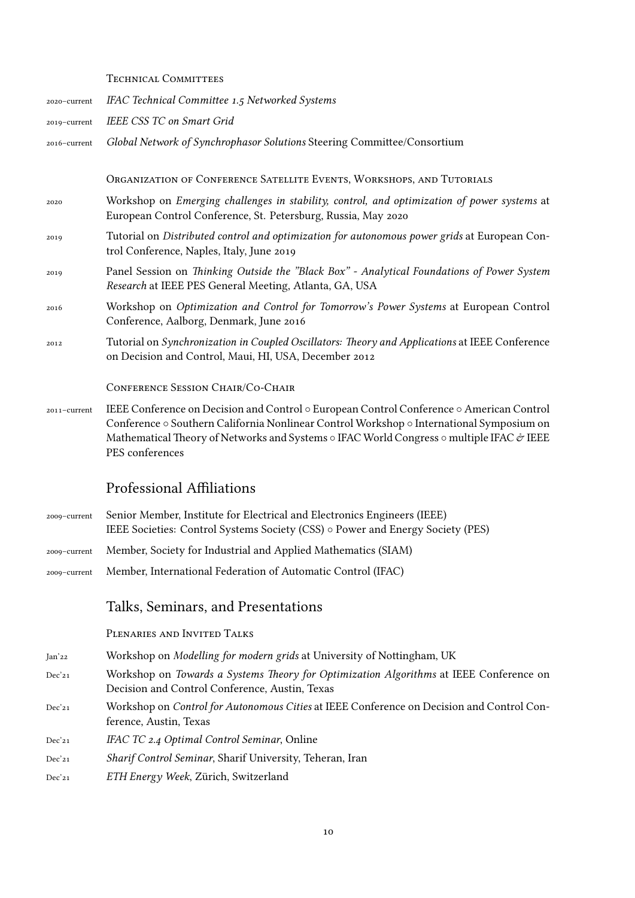Technical Committees

2020–current *IFAC Technical Committee 1.5 Networked Systems*

2019–current *IEEE CSS TC on Smart Grid*

2016–current *Global Network of Synchrophasor Solutions* Steering Committee/Consortium

Organization of Conference Satellite Events, Workshops, and Tutorials

2020 Workshop on *Emerging challenges in stability, control, and optimization of power systems* at European Control Conference, St. Petersburg, Russia, May 2020

2019 Tutorial on *Distributed control and optimization for autonomous power grids* at European Control Conference, Naples, Italy, June 2019

2019 Panel Session on *Thinking Outside the "Black Box" - Analytical Foundations of Power System Research* at IEEE PES General Meeting, Atlanta, GA, USA

2016 Workshop on *Optimization and Control for Tomorrow's Power Systems* at European Control Conference, Aalborg, Denmark, June 2016

2012 Tutorial on *Synchronization in Coupled Oscillators: Theory and Applications* at IEEE Conference on Decision and Control, Maui, HI, USA, December 2012

Conference Session Chair/Co-Chair

2011–current IEEE Conference on Decision and Control ○ European Control Conference ○ American Control Conference ○ Southern California Nonlinear Control Workshop ○ International Symposium on Mathematical Theory of Networks and Systems ○ IFAC World Congress ○ multiple IFAC & IEEE PES conferences

## Professional Affiliations

2009–current Senior Member, Institute for Electrical and Electronics Engineers (IEEE)
IEEE Societies: Control Systems Society (CSS) ○ Power and Energy Society (PES)

2009–current Member, Society for Industrial and Applied Mathematics (SIAM)

2009–current Member, International Federation of Automatic Control (IFAC)

## Talks, Seminars, and Presentations

Plenaries and Invited Talks

Jan'22 Workshop on *Modelling for modern grids* at University of Nottingham, UK

Dec'21 Workshop on *Towards a Systems Theory for Optimization Algorithms* at IEEE Conference on Decision and Control Conference, Austin, Texas

Dec'21 Workshop on *Control for Autonomous Cities* at IEEE Conference on Decision and Control Conference, Austin, Texas

Dec'21 *IFAC TC 2.4 Optimal Control Seminar*, Online

Dec'21 *Sharif Control Seminar*, Sharif University, Teheran, Iran

Dec'21 *ETH Energy Week*, Zürich, Switzerland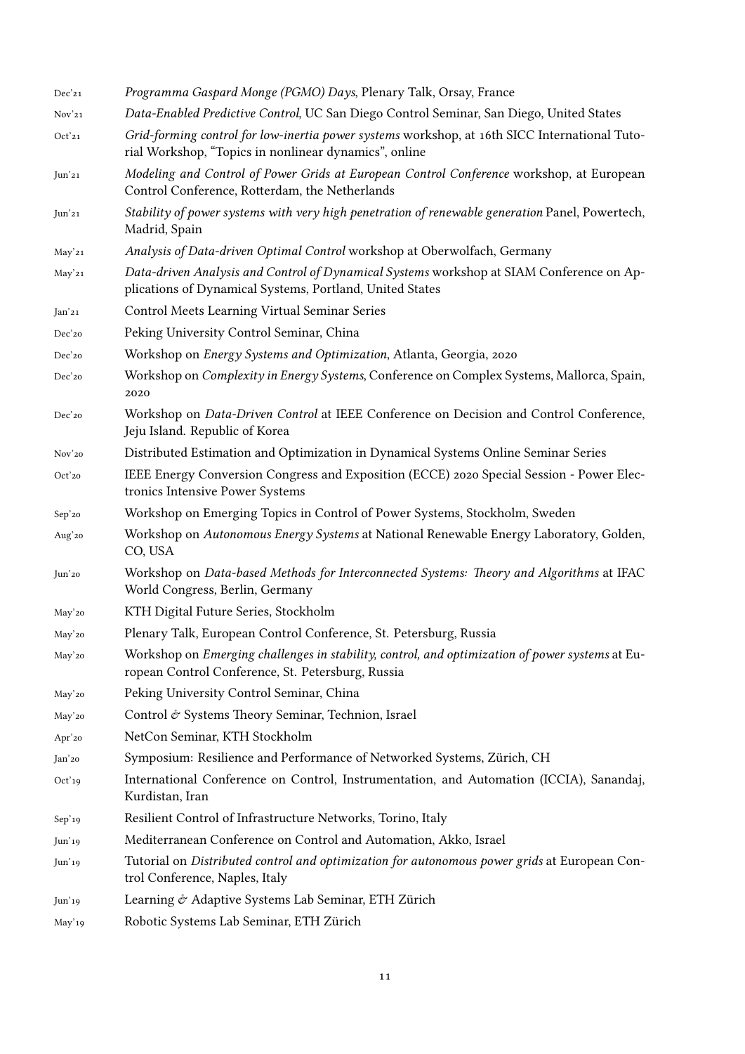Dec'21 *Programma Gaspard Monge (PGMO) Days*, Plenary Talk, Orsay, France

Nov'21 *Data-Enabled Predictive Control*, UC San Diego Control Seminar, San Diego, United States

Oct'21 *Grid-forming control for low-inertia power systems* workshop, at 16th SICC International Tutorial Workshop, "Topics in nonlinear dynamics", online

Jun'21 *Modeling and Control of Power Grids at European Control Conference* workshop, at European Control Conference, Rotterdam, the Netherlands

Jun'21 *Stability of power systems with very high penetration of renewable generation* Panel, Powertech, Madrid, Spain

May'21 *Analysis of Data-driven Optimal Control* workshop at Oberwolfach, Germany

May'21 *Data-driven Analysis and Control of Dynamical Systems* workshop at SIAM Conference on Applications of Dynamical Systems, Portland, United States

Jan'21 Control Meets Learning Virtual Seminar Series

Dec'20 Peking University Control Seminar, China

Dec'20 Workshop on *Energy Systems and Optimization*, Atlanta, Georgia, 2020

Dec'20 Workshop on *Complexity in Energy Systems*, Conference on Complex Systems, Mallorca, Spain, 2020

Dec'20 Workshop on *Data-Driven Control* at IEEE Conference on Decision and Control Conference, Jeju Island. Republic of Korea

Nov'20 Distributed Estimation and Optimization in Dynamical Systems Online Seminar Series

Oct'20 IEEE Energy Conversion Congress and Exposition (ECCE) 2020 Special Session - Power Electronics Intensive Power Systems

Sep'20 Workshop on Emerging Topics in Control of Power Systems, Stockholm, Sweden

Aug'20 Workshop on *Autonomous Energy Systems* at National Renewable Energy Laboratory, Golden, CO, USA

Jun'20 Workshop on *Data-based Methods for Interconnected Systems: Theory and Algorithms* at IFAC World Congress, Berlin, Germany

May'20 KTH Digital Future Series, Stockholm

May'20 Plenary Talk, European Control Conference, St. Petersburg, Russia

May'20 Workshop on *Emerging challenges in stability, control, and optimization of power systems* at European Control Conference, St. Petersburg, Russia

May'20 Peking University Control Seminar, China

May'20 Control & Systems Theory Seminar, Technion, Israel

Apr'20 NetCon Seminar, KTH Stockholm

Jan'20 Symposium: Resilience and Performance of Networked Systems, Zürich, CH

Oct'19 International Conference on Control, Instrumentation, and Automation (ICCIA), Sanandaj, Kurdistan, Iran

Sep'19 Resilient Control of Infrastructure Networks, Torino, Italy

Jun'19 Mediterranean Conference on Control and Automation, Akko, Israel

Jun'19 Tutorial on *Distributed control and optimization for autonomous power grids* at European Control Conference, Naples, Italy

Jun'19 Learning & Adaptive Systems Lab Seminar, ETH Zürich

May'19 Robotic Systems Lab Seminar, ETH Zürich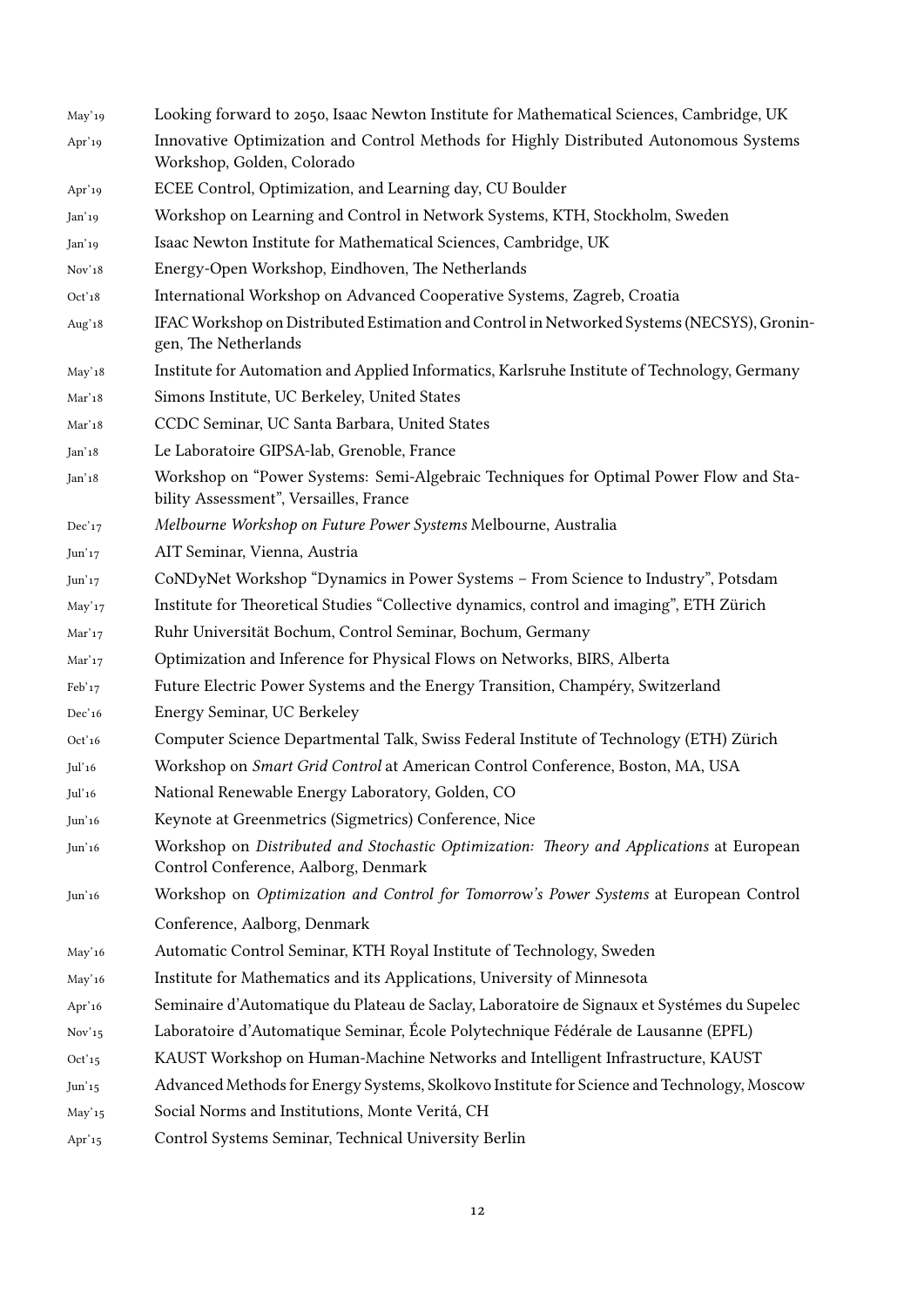May'19 Looking forward to 2050, Isaac Newton Institute for Mathematical Sciences, Cambridge, UK

Apr'19 Innovative Optimization and Control Methods for Highly Distributed Autonomous Systems Workshop, Golden, Colorado

Apr'19 ECEE Control, Optimization, and Learning day, CU Boulder

Jan'19 Workshop on Learning and Control in Network Systems, KTH, Stockholm, Sweden

Jan'19 Isaac Newton Institute for Mathematical Sciences, Cambridge, UK

Nov'18 Energy-Open Workshop, Eindhoven, The Netherlands

Oct'18 International Workshop on Advanced Cooperative Systems, Zagreb, Croatia

Aug'18 IFAC Workshop on Distributed Estimation and Control in Networked Systems (NECSYS), Groningen, The Netherlands

May'18 Institute for Automation and Applied Informatics, Karlsruhe Institute of Technology, Germany

Mar'18 Simons Institute, UC Berkeley, United States

Mar'18 CCDC Seminar, UC Santa Barbara, United States

Jan'18 Le Laboratoire GIPSA-lab, Grenoble, France

Jan'18 Workshop on "Power Systems: Semi-Algebraic Techniques for Optimal Power Flow and Stability Assessment", Versailles, France

Dec'17 *Melbourne Workshop on Future Power Systems* Melbourne, Australia

Jun'17 AIT Seminar, Vienna, Austria

Jun'17 CoNDyNet Workshop "Dynamics in Power Systems – From Science to Industry", Potsdam

May'17 Institute for Theoretical Studies "Collective dynamics, control and imaging", ETH Zürich

Mar'17 Ruhr Universität Bochum, Control Seminar, Bochum, Germany

Mar'17 Optimization and Inference for Physical Flows on Networks, BIRS, Alberta

Feb'17 Future Electric Power Systems and the Energy Transition, Champéry, Switzerland

Dec'16 Energy Seminar, UC Berkeley

Oct'16 Computer Science Departmental Talk, Swiss Federal Institute of Technology (ETH) Zürich

Jul'16 Workshop on *Smart Grid Control* at American Control Conference, Boston, MA, USA

Jul'16 National Renewable Energy Laboratory, Golden, CO

Jun'16 Keynote at Greenmetrics (Sigmetrics) Conference, Nice

Jun'16 Workshop on *Distributed and Stochastic Optimization: Theory and Applications* at European Control Conference, Aalborg, Denmark

Jun'16 Workshop on *Optimization and Control for Tomorrow's Power Systems* at European Control Conference, Aalborg, Denmark

May'16 Automatic Control Seminar, KTH Royal Institute of Technology, Sweden

May'16 Institute for Mathematics and its Applications, University of Minnesota

Apr'16 Seminaire d'Automatique du Plateau de Saclay, Laboratoire de Signaux et Systémes du Supelec

Nov'15 Laboratoire d'Automatique Seminar, École Polytechnique Fédérale de Lausanne (EPFL)

Oct'15 KAUST Workshop on Human-Machine Networks and Intelligent Infrastructure, KAUST

Jun'15 Advanced Methods for Energy Systems, Skolkovo Institute for Science and Technology, Moscow

May'15 Social Norms and Institutions, Monte Veritá, CH

Apr'15 Control Systems Seminar, Technical University Berlin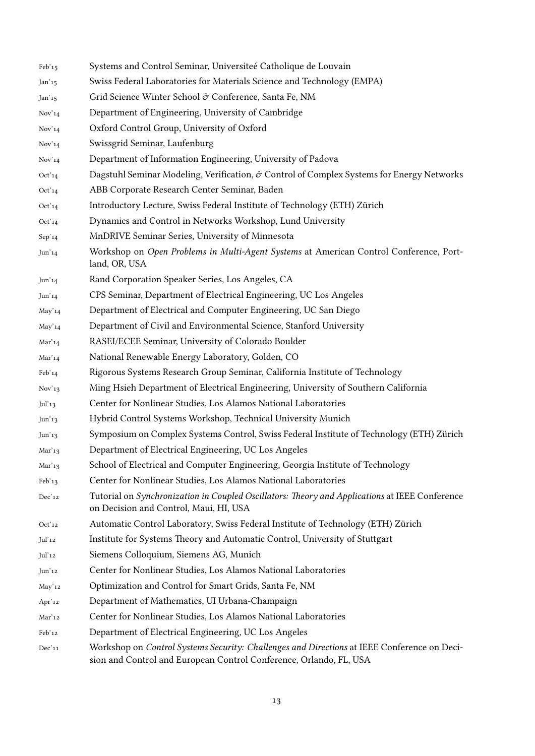| | |
|---|---|
| Feb'15 | Systems and Control Seminar, Universiteé Catholique de Louvain |
| Jan'15 | Swiss Federal Laboratories for Materials Science and Technology (EMPA) |
| Jan'15 | Grid Science Winter School & Conference, Santa Fe, NM |
| Nov'14 | Department of Engineering, University of Cambridge |
| Nov'14 | Oxford Control Group, University of Oxford |
| Nov'14 | Swissgrid Seminar, Laufenburg |
| Nov'14 | Department of Information Engineering, University of Padova |
| Oct'14 | Dagstuhl Seminar Modeling, Verification, & Control of Complex Systems for Energy Networks |
| Oct'14 | ABB Corporate Research Center Seminar, Baden |
| Oct'14 | Introductory Lecture, Swiss Federal Institute of Technology (ETH) Zürich |
| Oct'14 | Dynamics and Control in Networks Workshop, Lund University |
| Sep'14 | MnDRIVE Seminar Series, University of Minnesota |
| Jun'14 | Workshop on *Open Problems in Multi-Agent Systems* at American Control Conference, Portland, OR, USA |
| Jun'14 | Rand Corporation Speaker Series, Los Angeles, CA |
| Jun'14 | CPS Seminar, Department of Electrical Engineering, UC Los Angeles |
| May'14 | Department of Electrical and Computer Engineering, UC San Diego |
| May'14 | Department of Civil and Environmental Science, Stanford University |
| Mar'14 | RASEI/ECEE Seminar, University of Colorado Boulder |
| Mar'14 | National Renewable Energy Laboratory, Golden, CO |
| Feb'14 | Rigorous Systems Research Group Seminar, California Institute of Technology |
| Nov'13 | Ming Hsieh Department of Electrical Engineering, University of Southern California |
| Jul'13 | Center for Nonlinear Studies, Los Alamos National Laboratories |
| Jun'13 | Hybrid Control Systems Workshop, Technical University Munich |
| Jun'13 | Symposium on Complex Systems Control, Swiss Federal Institute of Technology (ETH) Zürich |
| Mar'13 | Department of Electrical Engineering, UC Los Angeles |
| Mar'13 | School of Electrical and Computer Engineering, Georgia Institute of Technology |
| Feb'13 | Center for Nonlinear Studies, Los Alamos National Laboratories |
| Dec'12 | Tutorial on *Synchronization in Coupled Oscillators: Theory and Applications* at IEEE Conference on Decision and Control, Maui, HI, USA |
| Oct'12 | Automatic Control Laboratory, Swiss Federal Institute of Technology (ETH) Zürich |
| Jul'12 | Institute for Systems Theory and Automatic Control, University of Stuttgart |
| Jul'12 | Siemens Colloquium, Siemens AG, Munich |
| Jun'12 | Center for Nonlinear Studies, Los Alamos National Laboratories |
| May'12 | Optimization and Control for Smart Grids, Santa Fe, NM |
| Apr'12 | Department of Mathematics, UI Urbana-Champaign |
| Mar'12 | Center for Nonlinear Studies, Los Alamos National Laboratories |
| Feb'12 | Department of Electrical Engineering, UC Los Angeles |
| Dec'11 | Workshop on *Control Systems Security: Challenges and Directions* at IEEE Conference on Decision and Control and European Control Conference, Orlando, FL, USA |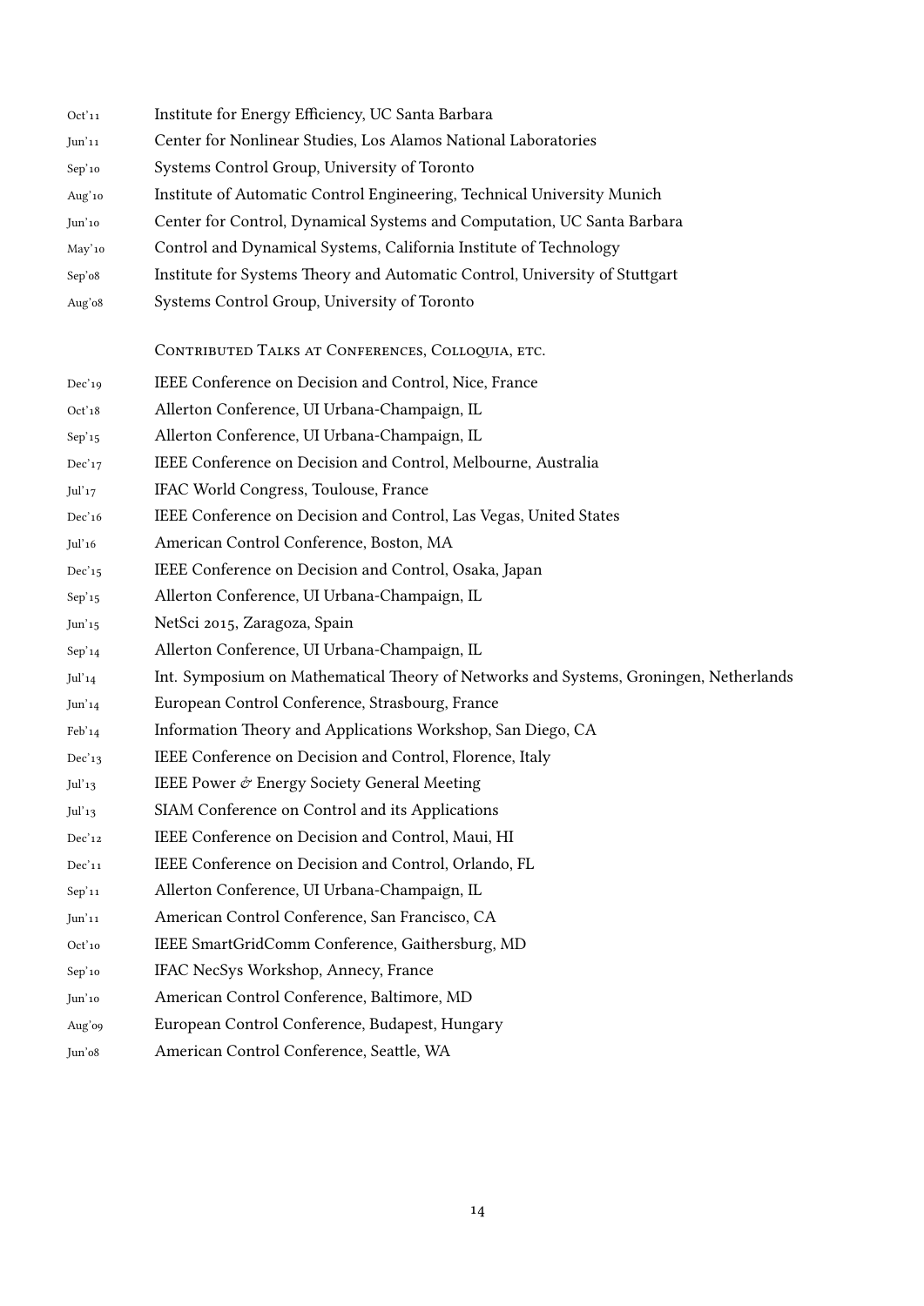Oct'11 Institute for Energy Efficiency, UC Santa Barbara

Jun'11 Center for Nonlinear Studies, Los Alamos National Laboratories

Sep'10 Systems Control Group, University of Toronto

Aug'10 Institute of Automatic Control Engineering, Technical University Munich

Jun'10 Center for Control, Dynamical Systems and Computation, UC Santa Barbara

May'10 Control and Dynamical Systems, California Institute of Technology

Sep'08 Institute for Systems Theory and Automatic Control, University of Stuttgart

Aug'08 Systems Control Group, University of Toronto

### Contributed Talks at Conferences, Colloquia, etc.

Dec'19 IEEE Conference on Decision and Control, Nice, France

Oct'18 Allerton Conference, UI Urbana-Champaign, IL

Sep'15 Allerton Conference, UI Urbana-Champaign, IL

Dec'17 IEEE Conference on Decision and Control, Melbourne, Australia

Jul'17 IFAC World Congress, Toulouse, France

Dec'16 IEEE Conference on Decision and Control, Las Vegas, United States

Jul'16 American Control Conference, Boston, MA

Dec'15 IEEE Conference on Decision and Control, Osaka, Japan

Sep'15 Allerton Conference, UI Urbana-Champaign, IL

Jun'15 NetSci 2015, Zaragoza, Spain

Sep'14 Allerton Conference, UI Urbana-Champaign, IL

Jul'14 Int. Symposium on Mathematical Theory of Networks and Systems, Groningen, Netherlands

Jun'14 European Control Conference, Strasbourg, France

Feb'14 Information Theory and Applications Workshop, San Diego, CA

Dec'13 IEEE Conference on Decision and Control, Florence, Italy

Jul'13 IEEE Power & Energy Society General Meeting

Jul'13 SIAM Conference on Control and its Applications

Dec'12 IEEE Conference on Decision and Control, Maui, HI

Dec'11 IEEE Conference on Decision and Control, Orlando, FL

Sep'11 Allerton Conference, UI Urbana-Champaign, IL

Jun'11 American Control Conference, San Francisco, CA

Oct'10 IEEE SmartGridComm Conference, Gaithersburg, MD

Sep'10 IFAC NecSys Workshop, Annecy, France

Jun'10 American Control Conference, Baltimore, MD

Aug'09 European Control Conference, Budapest, Hungary

Jun'08 American Control Conference, Seattle, WA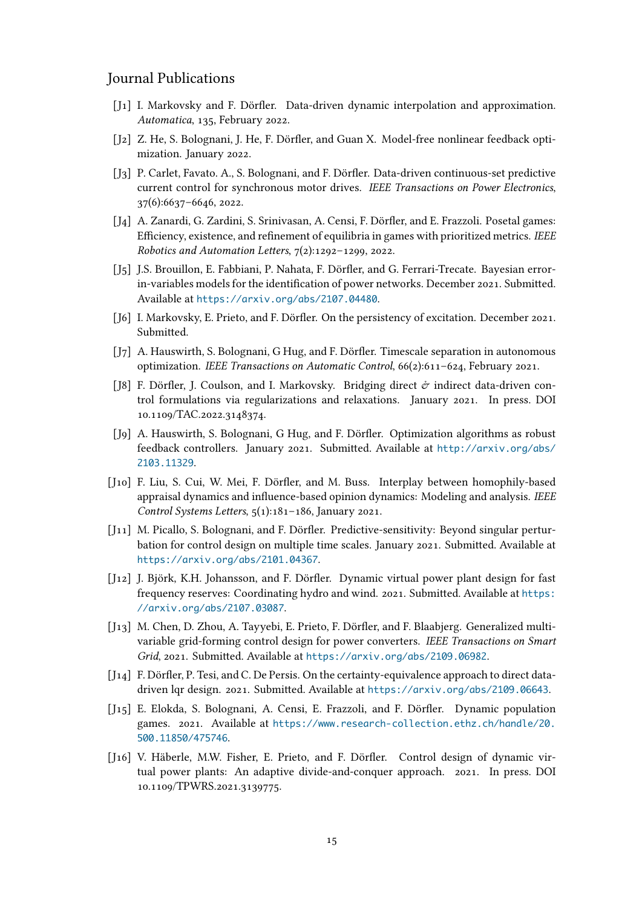## Journal Publications

[J1] I. Markovsky and F. Dörfler. Data-driven dynamic interpolation and approximation. *Automatica*, 135, February 2022.

[J2] Z. He, S. Bolognani, J. He, F. Dörfler, and Guan X. Model-free nonlinear feedback optimization. January 2022.

[J3] P. Carlet, Favato. A., S. Bolognani, and F. Dörfler. Data-driven continuous-set predictive current control for synchronous motor drives. *IEEE Transactions on Power Electronics*, 37(6):6637–6646, 2022.

[J4] A. Zanardi, G. Zardini, S. Srinivasan, A. Censi, F. Dörfler, and E. Frazzoli. Posetal games: Efficiency, existence, and refinement of equilibria in games with prioritized metrics. *IEEE Robotics and Automation Letters*, 7(2):1292–1299, 2022.

[J5] J.S. Brouillon, E. Fabbiani, P. Nahata, F. Dörfler, and G. Ferrari-Trecate. Bayesian error-in-variables models for the identification of power networks. December 2021. Submitted. Available at https://arxiv.org/abs/2107.04480.

[J6] I. Markovsky, E. Prieto, and F. Dörfler. On the persistency of excitation. December 2021. Submitted.

[J7] A. Hauswirth, S. Bolognani, G Hug, and F. Dörfler. Timescale separation in autonomous optimization. *IEEE Transactions on Automatic Control*, 66(2):611–624, February 2021.

[J8] F. Dörfler, J. Coulson, and I. Markovsky. Bridging direct & indirect data-driven control formulations via regularizations and relaxations. January 2021. In press. DOI 10.1109/TAC.2022.3148374.

[J9] A. Hauswirth, S. Bolognani, G Hug, and F. Dörfler. Optimization algorithms as robust feedback controllers. January 2021. Submitted. Available at http://arxiv.org/abs/2103.11329.

[J10] F. Liu, S. Cui, W. Mei, F. Dörfler, and M. Buss. Interplay between homophily-based appraisal dynamics and influence-based opinion dynamics: Modeling and analysis. *IEEE Control Systems Letters*, 5(1):181–186, January 2021.

[J11] M. Picallo, S. Bolognani, and F. Dörfler. Predictive-sensitivity: Beyond singular perturbation for control design on multiple time scales. January 2021. Submitted. Available at https://arxiv.org/abs/2101.04367.

[J12] J. Björk, K.H. Johansson, and F. Dörfler. Dynamic virtual power plant design for fast frequency reserves: Coordinating hydro and wind. 2021. Submitted. Available at https://arxiv.org/abs/2107.03087.

[J13] M. Chen, D. Zhou, A. Tayyebi, E. Prieto, F. Dörfler, and F. Blaabjerg. Generalized multivariable grid-forming control design for power converters. *IEEE Transactions on Smart Grid*, 2021. Submitted. Available at https://arxiv.org/abs/2109.06982.

[J14] F. Dörfler, P. Tesi, and C. De Persis. On the certainty-equivalence approach to direct data-driven lqr design. 2021. Submitted. Available at https://arxiv.org/abs/2109.06643.

[J15] E. Elokda, S. Bolognani, A. Censi, E. Frazzoli, and F. Dörfler. Dynamic population games. 2021. Available at https://www.research-collection.ethz.ch/handle/20.500.11850/475746.

[J16] V. Häberle, M.W. Fisher, E. Prieto, and F. Dörfler. Control design of dynamic virtual power plants: An adaptive divide-and-conquer approach. 2021. In press. DOI 10.1109/TPWRS.2021.3139775.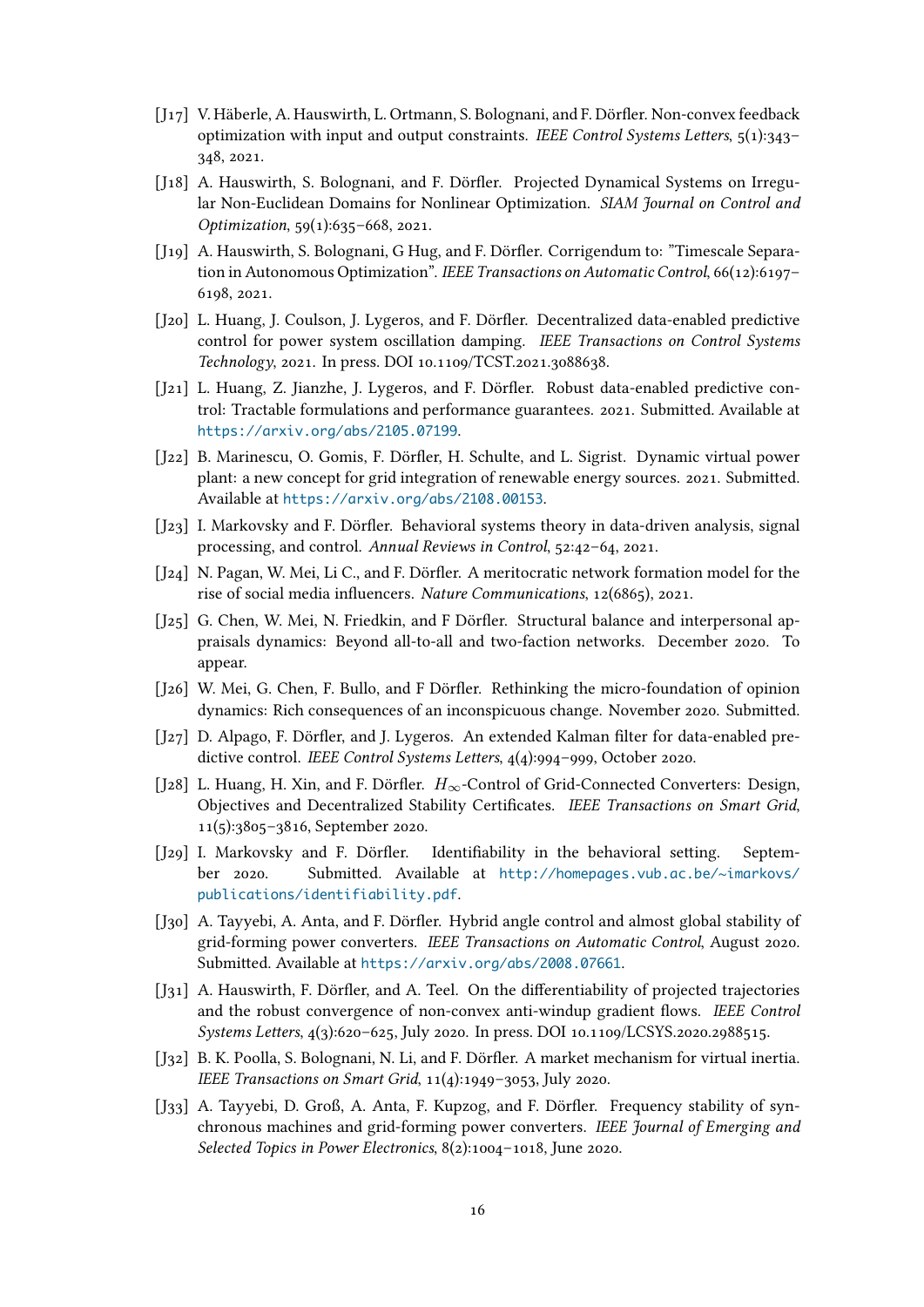- [J17] V. Häberle, A. Hauswirth, L. Ortmann, S. Bolognani, and F. Dörfler. Non-convex feedback optimization with input and output constraints. *IEEE Control Systems Letters*, 5(1):343–348, 2021.
- [J18] A. Hauswirth, S. Bolognani, and F. Dörfler. Projected Dynamical Systems on Irregular Non-Euclidean Domains for Nonlinear Optimization. *SIAM Journal on Control and Optimization*, 59(1):635–668, 2021.
- [J19] A. Hauswirth, S. Bolognani, G Hug, and F. Dörfler. Corrigendum to: "Timescale Separation in Autonomous Optimization". *IEEE Transactions on Automatic Control*, 66(12):6197–6198, 2021.
- [J20] L. Huang, J. Coulson, J. Lygeros, and F. Dörfler. Decentralized data-enabled predictive control for power system oscillation damping. *IEEE Transactions on Control Systems Technology*, 2021. In press. DOI 10.1109/TCST.2021.3088638.
- [J21] L. Huang, Z. Jianzhe, J. Lygeros, and F. Dörfler. Robust data-enabled predictive control: Tractable formulations and performance guarantees. 2021. Submitted. Available at https://arxiv.org/abs/2105.07199.
- [J22] B. Marinescu, O. Gomis, F. Dörfler, H. Schulte, and L. Sigrist. Dynamic virtual power plant: a new concept for grid integration of renewable energy sources. 2021. Submitted. Available at https://arxiv.org/abs/2108.00153.
- [J23] I. Markovsky and F. Dörfler. Behavioral systems theory in data-driven analysis, signal processing, and control. *Annual Reviews in Control*, 52:42–64, 2021.
- [J24] N. Pagan, W. Mei, Li C., and F. Dörfler. A meritocratic network formation model for the rise of social media influencers. *Nature Communications*, 12(6865), 2021.
- [J25] G. Chen, W. Mei, N. Friedkin, and F Dörfler. Structural balance and interpersonal appraisals dynamics: Beyond all-to-all and two-faction networks. December 2020. To appear.
- [J26] W. Mei, G. Chen, F. Bullo, and F Dörfler. Rethinking the micro-foundation of opinion dynamics: Rich consequences of an inconspicuous change. November 2020. Submitted.
- [J27] D. Alpago, F. Dörfler, and J. Lygeros. An extended Kalman filter for data-enabled predictive control. *IEEE Control Systems Letters*, 4(4):994–999, October 2020.
- [J28] L. Huang, H. Xin, and F. Dörfler. $H_\infty$-Control of Grid-Connected Converters: Design, Objectives and Decentralized Stability Certificates. *IEEE Transactions on Smart Grid*, 11(5):3805–3816, September 2020.
- [J29] I. Markovsky and F. Dörfler. Identifiability in the behavioral setting. September 2020. Submitted. Available at http://homepages.vub.ac.be/~imarkovs/publications/identifiability.pdf.
- [J30] A. Tayyebi, A. Anta, and F. Dörfler. Hybrid angle control and almost global stability of grid-forming power converters. *IEEE Transactions on Automatic Control*, August 2020. Submitted. Available at https://arxiv.org/abs/2008.07661.
- [J31] A. Hauswirth, F. Dörfler, and A. Teel. On the differentiability of projected trajectories and the robust convergence of non-convex anti-windup gradient flows. *IEEE Control Systems Letters*, 4(3):620–625, July 2020. In press. DOI 10.1109/LCSYS.2020.2988515.
- [J32] B. K. Poolla, S. Bolognani, N. Li, and F. Dörfler. A market mechanism for virtual inertia. *IEEE Transactions on Smart Grid*, 11(4):1949–3053, July 2020.
- [J33] A. Tayyebi, D. Groß, A. Anta, F. Kupzog, and F. Dörfler. Frequency stability of synchronous machines and grid-forming power converters. *IEEE Journal of Emerging and Selected Topics in Power Electronics*, 8(2):1004–1018, June 2020.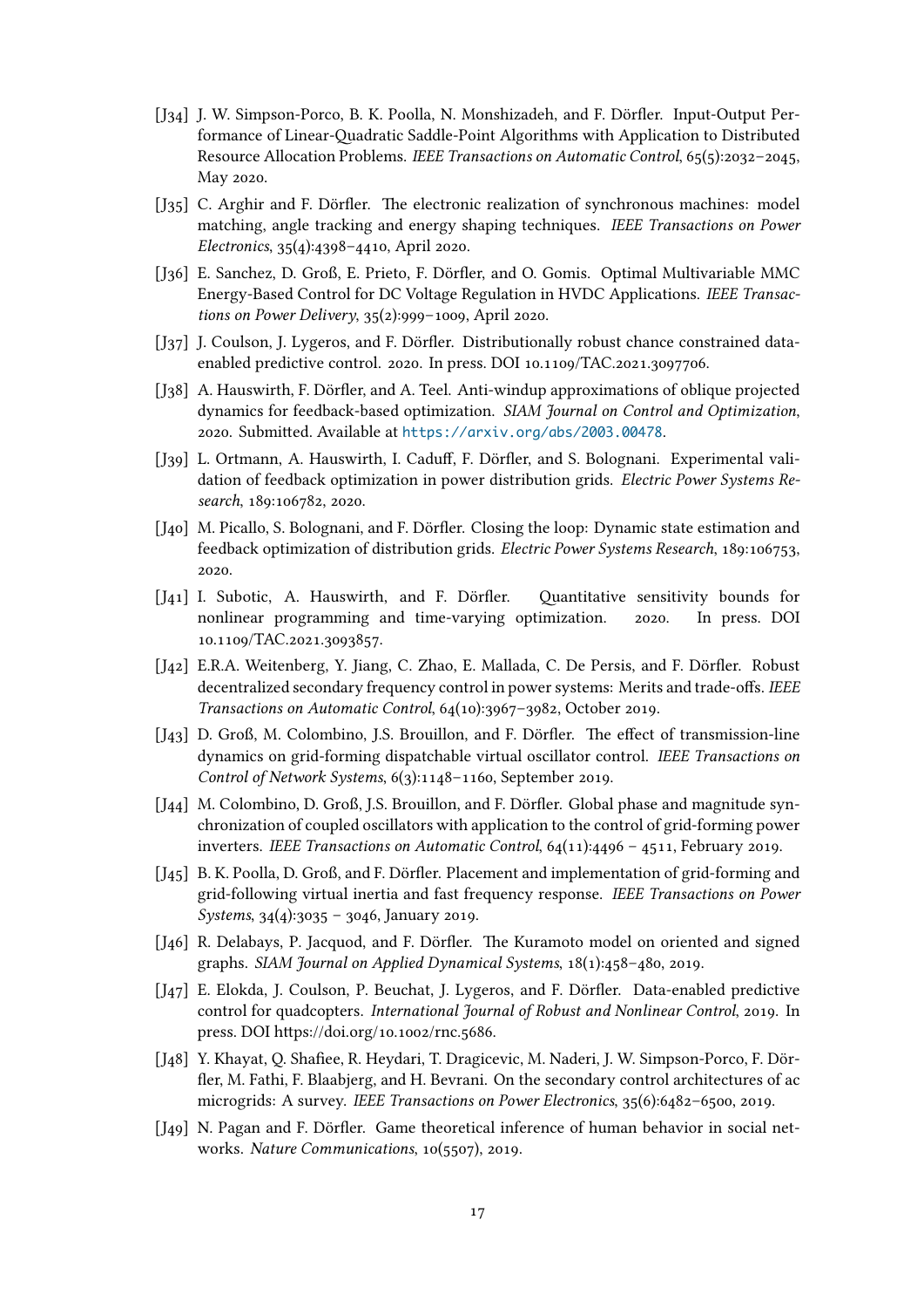[J34] J. W. Simpson-Porco, B. K. Poolla, N. Monshizadeh, and F. Dörfler. Input-Output Performance of Linear-Quadratic Saddle-Point Algorithms with Application to Distributed Resource Allocation Problems. *IEEE Transactions on Automatic Control*, 65(5):2032–2045, May 2020.

[J35] C. Arghir and F. Dörfler. The electronic realization of synchronous machines: model matching, angle tracking and energy shaping techniques. *IEEE Transactions on Power Electronics*, 35(4):4398–4410, April 2020.

[J36] E. Sanchez, D. Groß, E. Prieto, F. Dörfler, and O. Gomis. Optimal Multivariable MMC Energy-Based Control for DC Voltage Regulation in HVDC Applications. *IEEE Transactions on Power Delivery*, 35(2):999–1009, April 2020.

[J37] J. Coulson, J. Lygeros, and F. Dörfler. Distributionally robust chance constrained data-enabled predictive control. 2020. In press. DOI 10.1109/TAC.2021.3097706.

[J38] A. Hauswirth, F. Dörfler, and A. Teel. Anti-windup approximations of oblique projected dynamics for feedback-based optimization. *SIAM Journal on Control and Optimization*, 2020. Submitted. Available at https://arxiv.org/abs/2003.00478.

[J39] L. Ortmann, A. Hauswirth, I. Caduff, F. Dörfler, and S. Bolognani. Experimental validation of feedback optimization in power distribution grids. *Electric Power Systems Research*, 189:106782, 2020.

[J40] M. Picallo, S. Bolognani, and F. Dörfler. Closing the loop: Dynamic state estimation and feedback optimization of distribution grids. *Electric Power Systems Research*, 189:106753, 2020.

[J41] I. Subotic, A. Hauswirth, and F. Dörfler. Quantitative sensitivity bounds for nonlinear programming and time-varying optimization. 2020. In press. DOI 10.1109/TAC.2021.3093857.

[J42] E.R.A. Weitenberg, Y. Jiang, C. Zhao, E. Mallada, C. De Persis, and F. Dörfler. Robust decentralized secondary frequency control in power systems: Merits and trade-offs. *IEEE Transactions on Automatic Control*, 64(10):3967–3982, October 2019.

[J43] D. Groß, M. Colombino, J.S. Brouillon, and F. Dörfler. The effect of transmission-line dynamics on grid-forming dispatchable virtual oscillator control. *IEEE Transactions on Control of Network Systems*, 6(3):1148–1160, September 2019.

[J44] M. Colombino, D. Groß, J.S. Brouillon, and F. Dörfler. Global phase and magnitude synchronization of coupled oscillators with application to the control of grid-forming power inverters. *IEEE Transactions on Automatic Control*, 64(11):4496 – 4511, February 2019.

[J45] B. K. Poolla, D. Groß, and F. Dörfler. Placement and implementation of grid-forming and grid-following virtual inertia and fast frequency response. *IEEE Transactions on Power Systems*, 34(4):3035 – 3046, January 2019.

[J46] R. Delabays, P. Jacquod, and F. Dörfler. The Kuramoto model on oriented and signed graphs. *SIAM Journal on Applied Dynamical Systems*, 18(1):458–480, 2019.

[J47] E. Elokda, J. Coulson, P. Beuchat, J. Lygeros, and F. Dörfler. Data-enabled predictive control for quadcopters. *International Journal of Robust and Nonlinear Control*, 2019. In press. DOI https://doi.org/10.1002/rnc.5686.

[J48] Y. Khayat, Q. Shafiee, R. Heydari, T. Dragicevic, M. Naderi, J. W. Simpson-Porco, F. Dörfler, M. Fathi, F. Blaabjerg, and H. Bevrani. On the secondary control architectures of ac microgrids: A survey. *IEEE Transactions on Power Electronics*, 35(6):6482–6500, 2019.

[J49] N. Pagan and F. Dörfler. Game theoretical inference of human behavior in social networks. *Nature Communications*, 10(5507), 2019.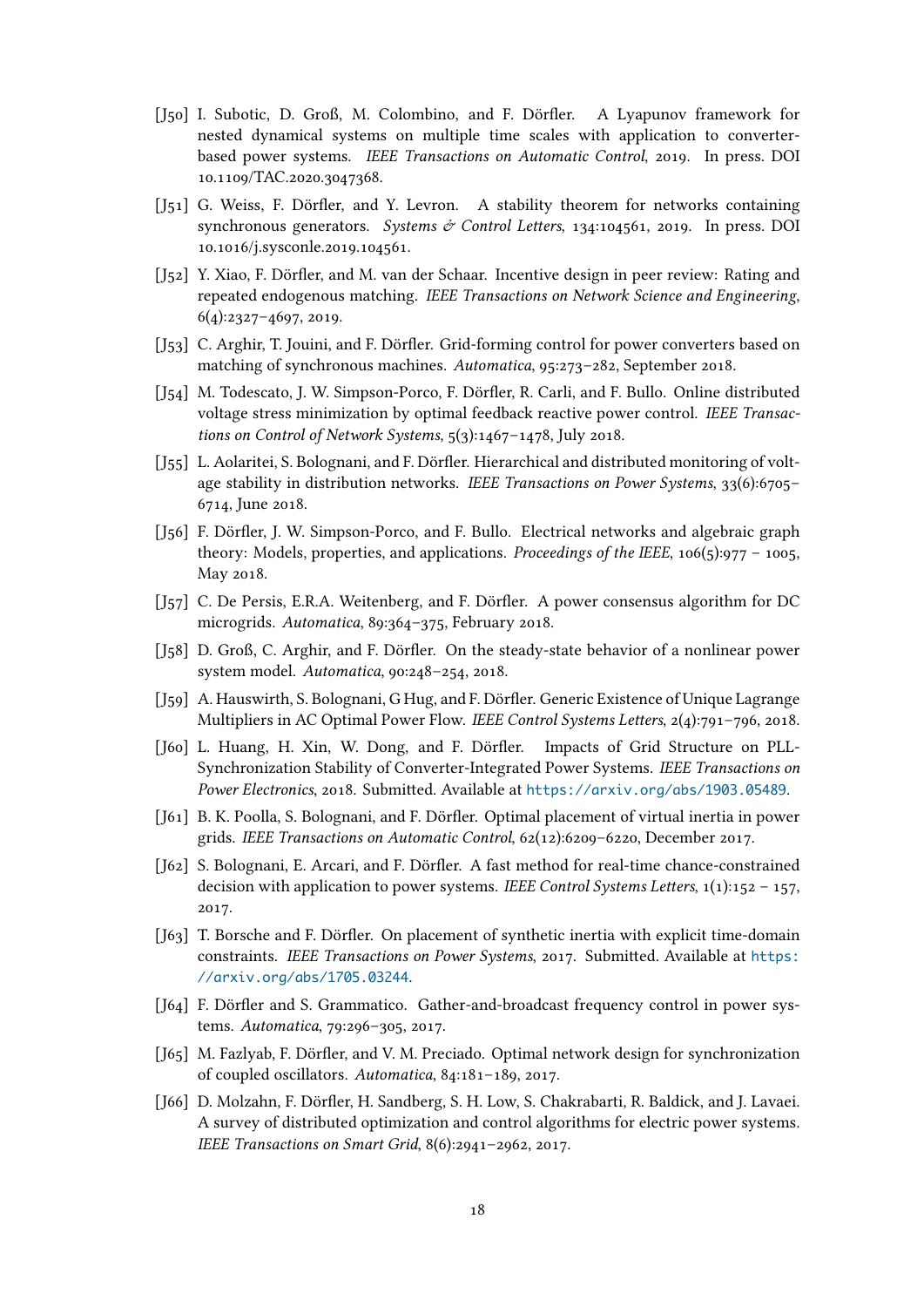[J50] I. Subotic, D. Groß, M. Colombino, and F. Dörfler. A Lyapunov framework for nested dynamical systems on multiple time scales with application to converter-based power systems. *IEEE Transactions on Automatic Control*, 2019. In press. DOI 10.1109/TAC.2020.3047368.

[J51] G. Weiss, F. Dörfler, and Y. Levron. A stability theorem for networks containing synchronous generators. *Systems & Control Letters*, 134:104561, 2019. In press. DOI 10.1016/j.sysconle.2019.104561.

[J52] Y. Xiao, F. Dörfler, and M. van der Schaar. Incentive design in peer review: Rating and repeated endogenous matching. *IEEE Transactions on Network Science and Engineering*, 6(4):2327–4697, 2019.

[J53] C. Arghir, T. Jouini, and F. Dörfler. Grid-forming control for power converters based on matching of synchronous machines. *Automatica*, 95:273–282, September 2018.

[J54] M. Todescato, J. W. Simpson-Porco, F. Dörfler, R. Carli, and F. Bullo. Online distributed voltage stress minimization by optimal feedback reactive power control. *IEEE Transactions on Control of Network Systems*, 5(3):1467–1478, July 2018.

[J55] L. Aolaritei, S. Bolognani, and F. Dörfler. Hierarchical and distributed monitoring of voltage stability in distribution networks. *IEEE Transactions on Power Systems*, 33(6):6705–6714, June 2018.

[J56] F. Dörfler, J. W. Simpson-Porco, and F. Bullo. Electrical networks and algebraic graph theory: Models, properties, and applications. *Proceedings of the IEEE*, 106(5):977 – 1005, May 2018.

[J57] C. De Persis, E.R.A. Weitenberg, and F. Dörfler. A power consensus algorithm for DC microgrids. *Automatica*, 89:364–375, February 2018.

[J58] D. Groß, C. Arghir, and F. Dörfler. On the steady-state behavior of a nonlinear power system model. *Automatica*, 90:248–254, 2018.

[J59] A. Hauswirth, S. Bolognani, G Hug, and F. Dörfler. Generic Existence of Unique Lagrange Multipliers in AC Optimal Power Flow. *IEEE Control Systems Letters*, 2(4):791–796, 2018.

[J60] L. Huang, H. Xin, W. Dong, and F. Dörfler. Impacts of Grid Structure on PLL-Synchronization Stability of Converter-Integrated Power Systems. *IEEE Transactions on Power Electronics*, 2018. Submitted. Available at https://arxiv.org/abs/1903.05489.

[J61] B. K. Poolla, S. Bolognani, and F. Dörfler. Optimal placement of virtual inertia in power grids. *IEEE Transactions on Automatic Control*, 62(12):6209–6220, December 2017.

[J62] S. Bolognani, E. Arcari, and F. Dörfler. A fast method for real-time chance-constrained decision with application to power systems. *IEEE Control Systems Letters*, 1(1):152 – 157, 2017.

[J63] T. Borsche and F. Dörfler. On placement of synthetic inertia with explicit time-domain constraints. *IEEE Transactions on Power Systems*, 2017. Submitted. Available at https://arxiv.org/abs/1705.03244.

[J64] F. Dörfler and S. Grammatico. Gather-and-broadcast frequency control in power systems. *Automatica*, 79:296–305, 2017.

[J65] M. Fazlyab, F. Dörfler, and V. M. Preciado. Optimal network design for synchronization of coupled oscillators. *Automatica*, 84:181–189, 2017.

[J66] D. Molzahn, F. Dörfler, H. Sandberg, S. H. Low, S. Chakrabarti, R. Baldick, and J. Lavaei. A survey of distributed optimization and control algorithms for electric power systems. *IEEE Transactions on Smart Grid*, 8(6):2941–2962, 2017.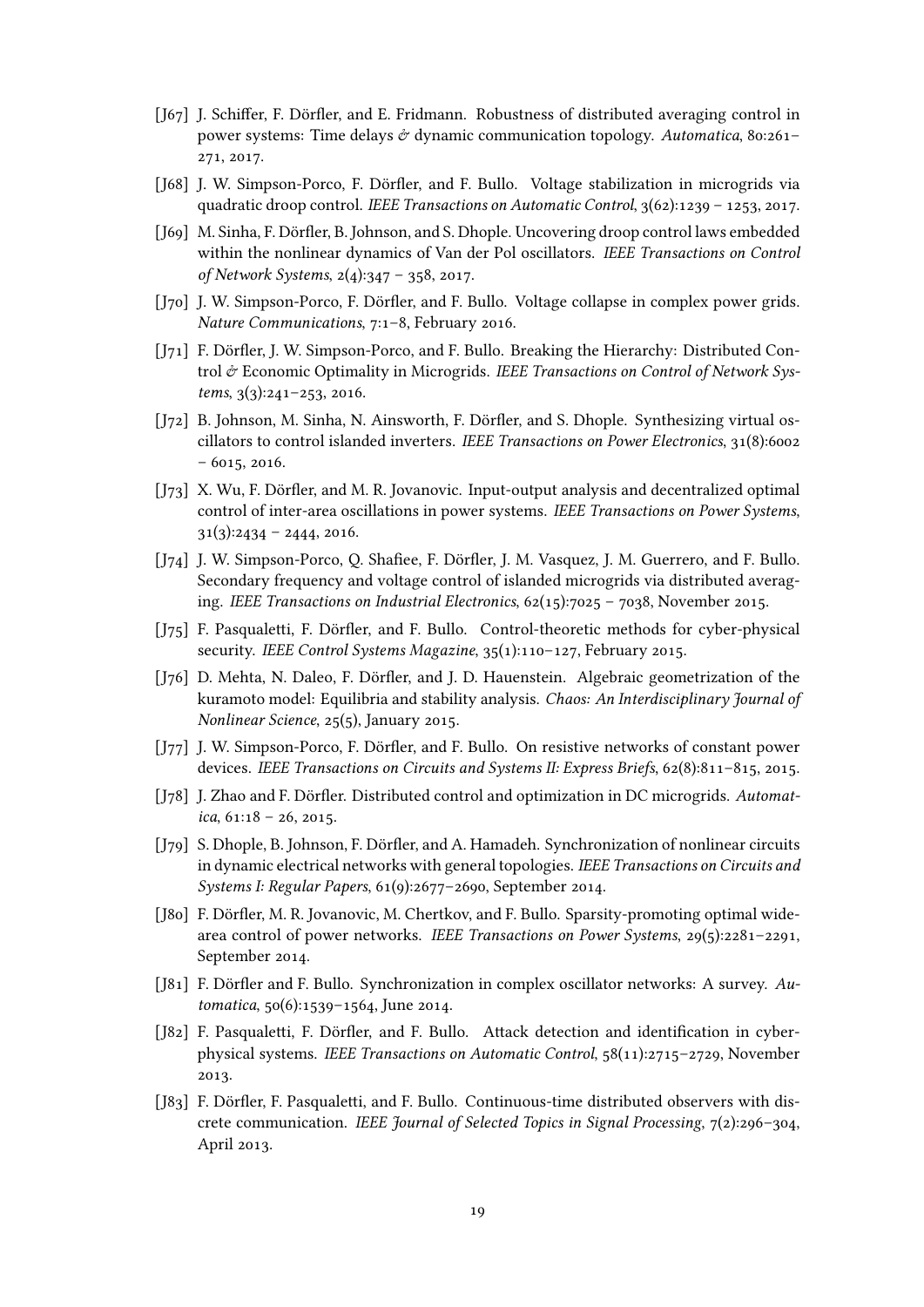[J67] J. Schiffer, F. Dörfler, and E. Fridmann. Robustness of distributed averaging control in power systems: Time delays *&* dynamic communication topology. *Automatica*, 80:261–271, 2017.

[J68] J. W. Simpson-Porco, F. Dörfler, and F. Bullo. Voltage stabilization in microgrids via quadratic droop control. *IEEE Transactions on Automatic Control*, 3(62):1239 – 1253, 2017.

[J69] M. Sinha, F. Dörfler, B. Johnson, and S. Dhople. Uncovering droop control laws embedded within the nonlinear dynamics of Van der Pol oscillators. *IEEE Transactions on Control of Network Systems*, 2(4):347 – 358, 2017.

[J70] J. W. Simpson-Porco, F. Dörfler, and F. Bullo. Voltage collapse in complex power grids. *Nature Communications*, 7:1–8, February 2016.

[J71] F. Dörfler, J. W. Simpson-Porco, and F. Bullo. Breaking the Hierarchy: Distributed Control *&* Economic Optimality in Microgrids. *IEEE Transactions on Control of Network Systems*, 3(3):241–253, 2016.

[J72] B. Johnson, M. Sinha, N. Ainsworth, F. Dörfler, and S. Dhople. Synthesizing virtual oscillators to control islanded inverters. *IEEE Transactions on Power Electronics*, 31(8):6002 – 6015, 2016.

[J73] X. Wu, F. Dörfler, and M. R. Jovanovic. Input-output analysis and decentralized optimal control of inter-area oscillations in power systems. *IEEE Transactions on Power Systems*, 31(3):2434 – 2444, 2016.

[J74] J. W. Simpson-Porco, Q. Shafiee, F. Dörfler, J. M. Vasquez, J. M. Guerrero, and F. Bullo. Secondary frequency and voltage control of islanded microgrids via distributed averaging. *IEEE Transactions on Industrial Electronics*, 62(15):7025 – 7038, November 2015.

[J75] F. Pasqualetti, F. Dörfler, and F. Bullo. Control-theoretic methods for cyber-physical security. *IEEE Control Systems Magazine*, 35(1):110–127, February 2015.

[J76] D. Mehta, N. Daleo, F. Dörfler, and J. D. Hauenstein. Algebraic geometrization of the kuramoto model: Equilibria and stability analysis. *Chaos: An Interdisciplinary Journal of Nonlinear Science*, 25(5), January 2015.

[J77] J. W. Simpson-Porco, F. Dörfler, and F. Bullo. On resistive networks of constant power devices. *IEEE Transactions on Circuits and Systems II: Express Briefs*, 62(8):811–815, 2015.

[J78] J. Zhao and F. Dörfler. Distributed control and optimization in DC microgrids. *Automatica*, 61:18 – 26, 2015.

[J79] S. Dhople, B. Johnson, F. Dörfler, and A. Hamadeh. Synchronization of nonlinear circuits in dynamic electrical networks with general topologies. *IEEE Transactions on Circuits and Systems I: Regular Papers*, 61(9):2677–2690, September 2014.

[J80] F. Dörfler, M. R. Jovanovic, M. Chertkov, and F. Bullo. Sparsity-promoting optimal wide-area control of power networks. *IEEE Transactions on Power Systems*, 29(5):2281–2291, September 2014.

[J81] F. Dörfler and F. Bullo. Synchronization in complex oscillator networks: A survey. *Automatica*, 50(6):1539–1564, June 2014.

[J82] F. Pasqualetti, F. Dörfler, and F. Bullo. Attack detection and identification in cyber-physical systems. *IEEE Transactions on Automatic Control*, 58(11):2715–2729, November 2013.

[J83] F. Dörfler, F. Pasqualetti, and F. Bullo. Continuous-time distributed observers with discrete communication. *IEEE Journal of Selected Topics in Signal Processing*, 7(2):296–304, April 2013.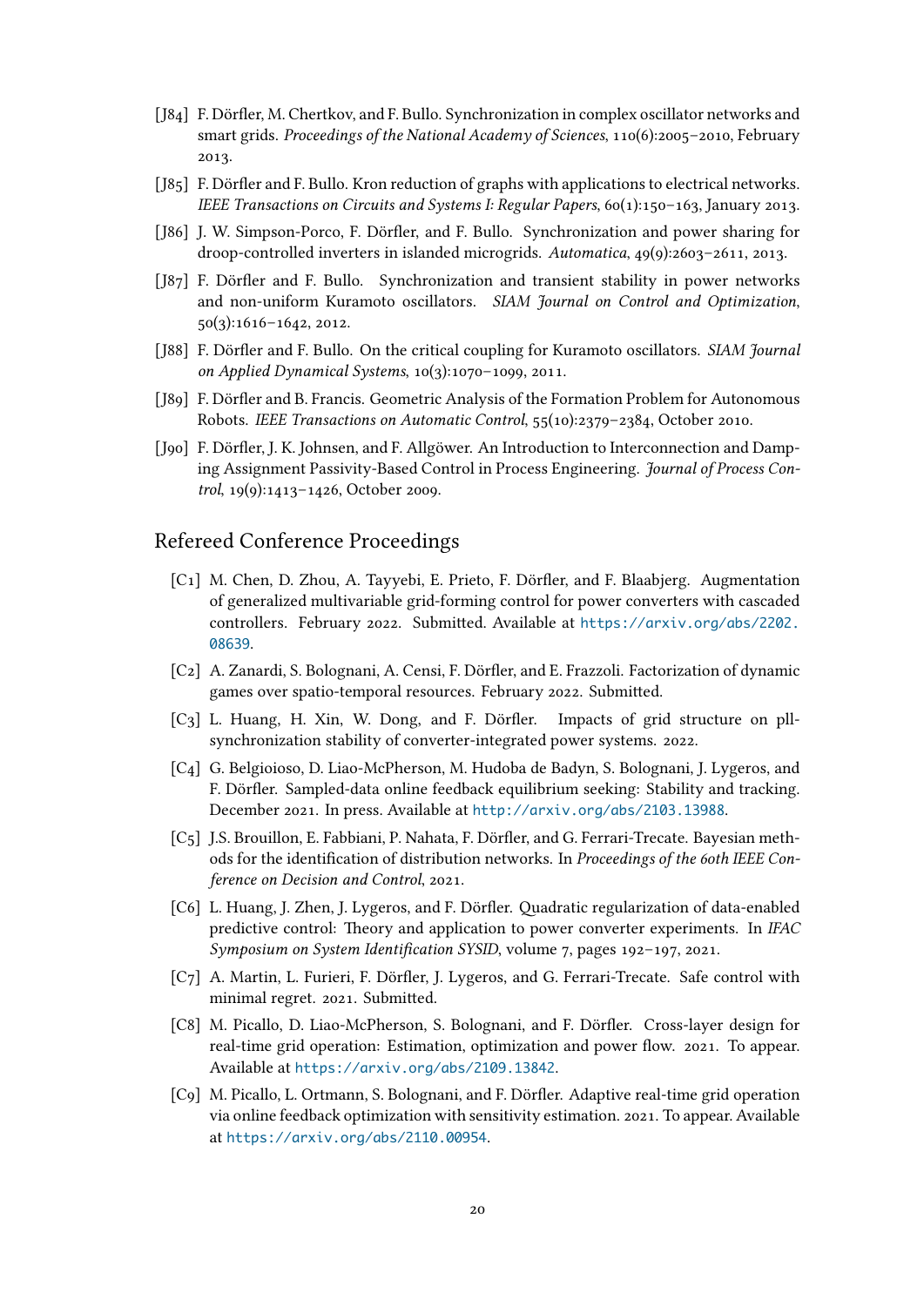- [J84] F. Dörfler, M. Chertkov, and F. Bullo. Synchronization in complex oscillator networks and smart grids. *Proceedings of the National Academy of Sciences*, 110(6):2005–2010, February 2013.
- [J85] F. Dörfler and F. Bullo. Kron reduction of graphs with applications to electrical networks. *IEEE Transactions on Circuits and Systems I: Regular Papers*, 60(1):150–163, January 2013.
- [J86] J. W. Simpson-Porco, F. Dörfler, and F. Bullo. Synchronization and power sharing for droop-controlled inverters in islanded microgrids. *Automatica*, 49(9):2603–2611, 2013.
- [J87] F. Dörfler and F. Bullo. Synchronization and transient stability in power networks and non-uniform Kuramoto oscillators. *SIAM Journal on Control and Optimization*, 50(3):1616–1642, 2012.
- [J88] F. Dörfler and F. Bullo. On the critical coupling for Kuramoto oscillators. *SIAM Journal on Applied Dynamical Systems*, 10(3):1070–1099, 2011.
- [J89] F. Dörfler and B. Francis. Geometric Analysis of the Formation Problem for Autonomous Robots. *IEEE Transactions on Automatic Control*, 55(10):2379–2384, October 2010.
- [J90] F. Dörfler, J. K. Johnsen, and F. Allgöwer. An Introduction to Interconnection and Damping Assignment Passivity-Based Control in Process Engineering. *Journal of Process Control*, 19(9):1413–1426, October 2009.

## Refereed Conference Proceedings

- [C1] M. Chen, D. Zhou, A. Tayyebi, E. Prieto, F. Dörfler, and F. Blaabjerg. Augmentation of generalized multivariable grid-forming control for power converters with cascaded controllers. February 2022. Submitted. Available at https://arxiv.org/abs/2202.08639.
- [C2] A. Zanardi, S. Bolognani, A. Censi, F. Dörfler, and E. Frazzoli. Factorization of dynamic games over spatio-temporal resources. February 2022. Submitted.
- [C3] L. Huang, H. Xin, W. Dong, and F. Dörfler. Impacts of grid structure on pll-synchronization stability of converter-integrated power systems. 2022.
- [C4] G. Belgioioso, D. Liao-McPherson, M. Hudoba de Badyn, S. Bolognani, J. Lygeros, and F. Dörfler. Sampled-data online feedback equilibrium seeking: Stability and tracking. December 2021. In press. Available at http://arxiv.org/abs/2103.13988.
- [C5] J.S. Brouillon, E. Fabbiani, P. Nahata, F. Dörfler, and G. Ferrari-Trecate. Bayesian methods for the identification of distribution networks. In *Proceedings of the 60th IEEE Conference on Decision and Control*, 2021.
- [C6] L. Huang, J. Zhen, J. Lygeros, and F. Dörfler. Quadratic regularization of data-enabled predictive control: Theory and application to power converter experiments. In *IFAC Symposium on System Identification SYSID*, volume 7, pages 192–197, 2021.
- [C7] A. Martin, L. Furieri, F. Dörfler, J. Lygeros, and G. Ferrari-Trecate. Safe control with minimal regret. 2021. Submitted.
- [C8] M. Picallo, D. Liao-McPherson, S. Bolognani, and F. Dörfler. Cross-layer design for real-time grid operation: Estimation, optimization and power flow. 2021. To appear. Available at https://arxiv.org/abs/2109.13842.
- [C9] M. Picallo, L. Ortmann, S. Bolognani, and F. Dörfler. Adaptive real-time grid operation via online feedback optimization with sensitivity estimation. 2021. To appear. Available at https://arxiv.org/abs/2110.00954.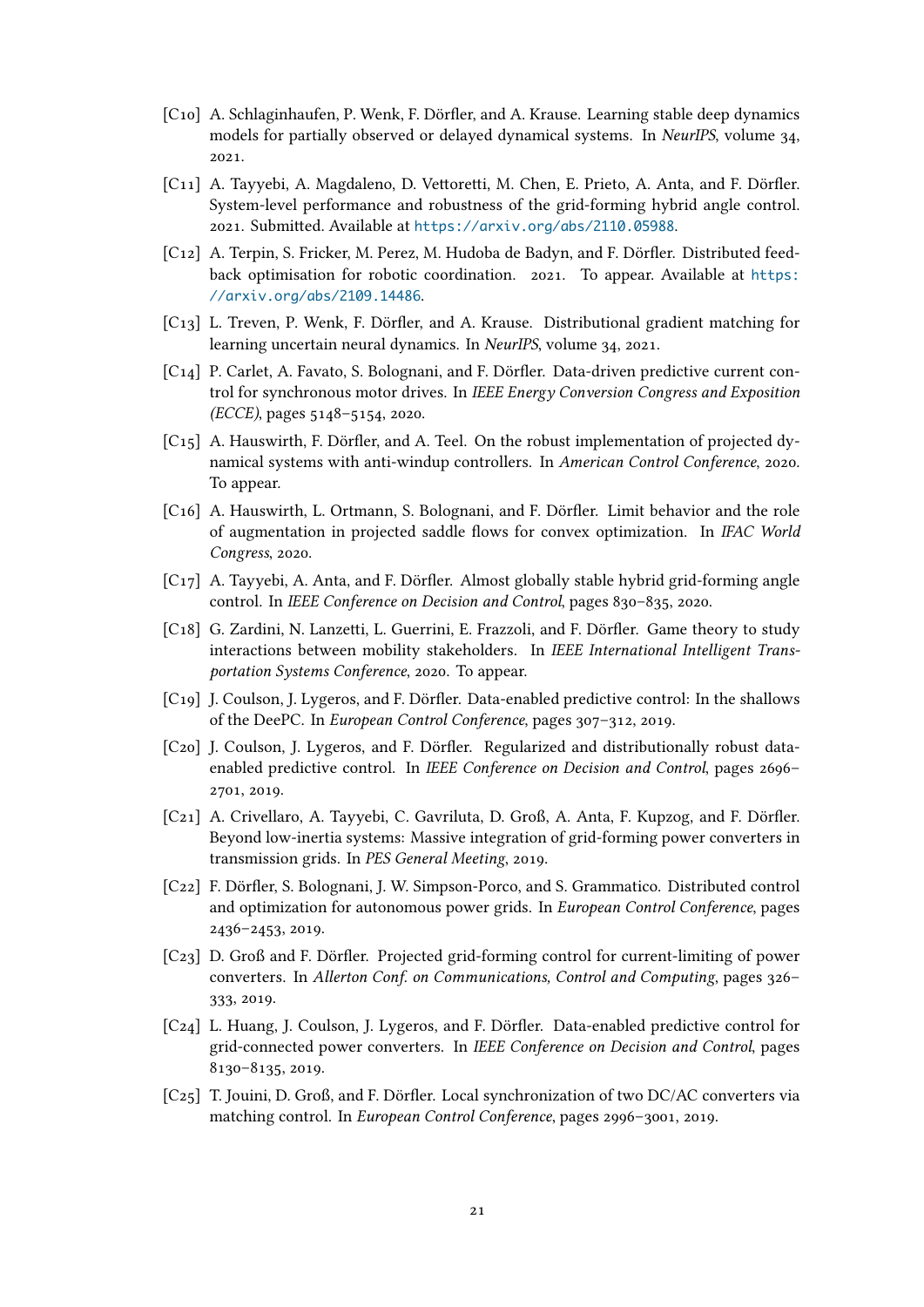[C10] A. Schlaginhaufen, P. Wenk, F. Dörfler, and A. Krause. Learning stable deep dynamics models for partially observed or delayed dynamical systems. In *NeurIPS*, volume 34, 2021.

[C11] A. Tayyebi, A. Magdaleno, D. Vettoretti, M. Chen, E. Prieto, A. Anta, and F. Dörfler. System-level performance and robustness of the grid-forming hybrid angle control. 2021. Submitted. Available at https://arxiv.org/abs/2110.05988.

[C12] A. Terpin, S. Fricker, M. Perez, M. Hudoba de Badyn, and F. Dörfler. Distributed feedback optimisation for robotic coordination. 2021. To appear. Available at https://arxiv.org/abs/2109.14486.

[C13] L. Treven, P. Wenk, F. Dörfler, and A. Krause. Distributional gradient matching for learning uncertain neural dynamics. In *NeurIPS*, volume 34, 2021.

[C14] P. Carlet, A. Favato, S. Bolognani, and F. Dörfler. Data-driven predictive current control for synchronous motor drives. In *IEEE Energy Conversion Congress and Exposition (ECCE)*, pages 5148–5154, 2020.

[C15] A. Hauswirth, F. Dörfler, and A. Teel. On the robust implementation of projected dynamical systems with anti-windup controllers. In *American Control Conference*, 2020. To appear.

[C16] A. Hauswirth, L. Ortmann, S. Bolognani, and F. Dörfler. Limit behavior and the role of augmentation in projected saddle flows for convex optimization. In *IFAC World Congress*, 2020.

[C17] A. Tayyebi, A. Anta, and F. Dörfler. Almost globally stable hybrid grid-forming angle control. In *IEEE Conference on Decision and Control*, pages 830–835, 2020.

[C18] G. Zardini, N. Lanzetti, L. Guerrini, E. Frazzoli, and F. Dörfler. Game theory to study interactions between mobility stakeholders. In *IEEE International Intelligent Transportation Systems Conference*, 2020. To appear.

[C19] J. Coulson, J. Lygeros, and F. Dörfler. Data-enabled predictive control: In the shallows of the DeePC. In *European Control Conference*, pages 307–312, 2019.

[C20] J. Coulson, J. Lygeros, and F. Dörfler. Regularized and distributionally robust data-enabled predictive control. In *IEEE Conference on Decision and Control*, pages 2696–2701, 2019.

[C21] A. Crivellaro, A. Tayyebi, C. Gavriluta, D. Groß, A. Anta, F. Kupzog, and F. Dörfler. Beyond low-inertia systems: Massive integration of grid-forming power converters in transmission grids. In *PES General Meeting*, 2019.

[C22] F. Dörfler, S. Bolognani, J. W. Simpson-Porco, and S. Grammatico. Distributed control and optimization for autonomous power grids. In *European Control Conference*, pages 2436–2453, 2019.

[C23] D. Groß and F. Dörfler. Projected grid-forming control for current-limiting of power converters. In *Allerton Conf. on Communications, Control and Computing*, pages 326–333, 2019.

[C24] L. Huang, J. Coulson, J. Lygeros, and F. Dörfler. Data-enabled predictive control for grid-connected power converters. In *IEEE Conference on Decision and Control*, pages 8130–8135, 2019.

[C25] T. Jouini, D. Groß, and F. Dörfler. Local synchronization of two DC/AC converters via matching control. In *European Control Conference*, pages 2996–3001, 2019.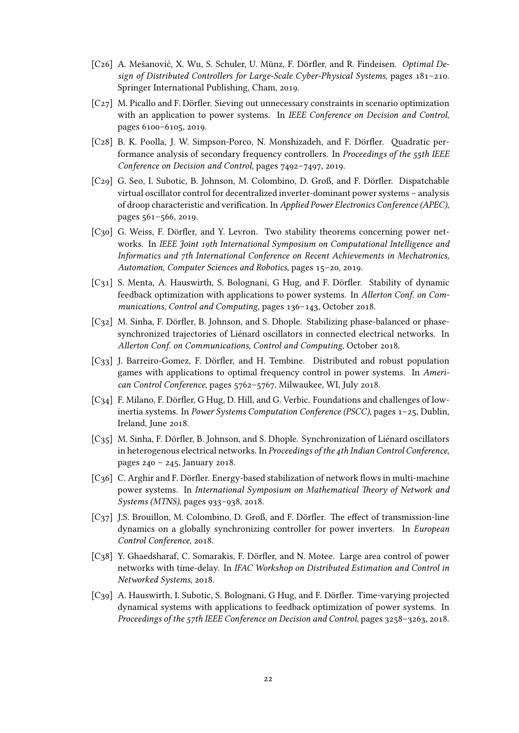- [C26] A. Mešanović, X. Wu, S. Schuler, U. Münz, F. Dörfler, and R. Findeisen. *Optimal Design of Distributed Controllers for Large-Scale Cyber-Physical Systems*, pages 181–210. Springer International Publishing, Cham, 2019.
- [C27] M. Picallo and F. Dörfler. Sieving out unnecessary constraints in scenario optimization with an application to power systems. In *IEEE Conference on Decision and Control*, pages 6100–6105, 2019.
- [C28] B. K. Poolla, J. W. Simpson-Porco, N. Monshizadeh, and F. Dörfler. Quadratic performance analysis of secondary frequency controllers. In *Proceedings of the 55th IEEE Conference on Decision and Control*, pages 7492–7497, 2019.
- [C29] G. Seo, I. Subotic, B. Johnson, M. Colombino, D. Groß, and F. Dörfler. Dispatchable virtual oscillator control for decentralized inverter-dominant power systems – analysis of droop characteristic and verification. In *Applied Power Electronics Conference (APEC)*, pages 561–566, 2019.
- [C30] G. Weiss, F. Dörfler, and Y. Levron. Two stability theorems concerning power networks. In *IEEE Joint 19th International Symposium on Computational Intelligence and Informatics and 7th International Conference on Recent Achievements in Mechatronics, Automation, Computer Sciences and Robotics*, pages 15–20, 2019.
- [C31] S. Menta, A. Hauswirth, S. Bolognani, G Hug, and F. Dörfler. Stability of dynamic feedback optimization with applications to power systems. In *Allerton Conf. on Communications, Control and Computing*, pages 136–143, October 2018.
- [C32] M. Sinha, F. Dörfler, B. Johnson, and S. Dhople. Stabilizing phase-balanced or phase-synchronized trajectories of Liénard oscillators in connected electrical networks. In *Allerton Conf. on Communications, Control and Computing*, October 2018.
- [C33] J. Barreiro-Gomez, F. Dörfler, and H. Tembine. Distributed and robust population games with applications to optimal frequency control in power systems. In *American Control Conference*, pages 5762–5767, Milwaukee, WI, July 2018.
- [C34] F. Milano, F. Dörfler, G Hug, D. Hill, and G. Verbic. Foundations and challenges of low-inertia systems. In *Power Systems Computation Conference (PSCC)*, pages 1–25, Dublin, Ireland, June 2018.
- [C35] M. Sinha, F. Dörfler, B. Johnson, and S. Dhople. Synchronization of Liénard oscillators in heterogenous electrical networks. In *Proceedings of the 4th Indian Control Conference*, pages 240 – 245, January 2018.
- [C36] C. Arghir and F. Dörfler. Energy-based stabilization of network flows in multi-machine power systems. In *International Symposium on Mathematical Theory of Network and Systems (MTNS)*, pages 933–938, 2018.
- [C37] J.S. Brouillon, M. Colombino, D. Groß, and F. Dörfler. The effect of transmission-line dynamics on a globally synchronizing controller for power inverters. In *European Control Conference*, 2018.
- [C38] Y. Ghaedsharaf, C. Somarakis, F. Dörfler, and N. Motee. Large area control of power networks with time-delay. In *IFAC Workshop on Distributed Estimation and Control in Networked Systems*, 2018.
- [C39] A. Hauswirth, I. Subotic, S. Bolognani, G Hug, and F. Dörfler. Time-varying projected dynamical systems with applications to feedback optimization of power systems. In *Proceedings of the 57th IEEE Conference on Decision and Control*, pages 3258–3263, 2018.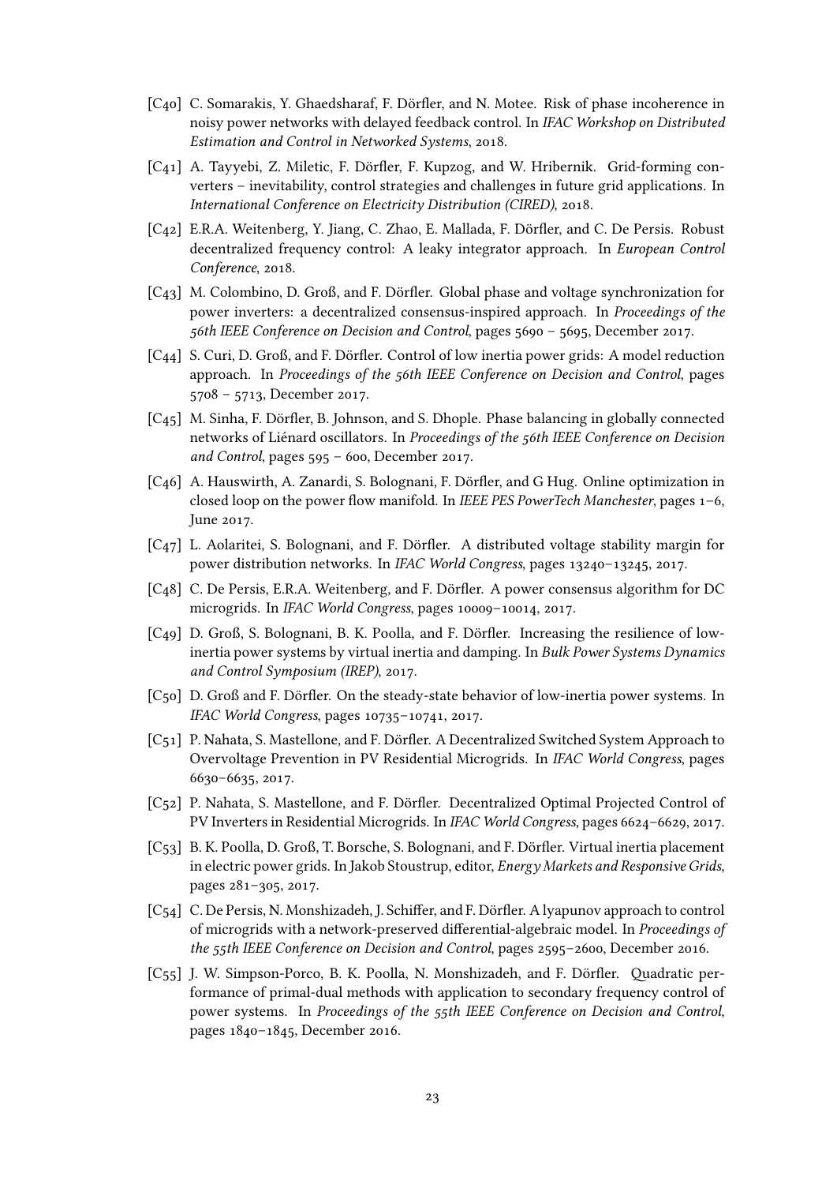- [C40] C. Somarakis, Y. Ghaedsharaf, F. Dörfler, and N. Motee. Risk of phase incoherence in noisy power networks with delayed feedback control. In *IFAC Workshop on Distributed Estimation and Control in Networked Systems*, 2018.
- [C41] A. Tayyebi, Z. Miletic, F. Dörfler, F. Kupzog, and W. Hribernik. Grid-forming converters – inevitability, control strategies and challenges in future grid applications. In *International Conference on Electricity Distribution (CIRED)*, 2018.
- [C42] E.R.A. Weitenberg, Y. Jiang, C. Zhao, E. Mallada, F. Dörfler, and C. De Persis. Robust decentralized frequency control: A leaky integrator approach. In *European Control Conference*, 2018.
- [C43] M. Colombino, D. Groß, and F. Dörfler. Global phase and voltage synchronization for power inverters: a decentralized consensus-inspired approach. In *Proceedings of the 56th IEEE Conference on Decision and Control*, pages 5690 – 5695, December 2017.
- [C44] S. Curi, D. Groß, and F. Dörfler. Control of low inertia power grids: A model reduction approach. In *Proceedings of the 56th IEEE Conference on Decision and Control*, pages 5708 – 5713, December 2017.
- [C45] M. Sinha, F. Dörfler, B. Johnson, and S. Dhople. Phase balancing in globally connected networks of Liénard oscillators. In *Proceedings of the 56th IEEE Conference on Decision and Control*, pages 595 – 600, December 2017.
- [C46] A. Hauswirth, A. Zanardi, S. Bolognani, F. Dörfler, and G Hug. Online optimization in closed loop on the power flow manifold. In *IEEE PES PowerTech Manchester*, pages 1–6, June 2017.
- [C47] L. Aolaritei, S. Bolognani, and F. Dörfler. A distributed voltage stability margin for power distribution networks. In *IFAC World Congress*, pages 13240–13245, 2017.
- [C48] C. De Persis, E.R.A. Weitenberg, and F. Dörfler. A power consensus algorithm for DC microgrids. In *IFAC World Congress*, pages 10009–10014, 2017.
- [C49] D. Groß, S. Bolognani, B. K. Poolla, and F. Dörfler. Increasing the resilience of low-inertia power systems by virtual inertia and damping. In *Bulk Power Systems Dynamics and Control Symposium (IREP)*, 2017.
- [C50] D. Groß and F. Dörfler. On the steady-state behavior of low-inertia power systems. In *IFAC World Congress*, pages 10735–10741, 2017.
- [C51] P. Nahata, S. Mastellone, and F. Dörfler. A Decentralized Switched System Approach to Overvoltage Prevention in PV Residential Microgrids. In *IFAC World Congress*, pages 6630–6635, 2017.
- [C52] P. Nahata, S. Mastellone, and F. Dörfler. Decentralized Optimal Projected Control of PV Inverters in Residential Microgrids. In *IFAC World Congress*, pages 6624–6629, 2017.
- [C53] B. K. Poolla, D. Groß, T. Borsche, S. Bolognani, and F. Dörfler. Virtual inertia placement in electric power grids. In Jakob Stoustrup, editor, *Energy Markets and Responsive Grids*, pages 281–305, 2017.
- [C54] C. De Persis, N. Monshizadeh, J. Schiffer, and F. Dörfler. A lyapunov approach to control of microgrids with a network-preserved differential-algebraic model. In *Proceedings of the 55th IEEE Conference on Decision and Control*, pages 2595–2600, December 2016.
- [C55] J. W. Simpson-Porco, B. K. Poolla, N. Monshizadeh, and F. Dörfler. Quadratic performance of primal-dual methods with application to secondary frequency control of power systems. In *Proceedings of the 55th IEEE Conference on Decision and Control*, pages 1840–1845, December 2016.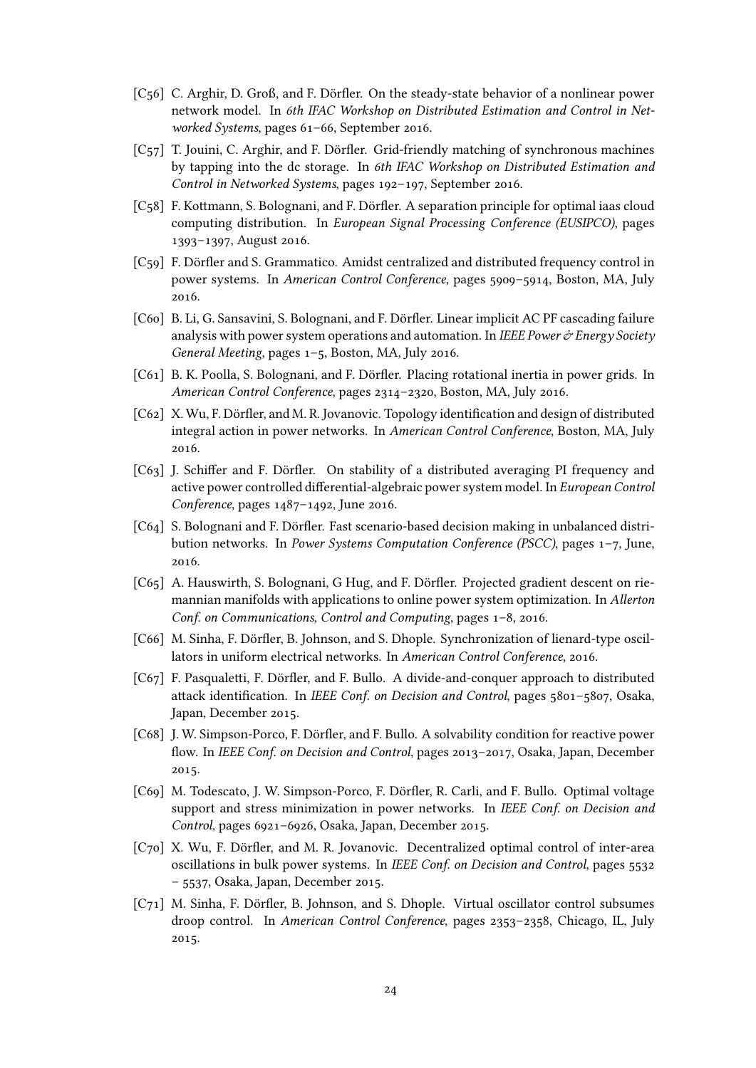[C56] C. Arghir, D. Groß, and F. Dörfler. On the steady-state behavior of a nonlinear power network model. In *6th IFAC Workshop on Distributed Estimation and Control in Networked Systems*, pages 61–66, September 2016.

[C57] T. Jouini, C. Arghir, and F. Dörfler. Grid-friendly matching of synchronous machines by tapping into the dc storage. In *6th IFAC Workshop on Distributed Estimation and Control in Networked Systems*, pages 192–197, September 2016.

[C58] F. Kottmann, S. Bolognani, and F. Dörfler. A separation principle for optimal iaas cloud computing distribution. In *European Signal Processing Conference (EUSIPCO)*, pages 1393–1397, August 2016.

[C59] F. Dörfler and S. Grammatico. Amidst centralized and distributed frequency control in power systems. In *American Control Conference*, pages 5909–5914, Boston, MA, July 2016.

[C60] B. Li, G. Sansavini, S. Bolognani, and F. Dörfler. Linear implicit AC PF cascading failure analysis with power system operations and automation. In *IEEE Power & Energy Society General Meeting*, pages 1–5, Boston, MA, July 2016.

[C61] B. K. Poolla, S. Bolognani, and F. Dörfler. Placing rotational inertia in power grids. In *American Control Conference*, pages 2314–2320, Boston, MA, July 2016.

[C62] X. Wu, F. Dörfler, and M. R. Jovanovic. Topology identification and design of distributed integral action in power networks. In *American Control Conference*, Boston, MA, July 2016.

[C63] J. Schiffer and F. Dörfler. On stability of a distributed averaging PI frequency and active power controlled differential-algebraic power system model. In *European Control Conference*, pages 1487–1492, June 2016.

[C64] S. Bolognani and F. Dörfler. Fast scenario-based decision making in unbalanced distribution networks. In *Power Systems Computation Conference (PSCC)*, pages 1–7, June, 2016.

[C65] A. Hauswirth, S. Bolognani, G Hug, and F. Dörfler. Projected gradient descent on riemannian manifolds with applications to online power system optimization. In *Allerton Conf. on Communications, Control and Computing*, pages 1–8, 2016.

[C66] M. Sinha, F. Dörfler, B. Johnson, and S. Dhople. Synchronization of lienard-type oscillators in uniform electrical networks. In *American Control Conference*, 2016.

[C67] F. Pasqualetti, F. Dörfler, and F. Bullo. A divide-and-conquer approach to distributed attack identification. In *IEEE Conf. on Decision and Control*, pages 5801–5807, Osaka, Japan, December 2015.

[C68] J. W. Simpson-Porco, F. Dörfler, and F. Bullo. A solvability condition for reactive power flow. In *IEEE Conf. on Decision and Control*, pages 2013–2017, Osaka, Japan, December 2015.

[C69] M. Todescato, J. W. Simpson-Porco, F. Dörfler, R. Carli, and F. Bullo. Optimal voltage support and stress minimization in power networks. In *IEEE Conf. on Decision and Control*, pages 6921–6926, Osaka, Japan, December 2015.

[C70] X. Wu, F. Dörfler, and M. R. Jovanovic. Decentralized optimal control of inter-area oscillations in bulk power systems. In *IEEE Conf. on Decision and Control*, pages 5532 – 5537, Osaka, Japan, December 2015.

[C71] M. Sinha, F. Dörfler, B. Johnson, and S. Dhople. Virtual oscillator control subsumes droop control. In *American Control Conference*, pages 2353–2358, Chicago, IL, July 2015.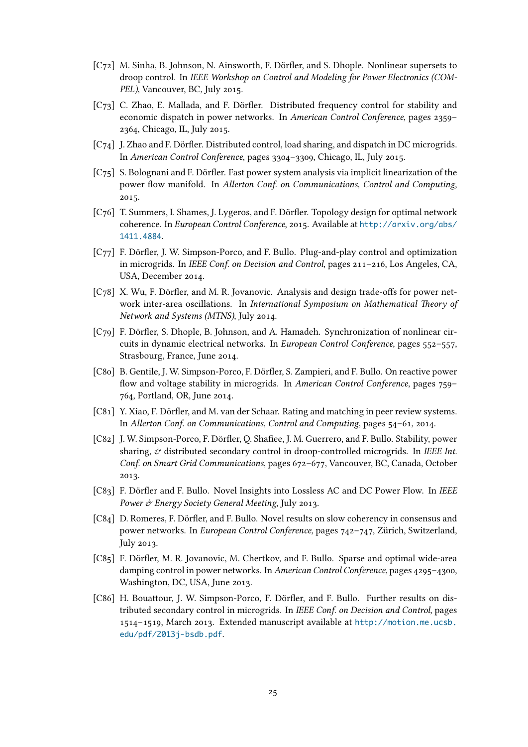- [C72] M. Sinha, B. Johnson, N. Ainsworth, F. Dörfler, and S. Dhople. Nonlinear supersets to droop control. In *IEEE Workshop on Control and Modeling for Power Electronics (COMPEL)*, Vancouver, BC, July 2015.
- [C73] C. Zhao, E. Mallada, and F. Dörfler. Distributed frequency control for stability and economic dispatch in power networks. In *American Control Conference*, pages 2359–2364, Chicago, IL, July 2015.
- [C74] J. Zhao and F. Dörfler. Distributed control, load sharing, and dispatch in DC microgrids. In *American Control Conference*, pages 3304–3309, Chicago, IL, July 2015.
- [C75] S. Bolognani and F. Dörfler. Fast power system analysis via implicit linearization of the power flow manifold. In *Allerton Conf. on Communications, Control and Computing*, 2015.
- [C76] T. Summers, I. Shames, J. Lygeros, and F. Dörfler. Topology design for optimal network coherence. In *European Control Conference*, 2015. Available at http://arxiv.org/abs/1411.4884.
- [C77] F. Dörfler, J. W. Simpson-Porco, and F. Bullo. Plug-and-play control and optimization in microgrids. In *IEEE Conf. on Decision and Control*, pages 211–216, Los Angeles, CA, USA, December 2014.
- [C78] X. Wu, F. Dörfler, and M. R. Jovanovic. Analysis and design trade-offs for power network inter-area oscillations. In *International Symposium on Mathematical Theory of Network and Systems (MTNS)*, July 2014.
- [C79] F. Dörfler, S. Dhople, B. Johnson, and A. Hamadeh. Synchronization of nonlinear circuits in dynamic electrical networks. In *European Control Conference*, pages 552–557, Strasbourg, France, June 2014.
- [C80] B. Gentile, J. W. Simpson-Porco, F. Dörfler, S. Zampieri, and F. Bullo. On reactive power flow and voltage stability in microgrids. In *American Control Conference*, pages 759–764, Portland, OR, June 2014.
- [C81] Y. Xiao, F. Dörfler, and M. van der Schaar. Rating and matching in peer review systems. In *Allerton Conf. on Communications, Control and Computing*, pages 54–61, 2014.
- [C82] J. W. Simpson-Porco, F. Dörfler, Q. Shafiee, J. M. Guerrero, and F. Bullo. Stability, power sharing, & distributed secondary control in droop-controlled microgrids. In *IEEE Int. Conf. on Smart Grid Communications*, pages 672–677, Vancouver, BC, Canada, October 2013.
- [C83] F. Dörfler and F. Bullo. Novel Insights into Lossless AC and DC Power Flow. In *IEEE Power & Energy Society General Meeting*, July 2013.
- [C84] D. Romeres, F. Dörfler, and F. Bullo. Novel results on slow coherency in consensus and power networks. In *European Control Conference*, pages 742–747, Zürich, Switzerland, July 2013.
- [C85] F. Dörfler, M. R. Jovanovic, M. Chertkov, and F. Bullo. Sparse and optimal wide-area damping control in power networks. In *American Control Conference*, pages 4295–4300, Washington, DC, USA, June 2013.
- [C86] H. Bouattour, J. W. Simpson-Porco, F. Dörfler, and F. Bullo. Further results on distributed secondary control in microgrids. In *IEEE Conf. on Decision and Control*, pages 1514–1519, March 2013. Extended manuscript available at http://motion.me.ucsb.edu/pdf/2013j-bsdb.pdf.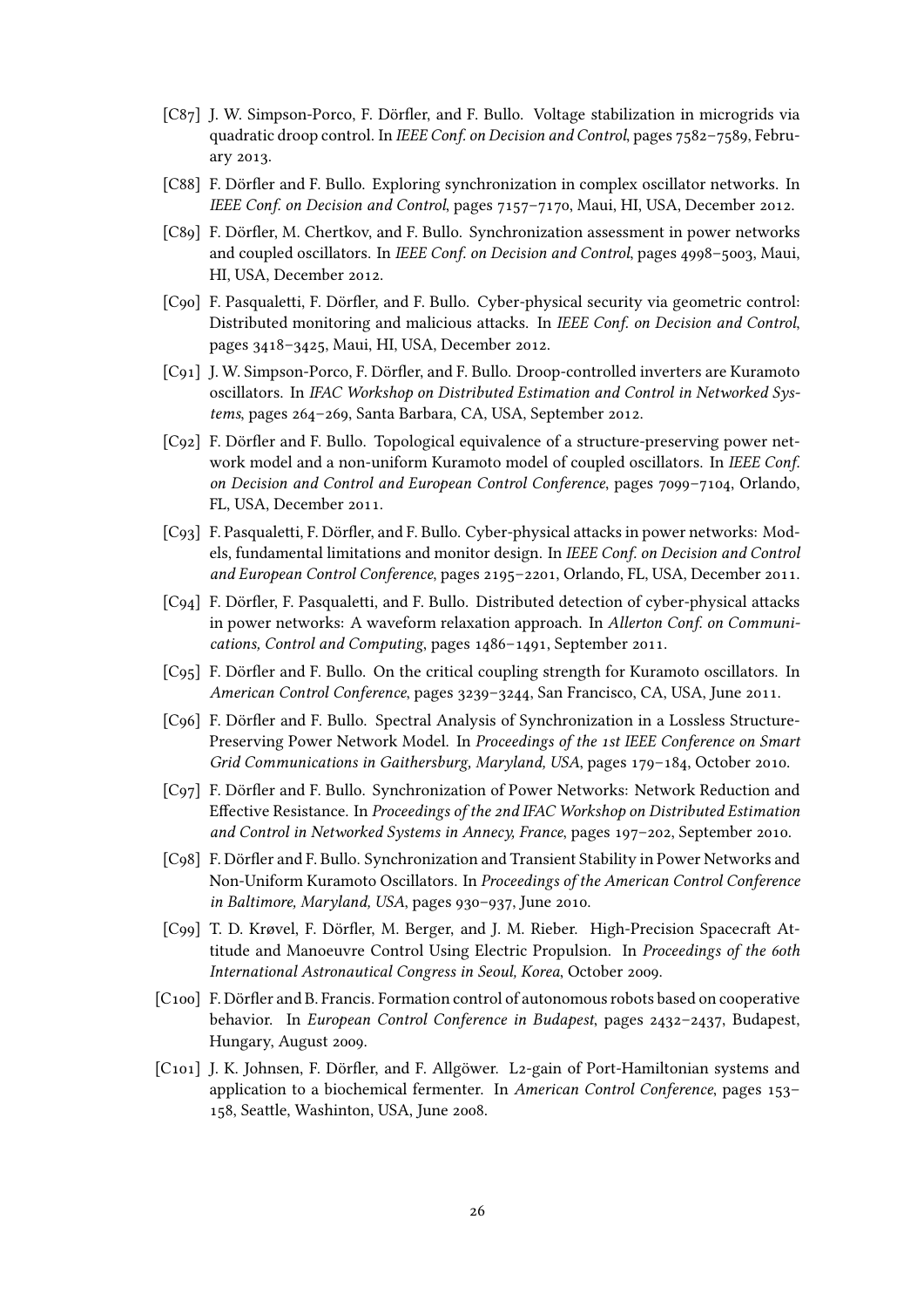[C87] J. W. Simpson-Porco, F. Dörfler, and F. Bullo. Voltage stabilization in microgrids via quadratic droop control. In *IEEE Conf. on Decision and Control*, pages 7582–7589, February 2013.

[C88] F. Dörfler and F. Bullo. Exploring synchronization in complex oscillator networks. In *IEEE Conf. on Decision and Control*, pages 7157–7170, Maui, HI, USA, December 2012.

[C89] F. Dörfler, M. Chertkov, and F. Bullo. Synchronization assessment in power networks and coupled oscillators. In *IEEE Conf. on Decision and Control*, pages 4998–5003, Maui, HI, USA, December 2012.

[C90] F. Pasqualetti, F. Dörfler, and F. Bullo. Cyber-physical security via geometric control: Distributed monitoring and malicious attacks. In *IEEE Conf. on Decision and Control*, pages 3418–3425, Maui, HI, USA, December 2012.

[C91] J. W. Simpson-Porco, F. Dörfler, and F. Bullo. Droop-controlled inverters are Kuramoto oscillators. In *IFAC Workshop on Distributed Estimation and Control in Networked Systems*, pages 264–269, Santa Barbara, CA, USA, September 2012.

[C92] F. Dörfler and F. Bullo. Topological equivalence of a structure-preserving power network model and a non-uniform Kuramoto model of coupled oscillators. In *IEEE Conf. on Decision and Control and European Control Conference*, pages 7099–7104, Orlando, FL, USA, December 2011.

[C93] F. Pasqualetti, F. Dörfler, and F. Bullo. Cyber-physical attacks in power networks: Models, fundamental limitations and monitor design. In *IEEE Conf. on Decision and Control and European Control Conference*, pages 2195–2201, Orlando, FL, USA, December 2011.

[C94] F. Dörfler, F. Pasqualetti, and F. Bullo. Distributed detection of cyber-physical attacks in power networks: A waveform relaxation approach. In *Allerton Conf. on Communications, Control and Computing*, pages 1486–1491, September 2011.

[C95] F. Dörfler and F. Bullo. On the critical coupling strength for Kuramoto oscillators. In *American Control Conference*, pages 3239–3244, San Francisco, CA, USA, June 2011.

[C96] F. Dörfler and F. Bullo. Spectral Analysis of Synchronization in a Lossless Structure-Preserving Power Network Model. In *Proceedings of the 1st IEEE Conference on Smart Grid Communications in Gaithersburg, Maryland, USA*, pages 179–184, October 2010.

[C97] F. Dörfler and F. Bullo. Synchronization of Power Networks: Network Reduction and Effective Resistance. In *Proceedings of the 2nd IFAC Workshop on Distributed Estimation and Control in Networked Systems in Annecy, France*, pages 197–202, September 2010.

[C98] F. Dörfler and F. Bullo. Synchronization and Transient Stability in Power Networks and Non-Uniform Kuramoto Oscillators. In *Proceedings of the American Control Conference in Baltimore, Maryland, USA*, pages 930–937, June 2010.

[C99] T. D. Krøvel, F. Dörfler, M. Berger, and J. M. Rieber. High-Precision Spacecraft Attitude and Manoeuvre Control Using Electric Propulsion. In *Proceedings of the 60th International Astronautical Congress in Seoul, Korea*, October 2009.

[C100] F. Dörfler and B. Francis. Formation control of autonomous robots based on cooperative behavior. In *European Control Conference in Budapest*, pages 2432–2437, Budapest, Hungary, August 2009.

[C101] J. K. Johnsen, F. Dörfler, and F. Allgöwer. L2-gain of Port-Hamiltonian systems and application to a biochemical fermenter. In *American Control Conference*, pages 153–158, Seattle, Washinton, USA, June 2008.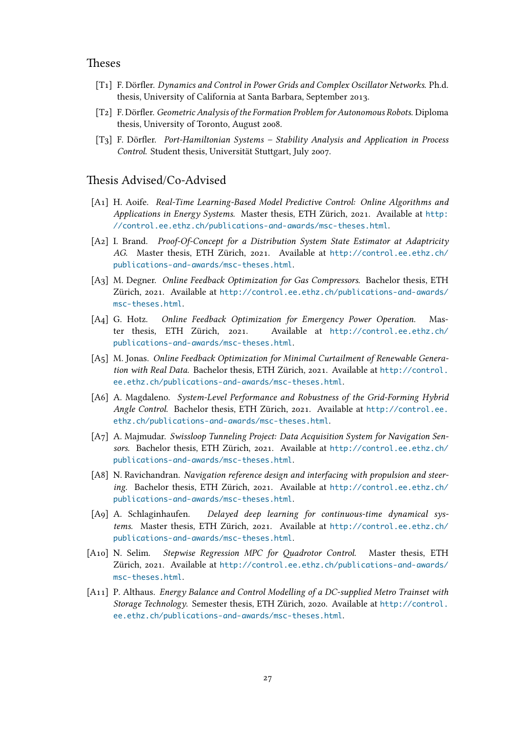## Theses

- [T1] F. Dörfler. *Dynamics and Control in Power Grids and Complex Oscillator Networks.* Ph.d. thesis, University of California at Santa Barbara, September 2013.
- [T2] F. Dörfler. *Geometric Analysis of the Formation Problem for Autonomous Robots.* Diploma thesis, University of Toronto, August 2008.
- [T3] F. Dörfler. *Port-Hamiltonian Systems – Stability Analysis and Application in Process Control.* Student thesis, Universität Stuttgart, July 2007.

## Thesis Advised/Co-Advised

- [A1] H. Aoife. *Real-Time Learning-Based Model Predictive Control: Online Algorithms and Applications in Energy Systems.* Master thesis, ETH Zürich, 2021. Available at http://control.ee.ethz.ch/publications-and-awards/msc-theses.html.
- [A2] I. Brand. *Proof-Of-Concept for a Distribution System State Estimator at Adaptricity AG.* Master thesis, ETH Zürich, 2021. Available at http://control.ee.ethz.ch/publications-and-awards/msc-theses.html.
- [A3] M. Degner. *Online Feedback Optimization for Gas Compressors.* Bachelor thesis, ETH Zürich, 2021. Available at http://control.ee.ethz.ch/publications-and-awards/msc-theses.html.
- [A4] G. Hotz. *Online Feedback Optimization for Emergency Power Operation.* Master thesis, ETH Zürich, 2021. Available at http://control.ee.ethz.ch/publications-and-awards/msc-theses.html.
- [A5] M. Jonas. *Online Feedback Optimization for Minimal Curtailment of Renewable Generation with Real Data.* Bachelor thesis, ETH Zürich, 2021. Available at http://control.ee.ethz.ch/publications-and-awards/msc-theses.html.
- [A6] A. Magdaleno. *System-Level Performance and Robustness of the Grid-Forming Hybrid Angle Control.* Bachelor thesis, ETH Zürich, 2021. Available at http://control.ee.ethz.ch/publications-and-awards/msc-theses.html.
- [A7] A. Majmudar. *Swissloop Tunneling Project: Data Acquisition System for Navigation Sensors.* Bachelor thesis, ETH Zürich, 2021. Available at http://control.ee.ethz.ch/publications-and-awards/msc-theses.html.
- [A8] N. Ravichandran. *Navigation reference design and interfacing with propulsion and steering.* Bachelor thesis, ETH Zürich, 2021. Available at http://control.ee.ethz.ch/publications-and-awards/msc-theses.html.
- [A9] A. Schlaginhaufen. *Delayed deep learning for continuous-time dynamical systems.* Master thesis, ETH Zürich, 2021. Available at http://control.ee.ethz.ch/publications-and-awards/msc-theses.html.
- [A10] N. Selim. *Stepwise Regression MPC for Quadrotor Control.* Master thesis, ETH Zürich, 2021. Available at http://control.ee.ethz.ch/publications-and-awards/msc-theses.html.
- [A11] P. Althaus. *Energy Balance and Control Modelling of a DC-supplied Metro Trainset with Storage Technology.* Semester thesis, ETH Zürich, 2020. Available at http://control.ee.ethz.ch/publications-and-awards/msc-theses.html.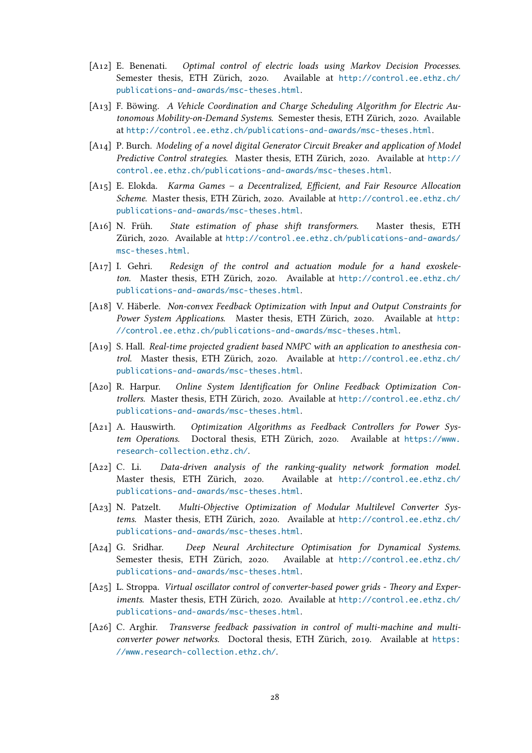[A12] E. Benenati. *Optimal control of electric loads using Markov Decision Processes.* Semester thesis, ETH Zürich, 2020. Available at http://control.ee.ethz.ch/publications-and-awards/msc-theses.html.

[A13] F. Böwing. *A Vehicle Coordination and Charge Scheduling Algorithm for Electric Autonomous Mobility-on-Demand Systems.* Semester thesis, ETH Zürich, 2020. Available at http://control.ee.ethz.ch/publications-and-awards/msc-theses.html.

[A14] P. Burch. *Modeling of a novel digital Generator Circuit Breaker and application of Model Predictive Control strategies.* Master thesis, ETH Zürich, 2020. Available at http://control.ee.ethz.ch/publications-and-awards/msc-theses.html.

[A15] E. Elokda. *Karma Games – a Decentralized, Efficient, and Fair Resource Allocation Scheme.* Master thesis, ETH Zürich, 2020. Available at http://control.ee.ethz.ch/publications-and-awards/msc-theses.html.

[A16] N. Früh. *State estimation of phase shift transformers.* Master thesis, ETH Zürich, 2020. Available at http://control.ee.ethz.ch/publications-and-awards/msc-theses.html.

[A17] I. Gehri. *Redesign of the control and actuation module for a hand exoskeleton.* Master thesis, ETH Zürich, 2020. Available at http://control.ee.ethz.ch/publications-and-awards/msc-theses.html.

[A18] V. Häberle. *Non-convex Feedback Optimization with Input and Output Constraints for Power System Applications.* Master thesis, ETH Zürich, 2020. Available at http://control.ee.ethz.ch/publications-and-awards/msc-theses.html.

[A19] S. Hall. *Real-time projected gradient based NMPC with an application to anesthesia control.* Master thesis, ETH Zürich, 2020. Available at http://control.ee.ethz.ch/publications-and-awards/msc-theses.html.

[A20] R. Harpur. *Online System Identification for Online Feedback Optimization Controllers.* Master thesis, ETH Zürich, 2020. Available at http://control.ee.ethz.ch/publications-and-awards/msc-theses.html.

[A21] A. Hauswirth. *Optimization Algorithms as Feedback Controllers for Power System Operations.* Doctoral thesis, ETH Zürich, 2020. Available at https://www.research-collection.ethz.ch/.

[A22] C. Li. *Data-driven analysis of the ranking-quality network formation model.* Master thesis, ETH Zürich, 2020. Available at http://control.ee.ethz.ch/publications-and-awards/msc-theses.html.

[A23] N. Patzelt. *Multi-Objective Optimization of Modular Multilevel Converter Systems.* Master thesis, ETH Zürich, 2020. Available at http://control.ee.ethz.ch/publications-and-awards/msc-theses.html.

[A24] G. Sridhar. *Deep Neural Architecture Optimisation for Dynamical Systems.* Semester thesis, ETH Zürich, 2020. Available at http://control.ee.ethz.ch/publications-and-awards/msc-theses.html.

[A25] L. Stroppa. *Virtual oscillator control of converter-based power grids - Theory and Experiments.* Master thesis, ETH Zürich, 2020. Available at http://control.ee.ethz.ch/publications-and-awards/msc-theses.html.

[A26] C. Arghir. *Transverse feedback passivation in control of multi-machine and multi-converter power networks.* Doctoral thesis, ETH Zürich, 2019. Available at https://www.research-collection.ethz.ch/.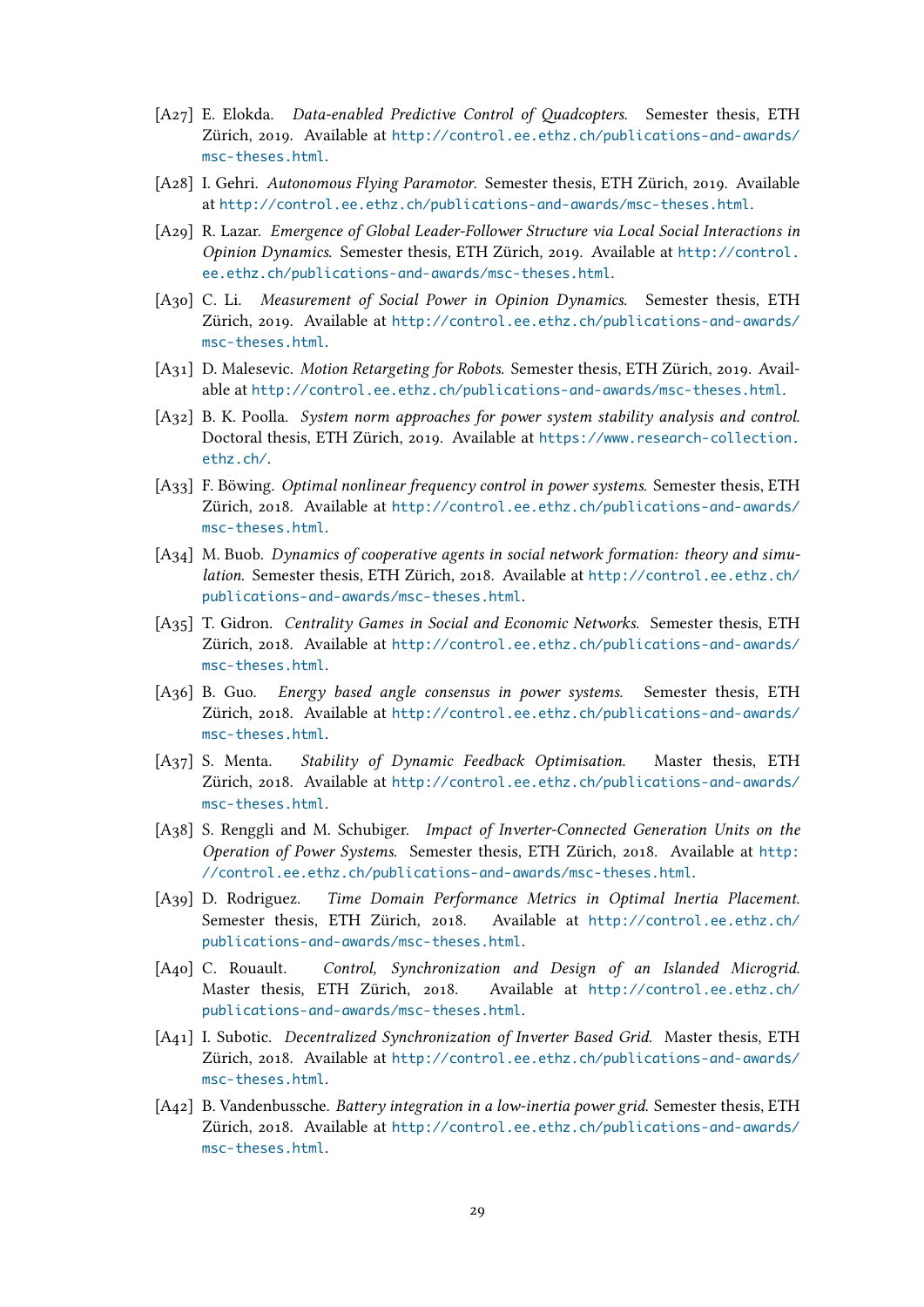[A27] E. Elokda. *Data-enabled Predictive Control of Quadcopters*. Semester thesis, ETH Zürich, 2019. Available at http://control.ee.ethz.ch/publications-and-awards/msc-theses.html.

[A28] I. Gehri. *Autonomous Flying Paramotor*. Semester thesis, ETH Zürich, 2019. Available at http://control.ee.ethz.ch/publications-and-awards/msc-theses.html.

[A29] R. Lazar. *Emergence of Global Leader-Follower Structure via Local Social Interactions in Opinion Dynamics*. Semester thesis, ETH Zürich, 2019. Available at http://control.ee.ethz.ch/publications-and-awards/msc-theses.html.

[A30] C. Li. *Measurement of Social Power in Opinion Dynamics*. Semester thesis, ETH Zürich, 2019. Available at http://control.ee.ethz.ch/publications-and-awards/msc-theses.html.

[A31] D. Malesevic. *Motion Retargeting for Robots*. Semester thesis, ETH Zürich, 2019. Available at http://control.ee.ethz.ch/publications-and-awards/msc-theses.html.

[A32] B. K. Poolla. *System norm approaches for power system stability analysis and control*. Doctoral thesis, ETH Zürich, 2019. Available at https://www.research-collection.ethz.ch/.

[A33] F. Böwing. *Optimal nonlinear frequency control in power systems*. Semester thesis, ETH Zürich, 2018. Available at http://control.ee.ethz.ch/publications-and-awards/msc-theses.html.

[A34] M. Buob. *Dynamics of cooperative agents in social network formation: theory and simulation*. Semester thesis, ETH Zürich, 2018. Available at http://control.ee.ethz.ch/publications-and-awards/msc-theses.html.

[A35] T. Gidron. *Centrality Games in Social and Economic Networks*. Semester thesis, ETH Zürich, 2018. Available at http://control.ee.ethz.ch/publications-and-awards/msc-theses.html.

[A36] B. Guo. *Energy based angle consensus in power systems*. Semester thesis, ETH Zürich, 2018. Available at http://control.ee.ethz.ch/publications-and-awards/msc-theses.html.

[A37] S. Menta. *Stability of Dynamic Feedback Optimisation*. Master thesis, ETH Zürich, 2018. Available at http://control.ee.ethz.ch/publications-and-awards/msc-theses.html.

[A38] S. Renggli and M. Schubiger. *Impact of Inverter-Connected Generation Units on the Operation of Power Systems*. Semester thesis, ETH Zürich, 2018. Available at http://control.ee.ethz.ch/publications-and-awards/msc-theses.html.

[A39] D. Rodriguez. *Time Domain Performance Metrics in Optimal Inertia Placement*. Semester thesis, ETH Zürich, 2018. Available at http://control.ee.ethz.ch/publications-and-awards/msc-theses.html.

[A40] C. Rouault. *Control, Synchronization and Design of an Islanded Microgrid*. Master thesis, ETH Zürich, 2018. Available at http://control.ee.ethz.ch/publications-and-awards/msc-theses.html.

[A41] I. Subotic. *Decentralized Synchronization of Inverter Based Grid*. Master thesis, ETH Zürich, 2018. Available at http://control.ee.ethz.ch/publications-and-awards/msc-theses.html.

[A42] B. Vandenbussche. *Battery integration in a low-inertia power grid*. Semester thesis, ETH Zürich, 2018. Available at http://control.ee.ethz.ch/publications-and-awards/msc-theses.html.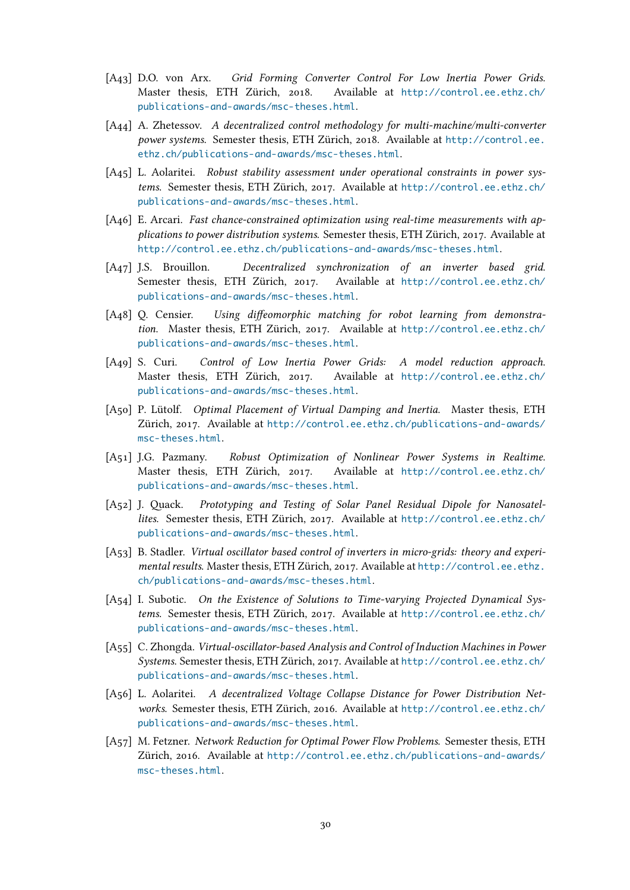[A43] D.O. von Arx. *Grid Forming Converter Control For Low Inertia Power Grids.* Master thesis, ETH Zürich, 2018. Available at http://control.ee.ethz.ch/publications-and-awards/msc-theses.html.

[A44] A. Zhetessov. *A decentralized control methodology for multi-machine/multi-converter power systems.* Semester thesis, ETH Zürich, 2018. Available at http://control.ee.ethz.ch/publications-and-awards/msc-theses.html.

[A45] L. Aolaritei. *Robust stability assessment under operational constraints in power systems.* Semester thesis, ETH Zürich, 2017. Available at http://control.ee.ethz.ch/publications-and-awards/msc-theses.html.

[A46] E. Arcari. *Fast chance-constrained optimization using real-time measurements with applications to power distribution systems.* Semester thesis, ETH Zürich, 2017. Available at http://control.ee.ethz.ch/publications-and-awards/msc-theses.html.

[A47] J.S. Brouillon. *Decentralized synchronization of an inverter based grid.* Semester thesis, ETH Zürich, 2017. Available at http://control.ee.ethz.ch/publications-and-awards/msc-theses.html.

[A48] Q. Censier. *Using diffeomorphic matching for robot learning from demonstration.* Master thesis, ETH Zürich, 2017. Available at http://control.ee.ethz.ch/publications-and-awards/msc-theses.html.

[A49] S. Curi. *Control of Low Inertia Power Grids: A model reduction approach.* Master thesis, ETH Zürich, 2017. Available at http://control.ee.ethz.ch/publications-and-awards/msc-theses.html.

[A50] P. Lütolf. *Optimal Placement of Virtual Damping and Inertia.* Master thesis, ETH Zürich, 2017. Available at http://control.ee.ethz.ch/publications-and-awards/msc-theses.html.

[A51] J.G. Pazmany. *Robust Optimization of Nonlinear Power Systems in Realtime.* Master thesis, ETH Zürich, 2017. Available at http://control.ee.ethz.ch/publications-and-awards/msc-theses.html.

[A52] J. Quack. *Prototyping and Testing of Solar Panel Residual Dipole for Nanosatellites.* Semester thesis, ETH Zürich, 2017. Available at http://control.ee.ethz.ch/publications-and-awards/msc-theses.html.

[A53] B. Stadler. *Virtual oscillator based control of inverters in micro-grids: theory and experimental results.* Master thesis, ETH Zürich, 2017. Available at http://control.ee.ethz.ch/publications-and-awards/msc-theses.html.

[A54] I. Subotic. *On the Existence of Solutions to Time-varying Projected Dynamical Systems.* Semester thesis, ETH Zürich, 2017. Available at http://control.ee.ethz.ch/publications-and-awards/msc-theses.html.

[A55] C. Zhongda. *Virtual-oscillator-based Analysis and Control of Induction Machines in Power Systems.* Semester thesis, ETH Zürich, 2017. Available at http://control.ee.ethz.ch/publications-and-awards/msc-theses.html.

[A56] L. Aolaritei. *A decentralized Voltage Collapse Distance for Power Distribution Networks.* Semester thesis, ETH Zürich, 2016. Available at http://control.ee.ethz.ch/publications-and-awards/msc-theses.html.

[A57] M. Fetzner. *Network Reduction for Optimal Power Flow Problems.* Semester thesis, ETH Zürich, 2016. Available at http://control.ee.ethz.ch/publications-and-awards/msc-theses.html.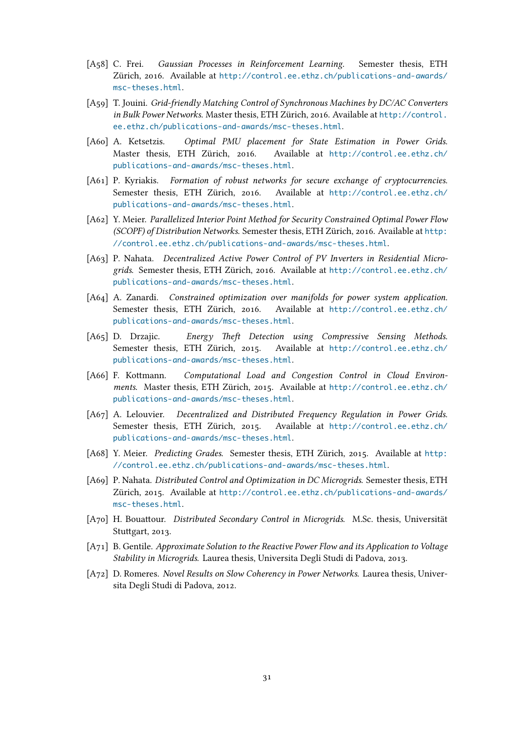[A58] C. Frei. *Gaussian Processes in Reinforcement Learning.* Semester thesis, ETH Zürich, 2016. Available at http://control.ee.ethz.ch/publications-and-awards/msc-theses.html.

[A59] T. Jouini. *Grid-friendly Matching Control of Synchronous Machines by DC/AC Converters in Bulk Power Networks.* Master thesis, ETH Zürich, 2016. Available at http://control.ee.ethz.ch/publications-and-awards/msc-theses.html.

[A60] A. Ketsetzis. *Optimal PMU placement for State Estimation in Power Grids.* Master thesis, ETH Zürich, 2016. Available at http://control.ee.ethz.ch/publications-and-awards/msc-theses.html.

[A61] P. Kyriakis. *Formation of robust networks for secure exchange of cryptocurrencies.* Semester thesis, ETH Zürich, 2016. Available at http://control.ee.ethz.ch/publications-and-awards/msc-theses.html.

[A62] Y. Meier. *Parallelized Interior Point Method for Security Constrained Optimal Power Flow (SCOPF) of Distribution Networks.* Semester thesis, ETH Zürich, 2016. Available at http://control.ee.ethz.ch/publications-and-awards/msc-theses.html.

[A63] P. Nahata. *Decentralized Active Power Control of PV Inverters in Residential Micro-grids.* Semester thesis, ETH Zürich, 2016. Available at http://control.ee.ethz.ch/publications-and-awards/msc-theses.html.

[A64] A. Zanardi. *Constrained optimization over manifolds for power system application.* Semester thesis, ETH Zürich, 2016. Available at http://control.ee.ethz.ch/publications-and-awards/msc-theses.html.

[A65] D. Drzajic. *Energy Theft Detection using Compressive Sensing Methods.* Semester thesis, ETH Zürich, 2015. Available at http://control.ee.ethz.ch/publications-and-awards/msc-theses.html.

[A66] F. Kottmann. *Computational Load and Congestion Control in Cloud Environments.* Master thesis, ETH Zürich, 2015. Available at http://control.ee.ethz.ch/publications-and-awards/msc-theses.html.

[A67] A. Lelouvier. *Decentralized and Distributed Frequency Regulation in Power Grids.* Semester thesis, ETH Zürich, 2015. Available at http://control.ee.ethz.ch/publications-and-awards/msc-theses.html.

[A68] Y. Meier. *Predicting Grades.* Semester thesis, ETH Zürich, 2015. Available at http://control.ee.ethz.ch/publications-and-awards/msc-theses.html.

[A69] P. Nahata. *Distributed Control and Optimization in DC Microgrids.* Semester thesis, ETH Zürich, 2015. Available at http://control.ee.ethz.ch/publications-and-awards/msc-theses.html.

[A70] H. Bouattour. *Distributed Secondary Control in Microgrids.* M.Sc. thesis, Universität Stuttgart, 2013.

[A71] B. Gentile. *Approximate Solution to the Reactive Power Flow and its Application to Voltage Stability in Microgrids.* Laurea thesis, Universita Degli Studi di Padova, 2013.

[A72] D. Romeres. *Novel Results on Slow Coherency in Power Networks.* Laurea thesis, Universita Degli Studi di Padova, 2012.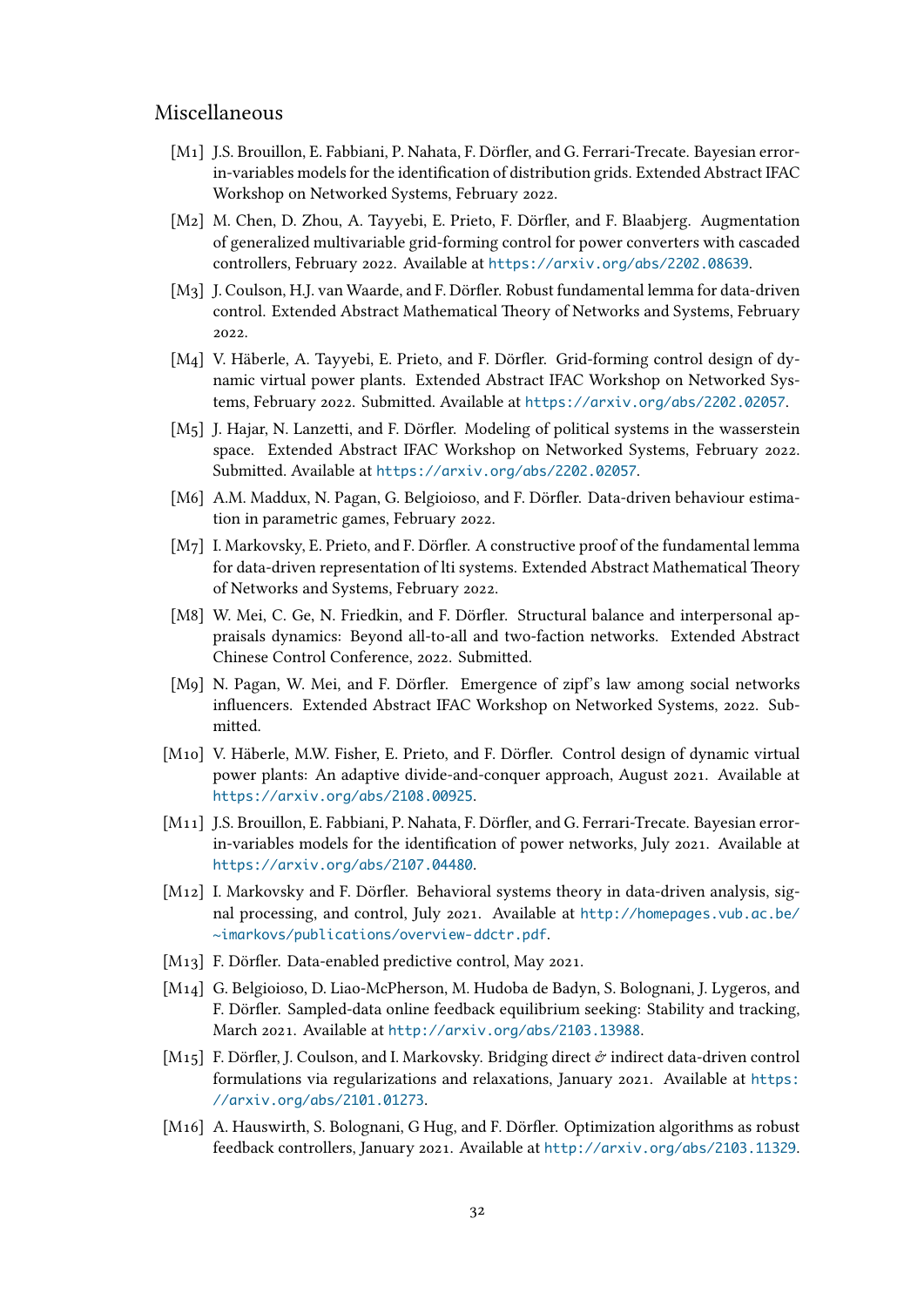## Miscellaneous

- [M1] J.S. Brouillon, E. Fabbiani, P. Nahata, F. Dörfler, and G. Ferrari-Trecate. Bayesian error-in-variables models for the identification of distribution grids. Extended Abstract IFAC Workshop on Networked Systems, February 2022.
- [M2] M. Chen, D. Zhou, A. Tayyebi, E. Prieto, F. Dörfler, and F. Blaabjerg. Augmentation of generalized multivariable grid-forming control for power converters with cascaded controllers, February 2022. Available at https://arxiv.org/abs/2202.08639.
- [M3] J. Coulson, H.J. van Waarde, and F. Dörfler. Robust fundamental lemma for data-driven control. Extended Abstract Mathematical Theory of Networks and Systems, February 2022.
- [M4] V. Häberle, A. Tayyebi, E. Prieto, and F. Dörfler. Grid-forming control design of dynamic virtual power plants. Extended Abstract IFAC Workshop on Networked Systems, February 2022. Submitted. Available at https://arxiv.org/abs/2202.02057.
- [M5] J. Hajar, N. Lanzetti, and F. Dörfler. Modeling of political systems in the wasserstein space. Extended Abstract IFAC Workshop on Networked Systems, February 2022. Submitted. Available at https://arxiv.org/abs/2202.02057.
- [M6] A.M. Maddux, N. Pagan, G. Belgioioso, and F. Dörfler. Data-driven behaviour estimation in parametric games, February 2022.
- [M7] I. Markovsky, E. Prieto, and F. Dörfler. A constructive proof of the fundamental lemma for data-driven representation of lti systems. Extended Abstract Mathematical Theory of Networks and Systems, February 2022.
- [M8] W. Mei, C. Ge, N. Friedkin, and F. Dörfler. Structural balance and interpersonal appraisals dynamics: Beyond all-to-all and two-faction networks. Extended Abstract Chinese Control Conference, 2022. Submitted.
- [M9] N. Pagan, W. Mei, and F. Dörfler. Emergence of zipf's law among social networks influencers. Extended Abstract IFAC Workshop on Networked Systems, 2022. Submitted.
- [M10] V. Häberle, M.W. Fisher, E. Prieto, and F. Dörfler. Control design of dynamic virtual power plants: An adaptive divide-and-conquer approach, August 2021. Available at https://arxiv.org/abs/2108.00925.
- [M11] J.S. Brouillon, E. Fabbiani, P. Nahata, F. Dörfler, and G. Ferrari-Trecate. Bayesian error-in-variables models for the identification of power networks, July 2021. Available at https://arxiv.org/abs/2107.04480.
- [M12] I. Markovsky and F. Dörfler. Behavioral systems theory in data-driven analysis, signal processing, and control, July 2021. Available at http://homepages.vub.ac.be/~imarkovs/publications/overview-ddctr.pdf.
- [M13] F. Dörfler. Data-enabled predictive control, May 2021.
- [M14] G. Belgioioso, D. Liao-McPherson, M. Hudoba de Badyn, S. Bolognani, J. Lygeros, and F. Dörfler. Sampled-data online feedback equilibrium seeking: Stability and tracking, March 2021. Available at http://arxiv.org/abs/2103.13988.
- [M15] F. Dörfler, J. Coulson, and I. Markovsky. Bridging direct & indirect data-driven control formulations via regularizations and relaxations, January 2021. Available at https://arxiv.org/abs/2101.01273.
- [M16] A. Hauswirth, S. Bolognani, G Hug, and F. Dörfler. Optimization algorithms as robust feedback controllers, January 2021. Available at http://arxiv.org/abs/2103.11329.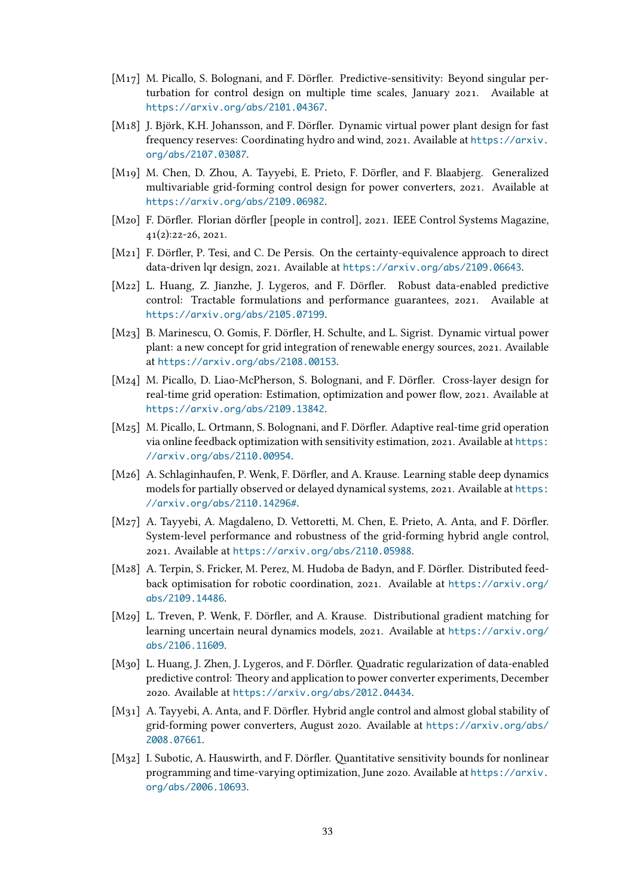[M17] M. Picallo, S. Bolognani, and F. Dörfler. Predictive-sensitivity: Beyond singular perturbation for control design on multiple time scales, January 2021. Available at https://arxiv.org/abs/2101.04367.

[M18] J. Björk, K.H. Johansson, and F. Dörfler. Dynamic virtual power plant design for fast frequency reserves: Coordinating hydro and wind, 2021. Available at https://arxiv.org/abs/2107.03087.

[M19] M. Chen, D. Zhou, A. Tayyebi, E. Prieto, F. Dörfler, and F. Blaabjerg. Generalized multivariable grid-forming control design for power converters, 2021. Available at https://arxiv.org/abs/2109.06982.

[M20] F. Dörfler. Florian dörfler [people in control], 2021. IEEE Control Systems Magazine, 41(2):22-26, 2021.

[M21] F. Dörfler, P. Tesi, and C. De Persis. On the certainty-equivalence approach to direct data-driven lqr design, 2021. Available at https://arxiv.org/abs/2109.06643.

[M22] L. Huang, Z. Jianzhe, J. Lygeros, and F. Dörfler. Robust data-enabled predictive control: Tractable formulations and performance guarantees, 2021. Available at https://arxiv.org/abs/2105.07199.

[M23] B. Marinescu, O. Gomis, F. Dörfler, H. Schulte, and L. Sigrist. Dynamic virtual power plant: a new concept for grid integration of renewable energy sources, 2021. Available at https://arxiv.org/abs/2108.00153.

[M24] M. Picallo, D. Liao-McPherson, S. Bolognani, and F. Dörfler. Cross-layer design for real-time grid operation: Estimation, optimization and power flow, 2021. Available at https://arxiv.org/abs/2109.13842.

[M25] M. Picallo, L. Ortmann, S. Bolognani, and F. Dörfler. Adaptive real-time grid operation via online feedback optimization with sensitivity estimation, 2021. Available at https://arxiv.org/abs/2110.00954.

[M26] A. Schlaginhaufen, P. Wenk, F. Dörfler, and A. Krause. Learning stable deep dynamics models for partially observed or delayed dynamical systems, 2021. Available at https://arxiv.org/abs/2110.14296#.

[M27] A. Tayyebi, A. Magdaleno, D. Vettoretti, M. Chen, E. Prieto, A. Anta, and F. Dörfler. System-level performance and robustness of the grid-forming hybrid angle control, 2021. Available at https://arxiv.org/abs/2110.05988.

[M28] A. Terpin, S. Fricker, M. Perez, M. Hudoba de Badyn, and F. Dörfler. Distributed feedback optimisation for robotic coordination, 2021. Available at https://arxiv.org/abs/2109.14486.

[M29] L. Treven, P. Wenk, F. Dörfler, and A. Krause. Distributional gradient matching for learning uncertain neural dynamics models, 2021. Available at https://arxiv.org/abs/2106.11609.

[M30] L. Huang, J. Zhen, J. Lygeros, and F. Dörfler. Quadratic regularization of data-enabled predictive control: Theory and application to power converter experiments, December 2020. Available at https://arxiv.org/abs/2012.04434.

[M31] A. Tayyebi, A. Anta, and F. Dörfler. Hybrid angle control and almost global stability of grid-forming power converters, August 2020. Available at https://arxiv.org/abs/2008.07661.

[M32] I. Subotic, A. Hauswirth, and F. Dörfler. Quantitative sensitivity bounds for nonlinear programming and time-varying optimization, June 2020. Available at https://arxiv.org/abs/2006.10693.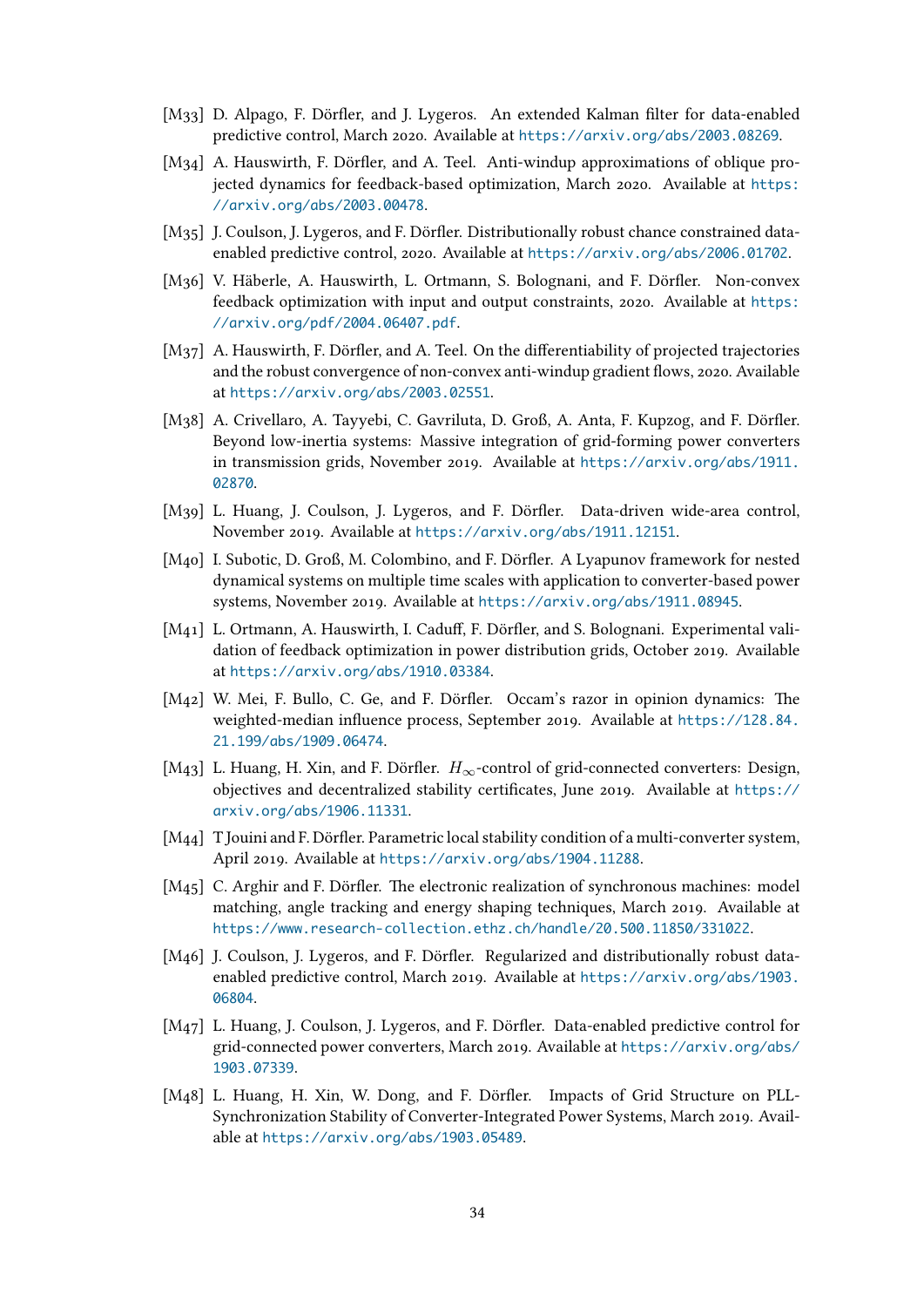[M33] D. Alpago, F. Dörfler, and J. Lygeros. An extended Kalman filter for data-enabled predictive control, March 2020. Available at https://arxiv.org/abs/2003.08269.

[M34] A. Hauswirth, F. Dörfler, and A. Teel. Anti-windup approximations of oblique projected dynamics for feedback-based optimization, March 2020. Available at https://arxiv.org/abs/2003.00478.

[M35] J. Coulson, J. Lygeros, and F. Dörfler. Distributionally robust chance constrained data-enabled predictive control, 2020. Available at https://arxiv.org/abs/2006.01702.

[M36] V. Häberle, A. Hauswirth, L. Ortmann, S. Bolognani, and F. Dörfler. Non-convex feedback optimization with input and output constraints, 2020. Available at https://arxiv.org/pdf/2004.06407.pdf.

[M37] A. Hauswirth, F. Dörfler, and A. Teel. On the differentiability of projected trajectories and the robust convergence of non-convex anti-windup gradient flows, 2020. Available at https://arxiv.org/abs/2003.02551.

[M38] A. Crivellaro, A. Tayyebi, C. Gavriluta, D. Groß, A. Anta, F. Kupzog, and F. Dörfler. Beyond low-inertia systems: Massive integration of grid-forming power converters in transmission grids, November 2019. Available at https://arxiv.org/abs/1911.02870.

[M39] L. Huang, J. Coulson, J. Lygeros, and F. Dörfler. Data-driven wide-area control, November 2019. Available at https://arxiv.org/abs/1911.12151.

[M40] I. Subotic, D. Groß, M. Colombino, and F. Dörfler. A Lyapunov framework for nested dynamical systems on multiple time scales with application to converter-based power systems, November 2019. Available at https://arxiv.org/abs/1911.08945.

[M41] L. Ortmann, A. Hauswirth, I. Caduff, F. Dörfler, and S. Bolognani. Experimental validation of feedback optimization in power distribution grids, October 2019. Available at https://arxiv.org/abs/1910.03384.

[M42] W. Mei, F. Bullo, C. Ge, and F. Dörfler. Occam's razor in opinion dynamics: The weighted-median influence process, September 2019. Available at https://128.84.21.199/abs/1909.06474.

[M43] L. Huang, H. Xin, and F. Dörfler. $H_\infty$-control of grid-connected converters: Design, objectives and decentralized stability certificates, June 2019. Available at https://arxiv.org/abs/1906.11331.

[M44] T Jouini and F. Dörfler. Parametric local stability condition of a multi-converter system, April 2019. Available at https://arxiv.org/abs/1904.11288.

[M45] C. Arghir and F. Dörfler. The electronic realization of synchronous machines: model matching, angle tracking and energy shaping techniques, March 2019. Available at https://www.research-collection.ethz.ch/handle/20.500.11850/331022.

[M46] J. Coulson, J. Lygeros, and F. Dörfler. Regularized and distributionally robust data-enabled predictive control, March 2019. Available at https://arxiv.org/abs/1903.06804.

[M47] L. Huang, J. Coulson, J. Lygeros, and F. Dörfler. Data-enabled predictive control for grid-connected power converters, March 2019. Available at https://arxiv.org/abs/1903.07339.

[M48] L. Huang, H. Xin, W. Dong, and F. Dörfler. Impacts of Grid Structure on PLL-Synchronization Stability of Converter-Integrated Power Systems, March 2019. Available at https://arxiv.org/abs/1903.05489.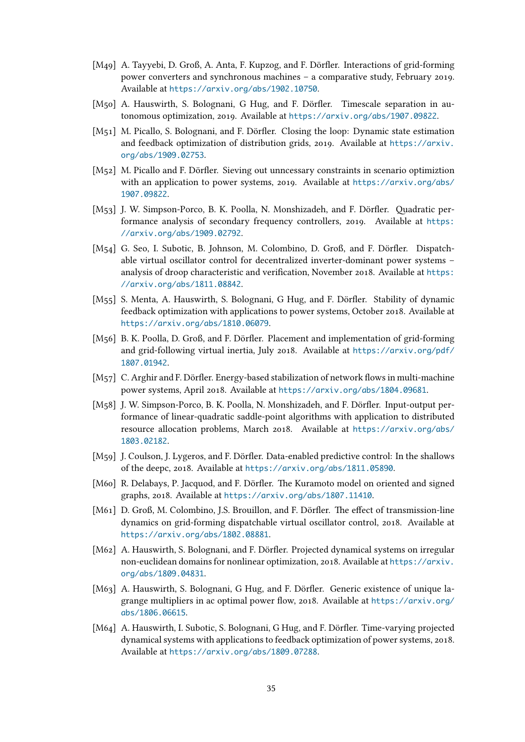[M49] A. Tayyebi, D. Groß, A. Anta, F. Kupzog, and F. Dörfler. Interactions of grid-forming power converters and synchronous machines – a comparative study, February 2019. Available at https://arxiv.org/abs/1902.10750.

[M50] A. Hauswirth, S. Bolognani, G Hug, and F. Dörfler. Timescale separation in autonomous optimization, 2019. Available at https://arxiv.org/abs/1907.09822.

[M51] M. Picallo, S. Bolognani, and F. Dörfler. Closing the loop: Dynamic state estimation and feedback optimization of distribution grids, 2019. Available at https://arxiv.org/abs/1909.02753.

[M52] M. Picallo and F. Dörfler. Sieving out unncessary constraints in scenario optimiztion with an application to power systems, 2019. Available at https://arxiv.org/abs/1907.09822.

[M53] J. W. Simpson-Porco, B. K. Poolla, N. Monshizadeh, and F. Dörfler. Quadratic performance analysis of secondary frequency controllers, 2019. Available at https://arxiv.org/abs/1909.02792.

[M54] G. Seo, I. Subotic, B. Johnson, M. Colombino, D. Groß, and F. Dörfler. Dispatchable virtual oscillator control for decentralized inverter-dominant power systems – analysis of droop characteristic and verification, November 2018. Available at https://arxiv.org/abs/1811.08842.

[M55] S. Menta, A. Hauswirth, S. Bolognani, G Hug, and F. Dörfler. Stability of dynamic feedback optimization with applications to power systems, October 2018. Available at https://arxiv.org/abs/1810.06079.

[M56] B. K. Poolla, D. Groß, and F. Dörfler. Placement and implementation of grid-forming and grid-following virtual inertia, July 2018. Available at https://arxiv.org/pdf/1807.01942.

[M57] C. Arghir and F. Dörfler. Energy-based stabilization of network flows in multi-machine power systems, April 2018. Available at https://arxiv.org/abs/1804.09681.

[M58] J. W. Simpson-Porco, B. K. Poolla, N. Monshizadeh, and F. Dörfler. Input-output performance of linear-quadratic saddle-point algorithms with application to distributed resource allocation problems, March 2018. Available at https://arxiv.org/abs/1803.02182.

[M59] J. Coulson, J. Lygeros, and F. Dörfler. Data-enabled predictive control: In the shallows of the deepc, 2018. Available at https://arxiv.org/abs/1811.05890.

[M60] R. Delabays, P. Jacquod, and F. Dörfler. The Kuramoto model on oriented and signed graphs, 2018. Available at https://arxiv.org/abs/1807.11410.

[M61] D. Groß, M. Colombino, J.S. Brouillon, and F. Dörfler. The effect of transmission-line dynamics on grid-forming dispatchable virtual oscillator control, 2018. Available at https://arxiv.org/abs/1802.08881.

[M62] A. Hauswirth, S. Bolognani, and F. Dörfler. Projected dynamical systems on irregular non-euclidean domains for nonlinear optimization, 2018. Available at https://arxiv.org/abs/1809.04831.

[M63] A. Hauswirth, S. Bolognani, G Hug, and F. Dörfler. Generic existence of unique lagrange multipliers in ac optimal power flow, 2018. Available at https://arxiv.org/abs/1806.06615.

[M64] A. Hauswirth, I. Subotic, S. Bolognani, G Hug, and F. Dörfler. Time-varying projected dynamical systems with applications to feedback optimization of power systems, 2018. Available at https://arxiv.org/abs/1809.07288.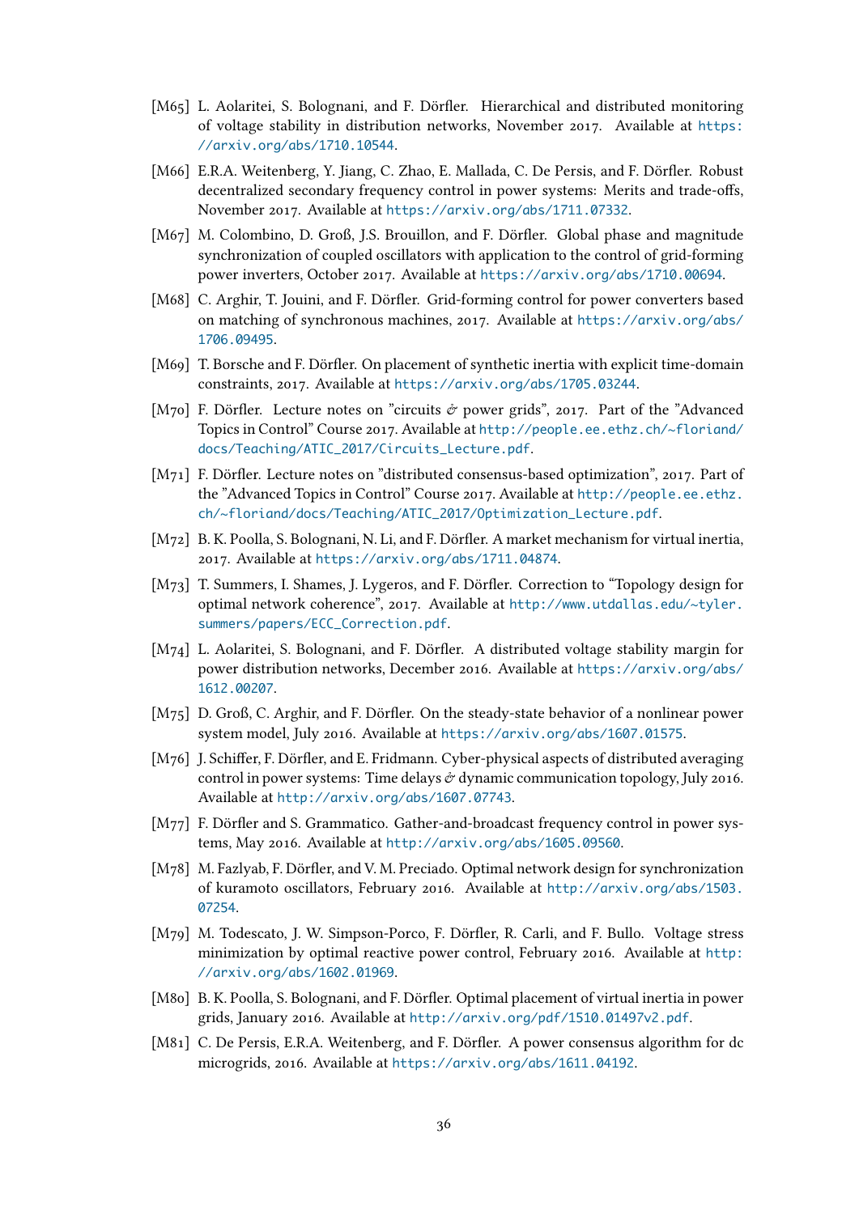[M65] L. Aolaritei, S. Bolognani, and F. Dörfler. Hierarchical and distributed monitoring of voltage stability in distribution networks, November 2017. Available at https://arxiv.org/abs/1710.10544.

[M66] E.R.A. Weitenberg, Y. Jiang, C. Zhao, E. Mallada, C. De Persis, and F. Dörfler. Robust decentralized secondary frequency control in power systems: Merits and trade-offs, November 2017. Available at https://arxiv.org/abs/1711.07332.

[M67] M. Colombino, D. Groß, J.S. Brouillon, and F. Dörfler. Global phase and magnitude synchronization of coupled oscillators with application to the control of grid-forming power inverters, October 2017. Available at https://arxiv.org/abs/1710.00694.

[M68] C. Arghir, T. Jouini, and F. Dörfler. Grid-forming control for power converters based on matching of synchronous machines, 2017. Available at https://arxiv.org/abs/1706.09495.

[M69] T. Borsche and F. Dörfler. On placement of synthetic inertia with explicit time-domain constraints, 2017. Available at https://arxiv.org/abs/1705.03244.

[M70] F. Dörfler. Lecture notes on "circuits & power grids", 2017. Part of the "Advanced Topics in Control" Course 2017. Available at http://people.ee.ethz.ch/~floriand/docs/Teaching/ATIC_2017/Circuits_Lecture.pdf.

[M71] F. Dörfler. Lecture notes on "distributed consensus-based optimization", 2017. Part of the "Advanced Topics in Control" Course 2017. Available at http://people.ee.ethz.ch/~floriand/docs/Teaching/ATIC_2017/Optimization_Lecture.pdf.

[M72] B. K. Poolla, S. Bolognani, N. Li, and F. Dörfler. A market mechanism for virtual inertia, 2017. Available at https://arxiv.org/abs/1711.04874.

[M73] T. Summers, I. Shames, J. Lygeros, and F. Dörfler. Correction to "Topology design for optimal network coherence", 2017. Available at http://www.utdallas.edu/~tyler.summers/papers/ECC_Correction.pdf.

[M74] L. Aolaritei, S. Bolognani, and F. Dörfler. A distributed voltage stability margin for power distribution networks, December 2016. Available at https://arxiv.org/abs/1612.00207.

[M75] D. Groß, C. Arghir, and F. Dörfler. On the steady-state behavior of a nonlinear power system model, July 2016. Available at https://arxiv.org/abs/1607.01575.

[M76] J. Schiffer, F. Dörfler, and E. Fridmann. Cyber-physical aspects of distributed averaging control in power systems: Time delays & dynamic communication topology, July 2016. Available at http://arxiv.org/abs/1607.07743.

[M77] F. Dörfler and S. Grammatico. Gather-and-broadcast frequency control in power systems, May 2016. Available at http://arxiv.org/abs/1605.09560.

[M78] M. Fazlyab, F. Dörfler, and V. M. Preciado. Optimal network design for synchronization of kuramoto oscillators, February 2016. Available at http://arxiv.org/abs/1503.07254.

[M79] M. Todescato, J. W. Simpson-Porco, F. Dörfler, R. Carli, and F. Bullo. Voltage stress minimization by optimal reactive power control, February 2016. Available at http://arxiv.org/abs/1602.01969.

[M80] B. K. Poolla, S. Bolognani, and F. Dörfler. Optimal placement of virtual inertia in power grids, January 2016. Available at http://arxiv.org/pdf/1510.01497v2.pdf.

[M81] C. De Persis, E.R.A. Weitenberg, and F. Dörfler. A power consensus algorithm for dc microgrids, 2016. Available at https://arxiv.org/abs/1611.04192.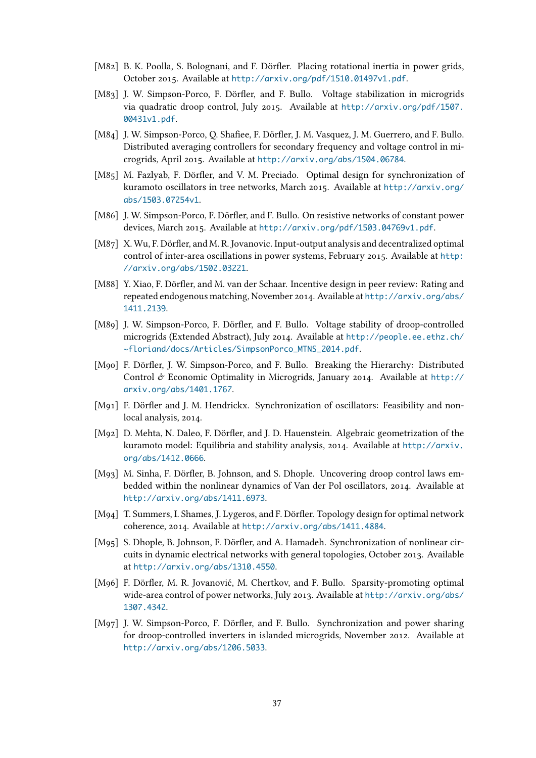- [M82] B. K. Poolla, S. Bolognani, and F. Dörfler. Placing rotational inertia in power grids, October 2015. Available at http://arxiv.org/pdf/1510.01497v1.pdf.
- [M83] J. W. Simpson-Porco, F. Dörfler, and F. Bullo. Voltage stabilization in microgrids via quadratic droop control, July 2015. Available at http://arxiv.org/pdf/1507.00431v1.pdf.
- [M84] J. W. Simpson-Porco, Q. Shafiee, F. Dörfler, J. M. Vasquez, J. M. Guerrero, and F. Bullo. Distributed averaging controllers for secondary frequency and voltage control in microgrids, April 2015. Available at http://arxiv.org/abs/1504.06784.
- [M85] M. Fazlyab, F. Dörfler, and V. M. Preciado. Optimal design for synchronization of kuramoto oscillators in tree networks, March 2015. Available at http://arxiv.org/abs/1503.07254v1.
- [M86] J. W. Simpson-Porco, F. Dörfler, and F. Bullo. On resistive networks of constant power devices, March 2015. Available at http://arxiv.org/pdf/1503.04769v1.pdf.
- [M87] X. Wu, F. Dörfler, and M. R. Jovanovic. Input-output analysis and decentralized optimal control of inter-area oscillations in power systems, February 2015. Available at http://arxiv.org/abs/1502.03221.
- [M88] Y. Xiao, F. Dörfler, and M. van der Schaar. Incentive design in peer review: Rating and repeated endogenous matching, November 2014. Available at http://arxiv.org/abs/1411.2139.
- [M89] J. W. Simpson-Porco, F. Dörfler, and F. Bullo. Voltage stability of droop-controlled microgrids (Extended Abstract), July 2014. Available at http://people.ee.ethz.ch/~floriand/docs/Articles/SimpsonPorco_MTNS_2014.pdf.
- [M90] F. Dörfler, J. W. Simpson-Porco, and F. Bullo. Breaking the Hierarchy: Distributed Control & Economic Optimality in Microgrids, January 2014. Available at http://arxiv.org/abs/1401.1767.
- [M91] F. Dörfler and J. M. Hendrickx. Synchronization of oscillators: Feasibility and non-local analysis, 2014.
- [M92] D. Mehta, N. Daleo, F. Dörfler, and J. D. Hauenstein. Algebraic geometrization of the kuramoto model: Equilibria and stability analysis, 2014. Available at http://arxiv.org/abs/1412.0666.
- [M93] M. Sinha, F. Dörfler, B. Johnson, and S. Dhople. Uncovering droop control laws embedded within the nonlinear dynamics of Van der Pol oscillators, 2014. Available at http://arxiv.org/abs/1411.6973.
- [M94] T. Summers, I. Shames, J. Lygeros, and F. Dörfler. Topology design for optimal network coherence, 2014. Available at http://arxiv.org/abs/1411.4884.
- [M95] S. Dhople, B. Johnson, F. Dörfler, and A. Hamadeh. Synchronization of nonlinear circuits in dynamic electrical networks with general topologies, October 2013. Available at http://arxiv.org/abs/1310.4550.
- [M96] F. Dörfler, M. R. Jovanović, M. Chertkov, and F. Bullo. Sparsity-promoting optimal wide-area control of power networks, July 2013. Available at http://arxiv.org/abs/1307.4342.
- [M97] J. W. Simpson-Porco, F. Dörfler, and F. Bullo. Synchronization and power sharing for droop-controlled inverters in islanded microgrids, November 2012. Available at http://arxiv.org/abs/1206.5033.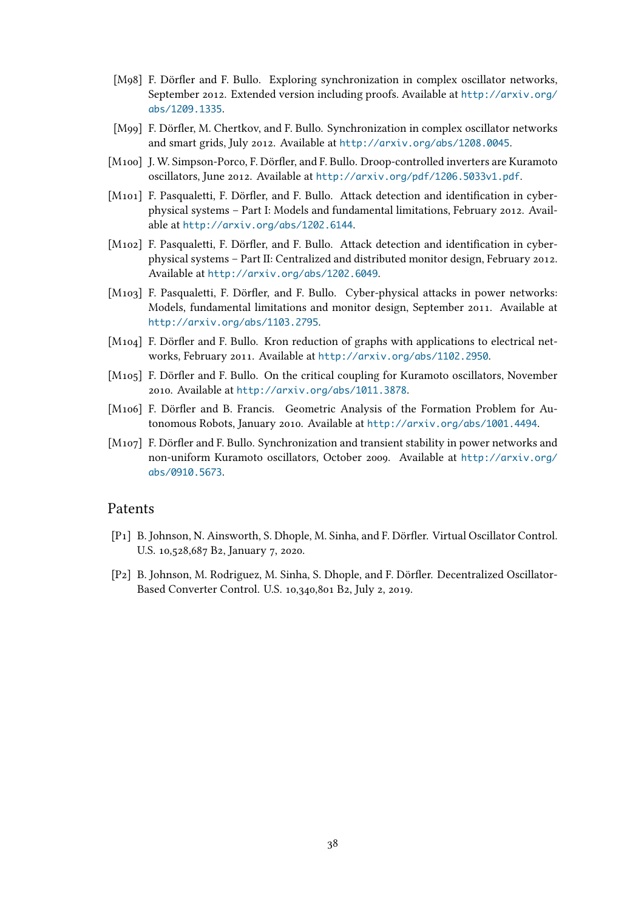[M98] F. Dörfler and F. Bullo. Exploring synchronization in complex oscillator networks, September 2012. Extended version including proofs. Available at http://arxiv.org/abs/1209.1335.

[M99] F. Dörfler, M. Chertkov, and F. Bullo. Synchronization in complex oscillator networks and smart grids, July 2012. Available at http://arxiv.org/abs/1208.0045.

[M100] J. W. Simpson-Porco, F. Dörfler, and F. Bullo. Droop-controlled inverters are Kuramoto oscillators, June 2012. Available at http://arxiv.org/pdf/1206.5033v1.pdf.

[M101] F. Pasqualetti, F. Dörfler, and F. Bullo. Attack detection and identification in cyber-physical systems – Part I: Models and fundamental limitations, February 2012. Available at http://arxiv.org/abs/1202.6144.

[M102] F. Pasqualetti, F. Dörfler, and F. Bullo. Attack detection and identification in cyber-physical systems – Part II: Centralized and distributed monitor design, February 2012. Available at http://arxiv.org/abs/1202.6049.

[M103] F. Pasqualetti, F. Dörfler, and F. Bullo. Cyber-physical attacks in power networks: Models, fundamental limitations and monitor design, September 2011. Available at http://arxiv.org/abs/1103.2795.

[M104] F. Dörfler and F. Bullo. Kron reduction of graphs with applications to electrical networks, February 2011. Available at http://arxiv.org/abs/1102.2950.

[M105] F. Dörfler and F. Bullo. On the critical coupling for Kuramoto oscillators, November 2010. Available at http://arxiv.org/abs/1011.3878.

[M106] F. Dörfler and B. Francis. Geometric Analysis of the Formation Problem for Autonomous Robots, January 2010. Available at http://arxiv.org/abs/1001.4494.

[M107] F. Dörfler and F. Bullo. Synchronization and transient stability in power networks and non-uniform Kuramoto oscillators, October 2009. Available at http://arxiv.org/abs/0910.5673.

## Patents

[P1] B. Johnson, N. Ainsworth, S. Dhople, M. Sinha, and F. Dörfler. Virtual Oscillator Control. U.S. 10,528,687 B2, January 7, 2020.

[P2] B. Johnson, M. Rodriguez, M. Sinha, S. Dhople, and F. Dörfler. Decentralized Oscillator-Based Converter Control. U.S. 10,340,801 B2, July 2, 2019.